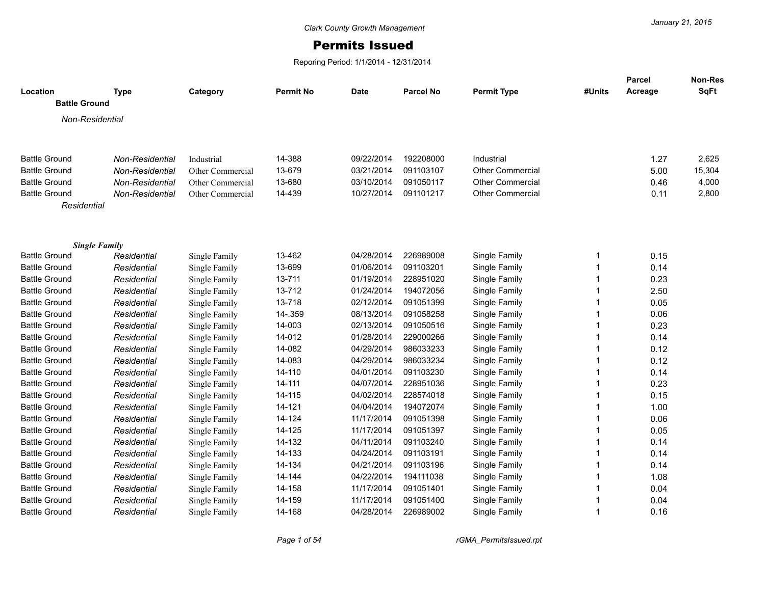Clark County Growth Management

# Permits Issued

Reporing Period: 1/1/2014 - 12/31/2014

January 21, 2015

| Location | Type | Category | Permit No | Date | Parcel No | Permit Type | #Units | Parcel Acreage | Non-Res SqFt |
|---|---|---|---|---|---|---|---|---|---|
| **Battle Ground** | | | | | | | | | |
| *Non-Residential* | | | | | | | | | |
| Battle Ground | *Non-Residential* | Industrial | 14-388 | 09/22/2014 | 192208000 | Industrial | | 1.27 | 2,625 |
| Battle Ground | *Non-Residential* | Other Commercial | 13-679 | 03/21/2014 | 091103107 | Other Commercial | | 5.00 | 15,304 |
| Battle Ground | *Non-Residential* | Other Commercial | 13-680 | 03/10/2014 | 091050117 | Other Commercial | | 0.46 | 4,000 |
| Battle Ground | *Non-Residential* | Other Commercial | 14-439 | 10/27/2014 | 091101217 | Other Commercial | | 0.11 | 2,800 |
| *Residential* | | | | | | | | | |
| ***Single Family*** | | | | | | | | | |
| Battle Ground | *Residential* | Single Family | 13-462 | 04/28/2014 | 226989008 | Single Family | 1 | 0.15 | |
| Battle Ground | *Residential* | Single Family | 13-699 | 01/06/2014 | 091103201 | Single Family | 1 | 0.14 | |
| Battle Ground | *Residential* | Single Family | 13-711 | 01/19/2014 | 228951020 | Single Family | 1 | 0.23 | |
| Battle Ground | *Residential* | Single Family | 13-712 | 01/24/2014 | 194072056 | Single Family | 1 | 2.50 | |
| Battle Ground | *Residential* | Single Family | 13-718 | 02/12/2014 | 091051399 | Single Family | 1 | 0.05 | |
| Battle Ground | *Residential* | Single Family | 14-.359 | 08/13/2014 | 091058258 | Single Family | 1 | 0.06 | |
| Battle Ground | *Residential* | Single Family | 14-003 | 02/13/2014 | 091050516 | Single Family | 1 | 0.23 | |
| Battle Ground | *Residential* | Single Family | 14-012 | 01/28/2014 | 229000266 | Single Family | 1 | 0.14 | |
| Battle Ground | *Residential* | Single Family | 14-082 | 04/29/2014 | 986033233 | Single Family | 1 | 0.12 | |
| Battle Ground | *Residential* | Single Family | 14-083 | 04/29/2014 | 986033234 | Single Family | 1 | 0.12 | |
| Battle Ground | *Residential* | Single Family | 14-110 | 04/01/2014 | 091103230 | Single Family | 1 | 0.14 | |
| Battle Ground | *Residential* | Single Family | 14-111 | 04/07/2014 | 228951036 | Single Family | 1 | 0.23 | |
| Battle Ground | *Residential* | Single Family | 14-115 | 04/02/2014 | 228574018 | Single Family | 1 | 0.15 | |
| Battle Ground | *Residential* | Single Family | 14-121 | 04/04/2014 | 194072074 | Single Family | 1 | 1.00 | |
| Battle Ground | *Residential* | Single Family | 14-124 | 11/17/2014 | 091051398 | Single Family | 1 | 0.06 | |
| Battle Ground | *Residential* | Single Family | 14-125 | 11/17/2014 | 091051397 | Single Family | 1 | 0.05 | |
| Battle Ground | *Residential* | Single Family | 14-132 | 04/11/2014 | 091103240 | Single Family | 1 | 0.14 | |
| Battle Ground | *Residential* | Single Family | 14-133 | 04/24/2014 | 091103191 | Single Family | 1 | 0.14 | |
| Battle Ground | *Residential* | Single Family | 14-134 | 04/21/2014 | 091103196 | Single Family | 1 | 0.14 | |
| Battle Ground | *Residential* | Single Family | 14-144 | 04/22/2014 | 194111038 | Single Family | 1 | 1.08 | |
| Battle Ground | *Residential* | Single Family | 14-158 | 11/17/2014 | 091051401 | Single Family | 1 | 0.04 | |
| Battle Ground | *Residential* | Single Family | 14-159 | 11/17/2014 | 091051400 | Single Family | 1 | 0.04 | |
| Battle Ground | *Residential* | Single Family | 14-168 | 04/28/2014 | 226989002 | Single Family | 1 | 0.16 | |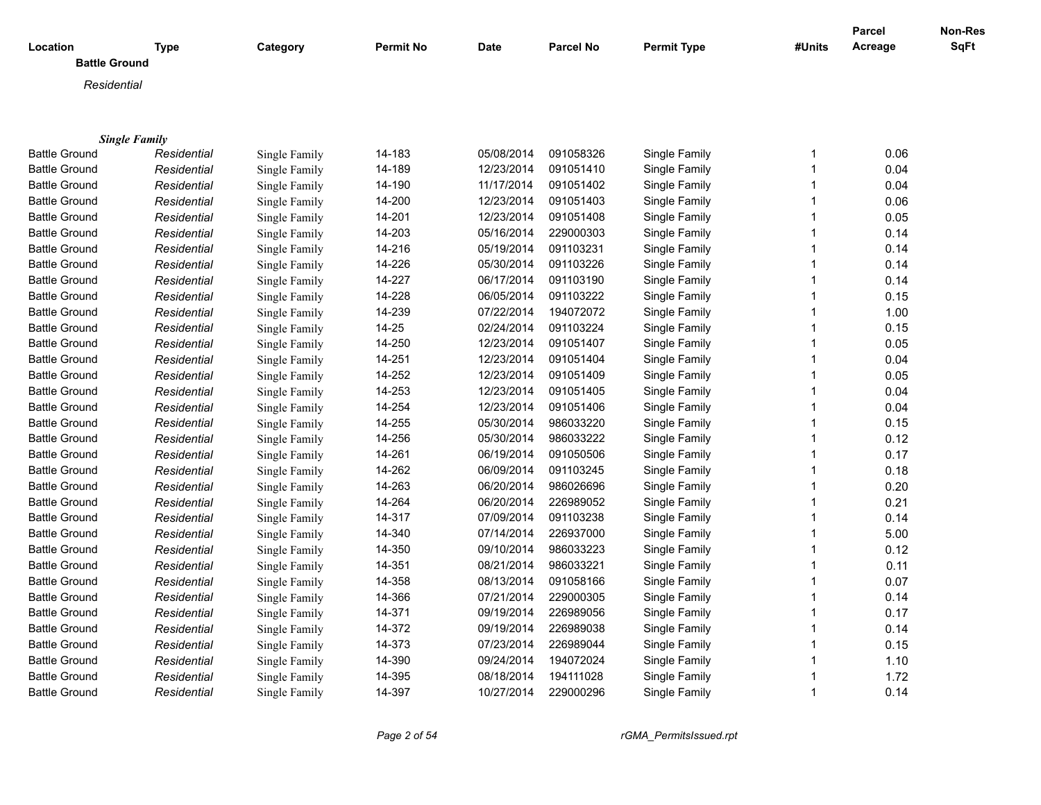| Location | Type | Category | Permit No | Date | Parcel No | Permit Type | #Units | Parcel Acreage | Non-Res SqFt |
|---|---|---|---|---|---|---|---|---|---|
| **Battle Ground** | | | | | | | | | |
| *Residential* | | | | | | | | | |
| ***Single Family*** | | | | | | | | | |
| Battle Ground | *Residential* | Single Family | 14-183 | 05/08/2014 | 091058326 | Single Family | 1 | 0.06 | |
| Battle Ground | *Residential* | Single Family | 14-189 | 12/23/2014 | 091051410 | Single Family | 1 | 0.04 | |
| Battle Ground | *Residential* | Single Family | 14-190 | 11/17/2014 | 091051402 | Single Family | 1 | 0.04 | |
| Battle Ground | *Residential* | Single Family | 14-200 | 12/23/2014 | 091051403 | Single Family | 1 | 0.06 | |
| Battle Ground | *Residential* | Single Family | 14-201 | 12/23/2014 | 091051408 | Single Family | 1 | 0.05 | |
| Battle Ground | *Residential* | Single Family | 14-203 | 05/16/2014 | 229000303 | Single Family | 1 | 0.14 | |
| Battle Ground | *Residential* | Single Family | 14-216 | 05/19/2014 | 091103231 | Single Family | 1 | 0.14 | |
| Battle Ground | *Residential* | Single Family | 14-226 | 05/30/2014 | 091103226 | Single Family | 1 | 0.14 | |
| Battle Ground | *Residential* | Single Family | 14-227 | 06/17/2014 | 091103190 | Single Family | 1 | 0.14 | |
| Battle Ground | *Residential* | Single Family | 14-228 | 06/05/2014 | 091103222 | Single Family | 1 | 0.15 | |
| Battle Ground | *Residential* | Single Family | 14-239 | 07/22/2014 | 194072072 | Single Family | 1 | 1.00 | |
| Battle Ground | *Residential* | Single Family | 14-25 | 02/24/2014 | 091103224 | Single Family | 1 | 0.15 | |
| Battle Ground | *Residential* | Single Family | 14-250 | 12/23/2014 | 091051407 | Single Family | 1 | 0.05 | |
| Battle Ground | *Residential* | Single Family | 14-251 | 12/23/2014 | 091051404 | Single Family | 1 | 0.04 | |
| Battle Ground | *Residential* | Single Family | 14-252 | 12/23/2014 | 091051409 | Single Family | 1 | 0.05 | |
| Battle Ground | *Residential* | Single Family | 14-253 | 12/23/2014 | 091051405 | Single Family | 1 | 0.04 | |
| Battle Ground | *Residential* | Single Family | 14-254 | 12/23/2014 | 091051406 | Single Family | 1 | 0.04 | |
| Battle Ground | *Residential* | Single Family | 14-255 | 05/30/2014 | 986033220 | Single Family | 1 | 0.15 | |
| Battle Ground | *Residential* | Single Family | 14-256 | 05/30/2014 | 986033222 | Single Family | 1 | 0.12 | |
| Battle Ground | *Residential* | Single Family | 14-261 | 06/19/2014 | 091050506 | Single Family | 1 | 0.17 | |
| Battle Ground | *Residential* | Single Family | 14-262 | 06/09/2014 | 091103245 | Single Family | 1 | 0.18 | |
| Battle Ground | *Residential* | Single Family | 14-263 | 06/20/2014 | 986026696 | Single Family | 1 | 0.20 | |
| Battle Ground | *Residential* | Single Family | 14-264 | 06/20/2014 | 226989052 | Single Family | 1 | 0.21 | |
| Battle Ground | *Residential* | Single Family | 14-317 | 07/09/2014 | 091103238 | Single Family | 1 | 0.14 | |
| Battle Ground | *Residential* | Single Family | 14-340 | 07/14/2014 | 226937000 | Single Family | 1 | 5.00 | |
| Battle Ground | *Residential* | Single Family | 14-350 | 09/10/2014 | 986033223 | Single Family | 1 | 0.12 | |
| Battle Ground | *Residential* | Single Family | 14-351 | 08/21/2014 | 986033221 | Single Family | 1 | 0.11 | |
| Battle Ground | *Residential* | Single Family | 14-358 | 08/13/2014 | 091058166 | Single Family | 1 | 0.07 | |
| Battle Ground | *Residential* | Single Family | 14-366 | 07/21/2014 | 229000305 | Single Family | 1 | 0.14 | |
| Battle Ground | *Residential* | Single Family | 14-371 | 09/19/2014 | 226989056 | Single Family | 1 | 0.17 | |
| Battle Ground | *Residential* | Single Family | 14-372 | 09/19/2014 | 226989038 | Single Family | 1 | 0.14 | |
| Battle Ground | *Residential* | Single Family | 14-373 | 07/23/2014 | 226989044 | Single Family | 1 | 0.15 | |
| Battle Ground | *Residential* | Single Family | 14-390 | 09/24/2014 | 194072024 | Single Family | 1 | 1.10 | |
| Battle Ground | *Residential* | Single Family | 14-395 | 08/18/2014 | 194111028 | Single Family | 1 | 1.72 | |
| Battle Ground | *Residential* | Single Family | 14-397 | 10/27/2014 | 229000296 | Single Family | 1 | 0.14 | |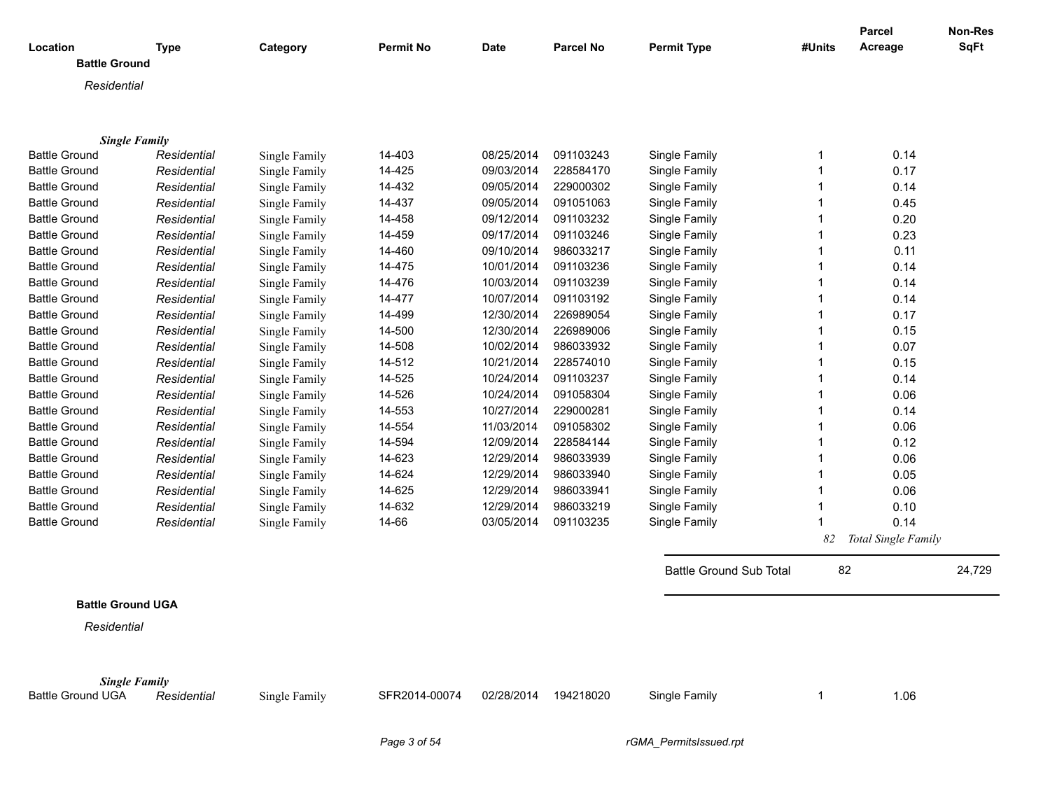| Location | Type | Category | Permit No | Date | Parcel No | Permit Type | #Units | Parcel Acreage | Non-Res SqFt |
|---|---|---|---|---|---|---|---|---|---|

**Battle Ground**

*Residential*

***Single Family***

| Location | Type | Category | Permit No | Date | Parcel No | Permit Type | #Units | Parcel Acreage | Non-Res SqFt |
|---|---|---|---|---|---|---|---|---|---|
| Battle Ground | *Residential* | Single Family | 14-403 | 08/25/2014 | 091103243 | Single Family | 1 | 0.14 | |
| Battle Ground | *Residential* | Single Family | 14-425 | 09/03/2014 | 228584170 | Single Family | 1 | 0.17 | |
| Battle Ground | *Residential* | Single Family | 14-432 | 09/05/2014 | 229000302 | Single Family | 1 | 0.14 | |
| Battle Ground | *Residential* | Single Family | 14-437 | 09/05/2014 | 091051063 | Single Family | 1 | 0.45 | |
| Battle Ground | *Residential* | Single Family | 14-458 | 09/12/2014 | 091103232 | Single Family | 1 | 0.20 | |
| Battle Ground | *Residential* | Single Family | 14-459 | 09/17/2014 | 091103246 | Single Family | 1 | 0.23 | |
| Battle Ground | *Residential* | Single Family | 14-460 | 09/10/2014 | 986033217 | Single Family | 1 | 0.11 | |
| Battle Ground | *Residential* | Single Family | 14-475 | 10/01/2014 | 091103236 | Single Family | 1 | 0.14 | |
| Battle Ground | *Residential* | Single Family | 14-476 | 10/03/2014 | 091103239 | Single Family | 1 | 0.14 | |
| Battle Ground | *Residential* | Single Family | 14-477 | 10/07/2014 | 091103192 | Single Family | 1 | 0.14 | |
| Battle Ground | *Residential* | Single Family | 14-499 | 12/30/2014 | 226989054 | Single Family | 1 | 0.17 | |
| Battle Ground | *Residential* | Single Family | 14-500 | 12/30/2014 | 226989006 | Single Family | 1 | 0.15 | |
| Battle Ground | *Residential* | Single Family | 14-508 | 10/02/2014 | 986033932 | Single Family | 1 | 0.07 | |
| Battle Ground | *Residential* | Single Family | 14-512 | 10/21/2014 | 228574010 | Single Family | 1 | 0.15 | |
| Battle Ground | *Residential* | Single Family | 14-525 | 10/24/2014 | 091103237 | Single Family | 1 | 0.14 | |
| Battle Ground | *Residential* | Single Family | 14-526 | 10/24/2014 | 091058304 | Single Family | 1 | 0.06 | |
| Battle Ground | *Residential* | Single Family | 14-553 | 10/27/2014 | 229000281 | Single Family | 1 | 0.14 | |
| Battle Ground | *Residential* | Single Family | 14-554 | 11/03/2014 | 091058302 | Single Family | 1 | 0.06 | |
| Battle Ground | *Residential* | Single Family | 14-594 | 12/09/2014 | 228584144 | Single Family | 1 | 0.12 | |
| Battle Ground | *Residential* | Single Family | 14-623 | 12/29/2014 | 986033939 | Single Family | 1 | 0.06 | |
| Battle Ground | *Residential* | Single Family | 14-624 | 12/29/2014 | 986033940 | Single Family | 1 | 0.05 | |
| Battle Ground | *Residential* | Single Family | 14-625 | 12/29/2014 | 986033941 | Single Family | 1 | 0.06 | |
| Battle Ground | *Residential* | Single Family | 14-632 | 12/29/2014 | 986033219 | Single Family | 1 | 0.10 | |
| Battle Ground | *Residential* | Single Family | 14-66 | 03/05/2014 | 091103235 | Single Family | 1 | 0.14 | |
| | | | | | | | *82* | *Total Single Family* | |

| | | |
|---|---|---|
| Battle Ground Sub Total | 82 | 24,729 |

**Battle Ground UGA**

*Residential*

***Single Family***

| Location | Type | Category | Permit No | Date | Parcel No | Permit Type | #Units | Parcel Acreage | Non-Res SqFt |
|---|---|---|---|---|---|---|---|---|---|
| Battle Ground UGA | *Residential* | Single Family | SFR2014-00074 | 02/28/2014 | 194218020 | Single Family | 1 | 1.06 | |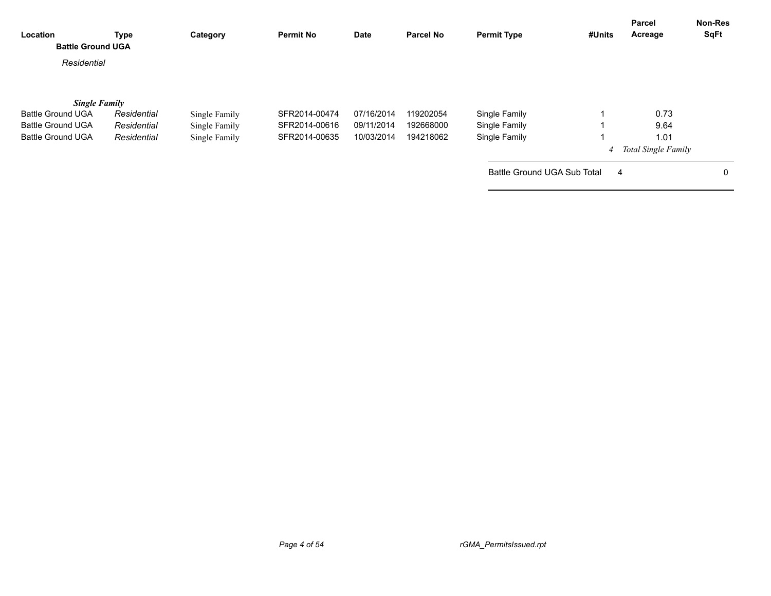| Location | Type | Category | Permit No | Date | Parcel No | Permit Type | #Units | Parcel Acreage | Non-Res SqFt |
|---|---|---|---|---|---|---|---|---|---|
| **Battle Ground UGA** | | | | | | | | | |
| *Residential* | | | | | | | | | |
| ***Single Family*** | | | | | | | | | |
| Battle Ground UGA | *Residential* | Single Family | SFR2014-00474 | 07/16/2014 | 119202054 | Single Family | 1 | 0.73 | |
| Battle Ground UGA | *Residential* | Single Family | SFR2014-00616 | 09/11/2014 | 192668000 | Single Family | 1 | 9.64 | |
| Battle Ground UGA | *Residential* | Single Family | SFR2014-00635 | 10/03/2014 | 194218062 | Single Family | 1 | 1.01 | |
| | | | | | | | *4* | *Total Single Family* | |
| | | | | | | Battle Ground UGA Sub Total | 4 | | 0 |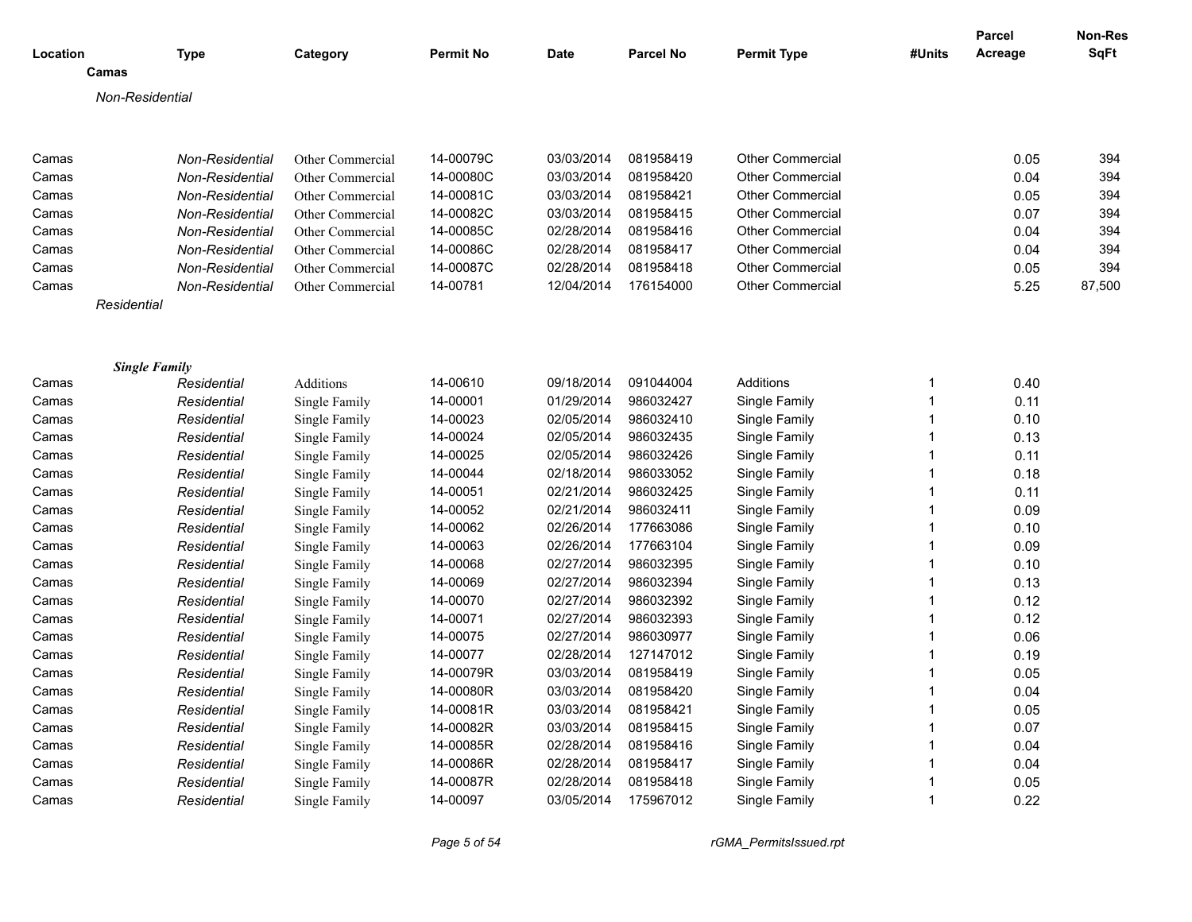| Location | Type | Category | Permit No | Date | Parcel No | Permit Type | #Units | Parcel Acreage | Non-Res SqFt |
|---|---|---|---|---|---|---|---|---|---|
| **Camas** | | | | | | | | | |
| *Non-Residential* | | | | | | | | | |
| Camas | *Non-Residential* | Other Commercial | 14-00079C | 03/03/2014 | 081958419 | Other Commercial | | 0.05 | 394 |
| Camas | *Non-Residential* | Other Commercial | 14-00080C | 03/03/2014 | 081958420 | Other Commercial | | 0.04 | 394 |
| Camas | *Non-Residential* | Other Commercial | 14-00081C | 03/03/2014 | 081958421 | Other Commercial | | 0.05 | 394 |
| Camas | *Non-Residential* | Other Commercial | 14-00082C | 03/03/2014 | 081958415 | Other Commercial | | 0.07 | 394 |
| Camas | *Non-Residential* | Other Commercial | 14-00085C | 02/28/2014 | 081958416 | Other Commercial | | 0.04 | 394 |
| Camas | *Non-Residential* | Other Commercial | 14-00086C | 02/28/2014 | 081958417 | Other Commercial | | 0.04 | 394 |
| Camas | *Non-Residential* | Other Commercial | 14-00087C | 02/28/2014 | 081958418 | Other Commercial | | 0.05 | 394 |
| Camas | *Non-Residential* | Other Commercial | 14-00781 | 12/04/2014 | 176154000 | Other Commercial | | 5.25 | 87,500 |
| *Residential* | | | | | | | | | |
| ***Single Family*** | | | | | | | | | |
| Camas | *Residential* | Additions | 14-00610 | 09/18/2014 | 091044004 | Additions | 1 | 0.40 | |
| Camas | *Residential* | Single Family | 14-00001 | 01/29/2014 | 986032427 | Single Family | 1 | 0.11 | |
| Camas | *Residential* | Single Family | 14-00023 | 02/05/2014 | 986032410 | Single Family | 1 | 0.10 | |
| Camas | *Residential* | Single Family | 14-00024 | 02/05/2014 | 986032435 | Single Family | 1 | 0.13 | |
| Camas | *Residential* | Single Family | 14-00025 | 02/05/2014 | 986032426 | Single Family | 1 | 0.11 | |
| Camas | *Residential* | Single Family | 14-00044 | 02/18/2014 | 986033052 | Single Family | 1 | 0.18 | |
| Camas | *Residential* | Single Family | 14-00051 | 02/21/2014 | 986032425 | Single Family | 1 | 0.11 | |
| Camas | *Residential* | Single Family | 14-00052 | 02/21/2014 | 986032411 | Single Family | 1 | 0.09 | |
| Camas | *Residential* | Single Family | 14-00062 | 02/26/2014 | 177663086 | Single Family | 1 | 0.10 | |
| Camas | *Residential* | Single Family | 14-00063 | 02/26/2014 | 177663104 | Single Family | 1 | 0.09 | |
| Camas | *Residential* | Single Family | 14-00068 | 02/27/2014 | 986032395 | Single Family | 1 | 0.10 | |
| Camas | *Residential* | Single Family | 14-00069 | 02/27/2014 | 986032394 | Single Family | 1 | 0.13 | |
| Camas | *Residential* | Single Family | 14-00070 | 02/27/2014 | 986032392 | Single Family | 1 | 0.12 | |
| Camas | *Residential* | Single Family | 14-00071 | 02/27/2014 | 986032393 | Single Family | 1 | 0.12 | |
| Camas | *Residential* | Single Family | 14-00075 | 02/27/2014 | 986030977 | Single Family | 1 | 0.06 | |
| Camas | *Residential* | Single Family | 14-00077 | 02/28/2014 | 127147012 | Single Family | 1 | 0.19 | |
| Camas | *Residential* | Single Family | 14-00079R | 03/03/2014 | 081958419 | Single Family | 1 | 0.05 | |
| Camas | *Residential* | Single Family | 14-00080R | 03/03/2014 | 081958420 | Single Family | 1 | 0.04 | |
| Camas | *Residential* | Single Family | 14-00081R | 03/03/2014 | 081958421 | Single Family | 1 | 0.05 | |
| Camas | *Residential* | Single Family | 14-00082R | 03/03/2014 | 081958415 | Single Family | 1 | 0.07 | |
| Camas | *Residential* | Single Family | 14-00085R | 02/28/2014 | 081958416 | Single Family | 1 | 0.04 | |
| Camas | *Residential* | Single Family | 14-00086R | 02/28/2014 | 081958417 | Single Family | 1 | 0.04 | |
| Camas | *Residential* | Single Family | 14-00087R | 02/28/2014 | 081958418 | Single Family | 1 | 0.05 | |
| Camas | *Residential* | Single Family | 14-00097 | 03/05/2014 | 175967012 | Single Family | 1 | 0.22 | |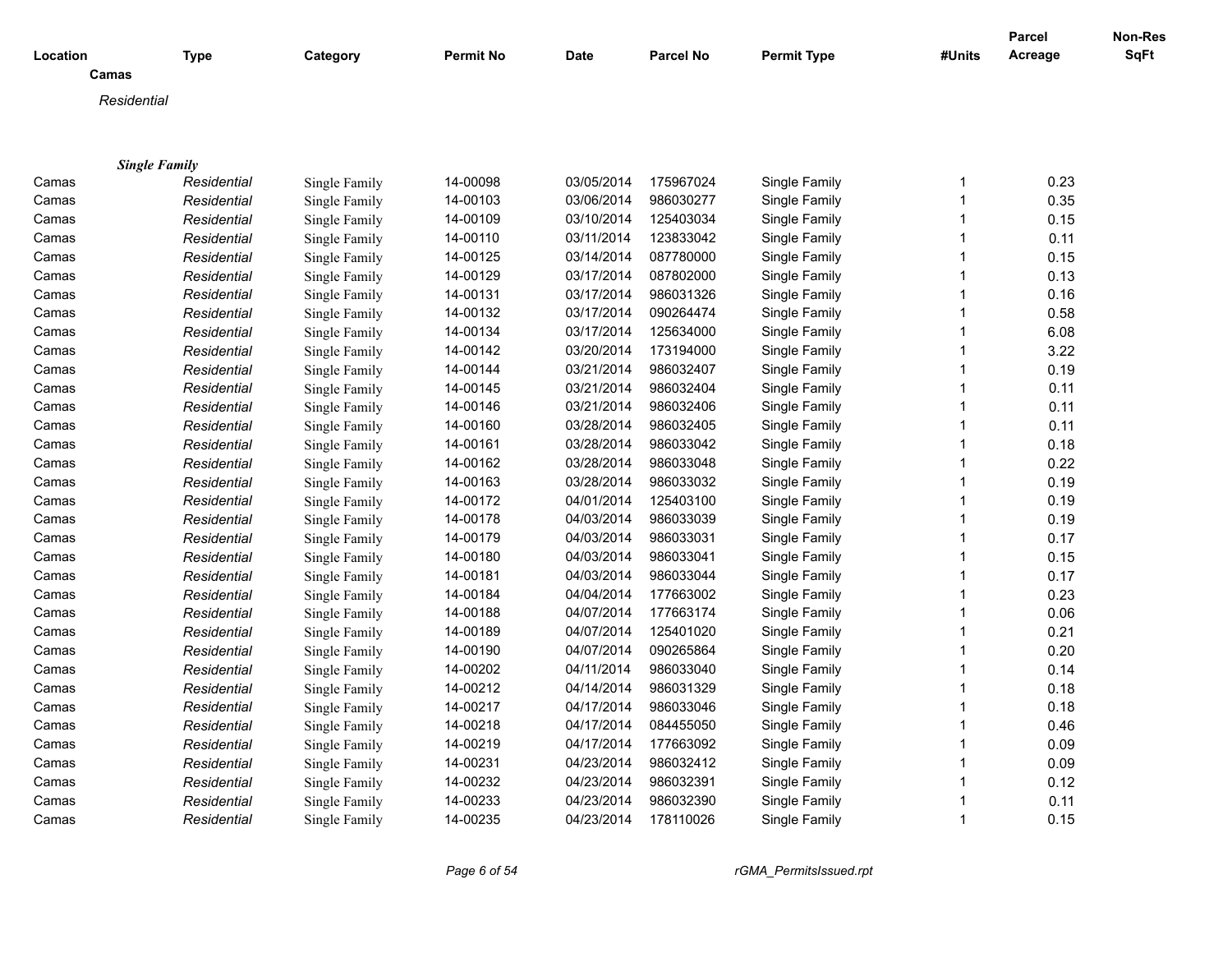| Location | Type | Category | Permit No | Date | Parcel No | Permit Type | #Units | Parcel Acreage | Non-Res SqFt |
|---|---|---|---|---|---|---|---|---|---|
| **Camas** | | | | | | | | | |
| *Residential* | | | | | | | | | |
| ***Single Family*** | | | | | | | | | |
| Camas | *Residential* | Single Family | 14-00098 | 03/05/2014 | 175967024 | Single Family | 1 | 0.23 | |
| Camas | *Residential* | Single Family | 14-00103 | 03/06/2014 | 986030277 | Single Family | 1 | 0.35 | |
| Camas | *Residential* | Single Family | 14-00109 | 03/10/2014 | 125403034 | Single Family | 1 | 0.15 | |
| Camas | *Residential* | Single Family | 14-00110 | 03/11/2014 | 123833042 | Single Family | 1 | 0.11 | |
| Camas | *Residential* | Single Family | 14-00125 | 03/14/2014 | 087780000 | Single Family | 1 | 0.15 | |
| Camas | *Residential* | Single Family | 14-00129 | 03/17/2014 | 087802000 | Single Family | 1 | 0.13 | |
| Camas | *Residential* | Single Family | 14-00131 | 03/17/2014 | 986031326 | Single Family | 1 | 0.16 | |
| Camas | *Residential* | Single Family | 14-00132 | 03/17/2014 | 090264474 | Single Family | 1 | 0.58 | |
| Camas | *Residential* | Single Family | 14-00134 | 03/17/2014 | 125634000 | Single Family | 1 | 6.08 | |
| Camas | *Residential* | Single Family | 14-00142 | 03/20/2014 | 173194000 | Single Family | 1 | 3.22 | |
| Camas | *Residential* | Single Family | 14-00144 | 03/21/2014 | 986032407 | Single Family | 1 | 0.19 | |
| Camas | *Residential* | Single Family | 14-00145 | 03/21/2014 | 986032404 | Single Family | 1 | 0.11 | |
| Camas | *Residential* | Single Family | 14-00146 | 03/21/2014 | 986032406 | Single Family | 1 | 0.11 | |
| Camas | *Residential* | Single Family | 14-00160 | 03/28/2014 | 986032405 | Single Family | 1 | 0.11 | |
| Camas | *Residential* | Single Family | 14-00161 | 03/28/2014 | 986033042 | Single Family | 1 | 0.18 | |
| Camas | *Residential* | Single Family | 14-00162 | 03/28/2014 | 986033048 | Single Family | 1 | 0.22 | |
| Camas | *Residential* | Single Family | 14-00163 | 03/28/2014 | 986033032 | Single Family | 1 | 0.19 | |
| Camas | *Residential* | Single Family | 14-00172 | 04/01/2014 | 125403100 | Single Family | 1 | 0.19 | |
| Camas | *Residential* | Single Family | 14-00178 | 04/03/2014 | 986033039 | Single Family | 1 | 0.19 | |
| Camas | *Residential* | Single Family | 14-00179 | 04/03/2014 | 986033031 | Single Family | 1 | 0.17 | |
| Camas | *Residential* | Single Family | 14-00180 | 04/03/2014 | 986033041 | Single Family | 1 | 0.15 | |
| Camas | *Residential* | Single Family | 14-00181 | 04/03/2014 | 986033044 | Single Family | 1 | 0.17 | |
| Camas | *Residential* | Single Family | 14-00184 | 04/04/2014 | 177663002 | Single Family | 1 | 0.23 | |
| Camas | *Residential* | Single Family | 14-00188 | 04/07/2014 | 177663174 | Single Family | 1 | 0.06 | |
| Camas | *Residential* | Single Family | 14-00189 | 04/07/2014 | 125401020 | Single Family | 1 | 0.21 | |
| Camas | *Residential* | Single Family | 14-00190 | 04/07/2014 | 090265864 | Single Family | 1 | 0.20 | |
| Camas | *Residential* | Single Family | 14-00202 | 04/11/2014 | 986033040 | Single Family | 1 | 0.14 | |
| Camas | *Residential* | Single Family | 14-00212 | 04/14/2014 | 986031329 | Single Family | 1 | 0.18 | |
| Camas | *Residential* | Single Family | 14-00217 | 04/17/2014 | 986033046 | Single Family | 1 | 0.18 | |
| Camas | *Residential* | Single Family | 14-00218 | 04/17/2014 | 084455050 | Single Family | 1 | 0.46 | |
| Camas | *Residential* | Single Family | 14-00219 | 04/17/2014 | 177663092 | Single Family | 1 | 0.09 | |
| Camas | *Residential* | Single Family | 14-00231 | 04/23/2014 | 986032412 | Single Family | 1 | 0.09 | |
| Camas | *Residential* | Single Family | 14-00232 | 04/23/2014 | 986032391 | Single Family | 1 | 0.12 | |
| Camas | *Residential* | Single Family | 14-00233 | 04/23/2014 | 986032390 | Single Family | 1 | 0.11 | |
| Camas | *Residential* | Single Family | 14-00235 | 04/23/2014 | 178110026 | Single Family | 1 | 0.15 | |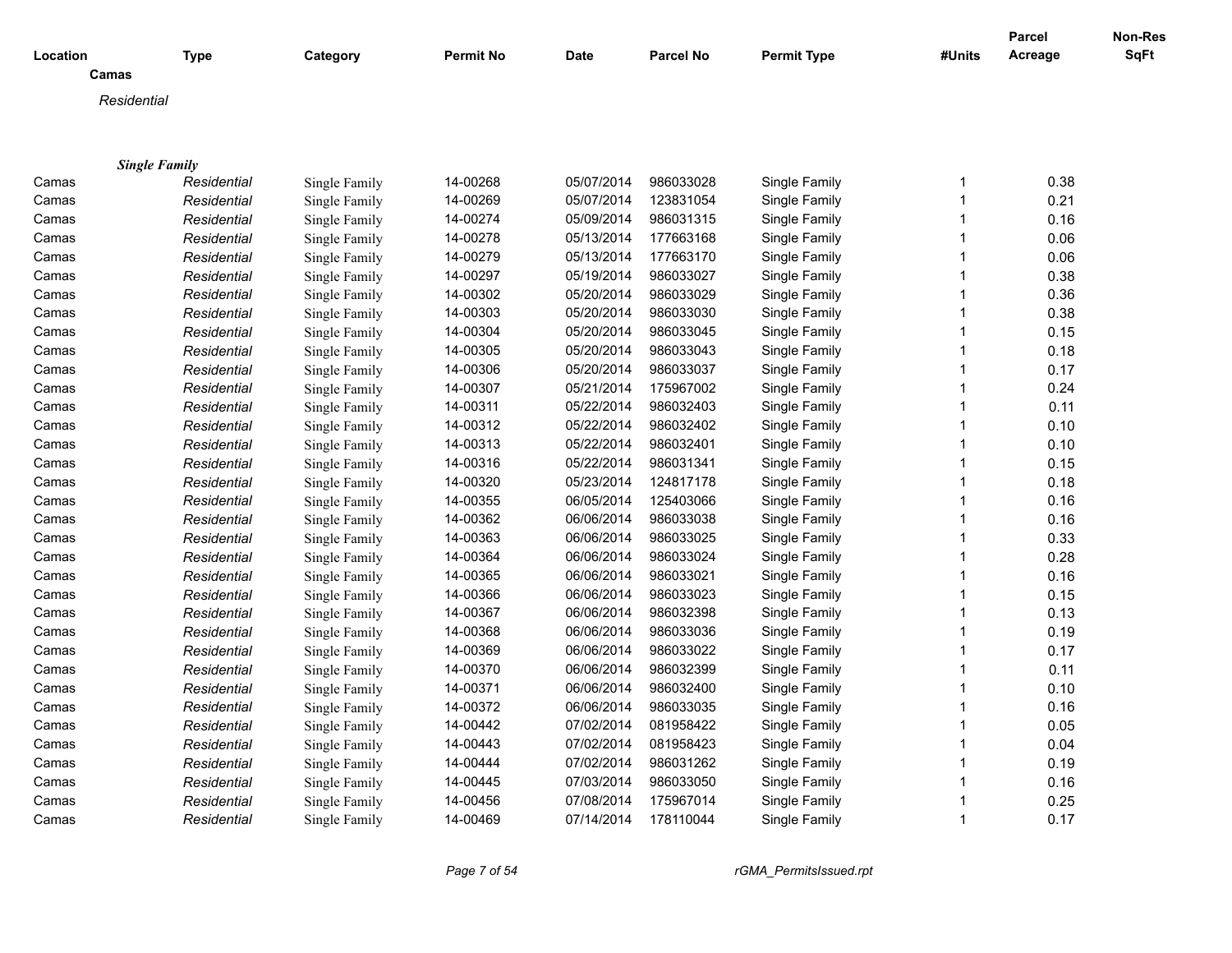| Location | Type | Category | Permit No | Date | Parcel No | Permit Type | #Units | Parcel Acreage | Non-Res SqFt |
|---|---|---|---|---|---|---|---|---|---|
| **Camas** | | | | | | | | | |
| *Residential* | | | | | | | | | |
| ***Single Family*** | | | | | | | | | |
| Camas | *Residential* | Single Family | 14-00268 | 05/07/2014 | 986033028 | Single Family | 1 | 0.38 | |
| Camas | *Residential* | Single Family | 14-00269 | 05/07/2014 | 123831054 | Single Family | 1 | 0.21 | |
| Camas | *Residential* | Single Family | 14-00274 | 05/09/2014 | 986031315 | Single Family | 1 | 0.16 | |
| Camas | *Residential* | Single Family | 14-00278 | 05/13/2014 | 177663168 | Single Family | 1 | 0.06 | |
| Camas | *Residential* | Single Family | 14-00279 | 05/13/2014 | 177663170 | Single Family | 1 | 0.06 | |
| Camas | *Residential* | Single Family | 14-00297 | 05/19/2014 | 986033027 | Single Family | 1 | 0.38 | |
| Camas | *Residential* | Single Family | 14-00302 | 05/20/2014 | 986033029 | Single Family | 1 | 0.36 | |
| Camas | *Residential* | Single Family | 14-00303 | 05/20/2014 | 986033030 | Single Family | 1 | 0.38 | |
| Camas | *Residential* | Single Family | 14-00304 | 05/20/2014 | 986033045 | Single Family | 1 | 0.15 | |
| Camas | *Residential* | Single Family | 14-00305 | 05/20/2014 | 986033043 | Single Family | 1 | 0.18 | |
| Camas | *Residential* | Single Family | 14-00306 | 05/20/2014 | 986033037 | Single Family | 1 | 0.17 | |
| Camas | *Residential* | Single Family | 14-00307 | 05/21/2014 | 175967002 | Single Family | 1 | 0.24 | |
| Camas | *Residential* | Single Family | 14-00311 | 05/22/2014 | 986032403 | Single Family | 1 | 0.11 | |
| Camas | *Residential* | Single Family | 14-00312 | 05/22/2014 | 986032402 | Single Family | 1 | 0.10 | |
| Camas | *Residential* | Single Family | 14-00313 | 05/22/2014 | 986032401 | Single Family | 1 | 0.10 | |
| Camas | *Residential* | Single Family | 14-00316 | 05/22/2014 | 986031341 | Single Family | 1 | 0.15 | |
| Camas | *Residential* | Single Family | 14-00320 | 05/23/2014 | 124817178 | Single Family | 1 | 0.18 | |
| Camas | *Residential* | Single Family | 14-00355 | 06/05/2014 | 125403066 | Single Family | 1 | 0.16 | |
| Camas | *Residential* | Single Family | 14-00362 | 06/06/2014 | 986033038 | Single Family | 1 | 0.16 | |
| Camas | *Residential* | Single Family | 14-00363 | 06/06/2014 | 986033025 | Single Family | 1 | 0.33 | |
| Camas | *Residential* | Single Family | 14-00364 | 06/06/2014 | 986033024 | Single Family | 1 | 0.28 | |
| Camas | *Residential* | Single Family | 14-00365 | 06/06/2014 | 986033021 | Single Family | 1 | 0.16 | |
| Camas | *Residential* | Single Family | 14-00366 | 06/06/2014 | 986033023 | Single Family | 1 | 0.15 | |
| Camas | *Residential* | Single Family | 14-00367 | 06/06/2014 | 986032398 | Single Family | 1 | 0.13 | |
| Camas | *Residential* | Single Family | 14-00368 | 06/06/2014 | 986033036 | Single Family | 1 | 0.19 | |
| Camas | *Residential* | Single Family | 14-00369 | 06/06/2014 | 986033022 | Single Family | 1 | 0.17 | |
| Camas | *Residential* | Single Family | 14-00370 | 06/06/2014 | 986032399 | Single Family | 1 | 0.11 | |
| Camas | *Residential* | Single Family | 14-00371 | 06/06/2014 | 986032400 | Single Family | 1 | 0.10 | |
| Camas | *Residential* | Single Family | 14-00372 | 06/06/2014 | 986033035 | Single Family | 1 | 0.16 | |
| Camas | *Residential* | Single Family | 14-00442 | 07/02/2014 | 081958422 | Single Family | 1 | 0.05 | |
| Camas | *Residential* | Single Family | 14-00443 | 07/02/2014 | 081958423 | Single Family | 1 | 0.04 | |
| Camas | *Residential* | Single Family | 14-00444 | 07/02/2014 | 986031262 | Single Family | 1 | 0.19 | |
| Camas | *Residential* | Single Family | 14-00445 | 07/03/2014 | 986033050 | Single Family | 1 | 0.16 | |
| Camas | *Residential* | Single Family | 14-00456 | 07/08/2014 | 175967014 | Single Family | 1 | 0.25 | |
| Camas | *Residential* | Single Family | 14-00469 | 07/14/2014 | 178110044 | Single Family | 1 | 0.17 | |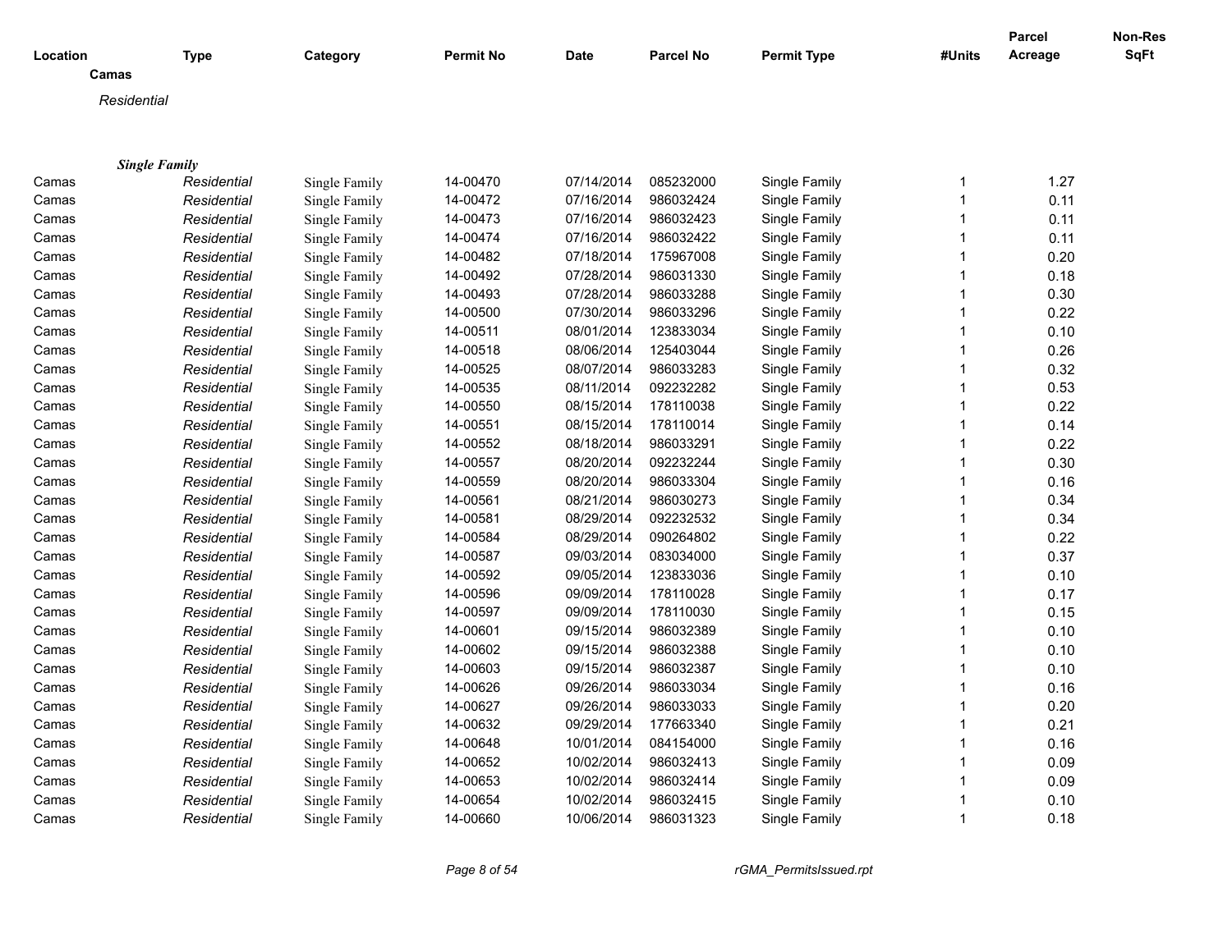| Location | Type | Category | Permit No | Date | Parcel No | Permit Type | #Units | Parcel Acreage | Non-Res SqFt |
|---|---|---|---|---|---|---|---|---|---|

**Camas**

*Residential*

***Single Family***

| Location | Type | Category | Permit No | Date | Parcel No | Permit Type | #Units | Parcel Acreage | Non-Res SqFt |
|---|---|---|---|---|---|---|---|---|---|
| Camas | *Residential* | Single Family | 14-00470 | 07/14/2014 | 085232000 | Single Family | 1 | 1.27 | |
| Camas | *Residential* | Single Family | 14-00472 | 07/16/2014 | 986032424 | Single Family | 1 | 0.11 | |
| Camas | *Residential* | Single Family | 14-00473 | 07/16/2014 | 986032423 | Single Family | 1 | 0.11 | |
| Camas | *Residential* | Single Family | 14-00474 | 07/16/2014 | 986032422 | Single Family | 1 | 0.11 | |
| Camas | *Residential* | Single Family | 14-00482 | 07/18/2014 | 175967008 | Single Family | 1 | 0.20 | |
| Camas | *Residential* | Single Family | 14-00492 | 07/28/2014 | 986031330 | Single Family | 1 | 0.18 | |
| Camas | *Residential* | Single Family | 14-00493 | 07/28/2014 | 986033288 | Single Family | 1 | 0.30 | |
| Camas | *Residential* | Single Family | 14-00500 | 07/30/2014 | 986033296 | Single Family | 1 | 0.22 | |
| Camas | *Residential* | Single Family | 14-00511 | 08/01/2014 | 123833034 | Single Family | 1 | 0.10 | |
| Camas | *Residential* | Single Family | 14-00518 | 08/06/2014 | 125403044 | Single Family | 1 | 0.26 | |
| Camas | *Residential* | Single Family | 14-00525 | 08/07/2014 | 986033283 | Single Family | 1 | 0.32 | |
| Camas | *Residential* | Single Family | 14-00535 | 08/11/2014 | 092232282 | Single Family | 1 | 0.53 | |
| Camas | *Residential* | Single Family | 14-00550 | 08/15/2014 | 178110038 | Single Family | 1 | 0.22 | |
| Camas | *Residential* | Single Family | 14-00551 | 08/15/2014 | 178110014 | Single Family | 1 | 0.14 | |
| Camas | *Residential* | Single Family | 14-00552 | 08/18/2014 | 986033291 | Single Family | 1 | 0.22 | |
| Camas | *Residential* | Single Family | 14-00557 | 08/20/2014 | 092232244 | Single Family | 1 | 0.30 | |
| Camas | *Residential* | Single Family | 14-00559 | 08/20/2014 | 986033304 | Single Family | 1 | 0.16 | |
| Camas | *Residential* | Single Family | 14-00561 | 08/21/2014 | 986030273 | Single Family | 1 | 0.34 | |
| Camas | *Residential* | Single Family | 14-00581 | 08/29/2014 | 092232532 | Single Family | 1 | 0.34 | |
| Camas | *Residential* | Single Family | 14-00584 | 08/29/2014 | 090264802 | Single Family | 1 | 0.22 | |
| Camas | *Residential* | Single Family | 14-00587 | 09/03/2014 | 083034000 | Single Family | 1 | 0.37 | |
| Camas | *Residential* | Single Family | 14-00592 | 09/05/2014 | 123833036 | Single Family | 1 | 0.10 | |
| Camas | *Residential* | Single Family | 14-00596 | 09/09/2014 | 178110028 | Single Family | 1 | 0.17 | |
| Camas | *Residential* | Single Family | 14-00597 | 09/09/2014 | 178110030 | Single Family | 1 | 0.15 | |
| Camas | *Residential* | Single Family | 14-00601 | 09/15/2014 | 986032389 | Single Family | 1 | 0.10 | |
| Camas | *Residential* | Single Family | 14-00602 | 09/15/2014 | 986032388 | Single Family | 1 | 0.10 | |
| Camas | *Residential* | Single Family | 14-00603 | 09/15/2014 | 986032387 | Single Family | 1 | 0.10 | |
| Camas | *Residential* | Single Family | 14-00626 | 09/26/2014 | 986033034 | Single Family | 1 | 0.16 | |
| Camas | *Residential* | Single Family | 14-00627 | 09/26/2014 | 986033033 | Single Family | 1 | 0.20 | |
| Camas | *Residential* | Single Family | 14-00632 | 09/29/2014 | 177663340 | Single Family | 1 | 0.21 | |
| Camas | *Residential* | Single Family | 14-00648 | 10/01/2014 | 084154000 | Single Family | 1 | 0.16 | |
| Camas | *Residential* | Single Family | 14-00652 | 10/02/2014 | 986032413 | Single Family | 1 | 0.09 | |
| Camas | *Residential* | Single Family | 14-00653 | 10/02/2014 | 986032414 | Single Family | 1 | 0.09 | |
| Camas | *Residential* | Single Family | 14-00654 | 10/02/2014 | 986032415 | Single Family | 1 | 0.10 | |
| Camas | *Residential* | Single Family | 14-00660 | 10/06/2014 | 986031323 | Single Family | 1 | 0.18 | |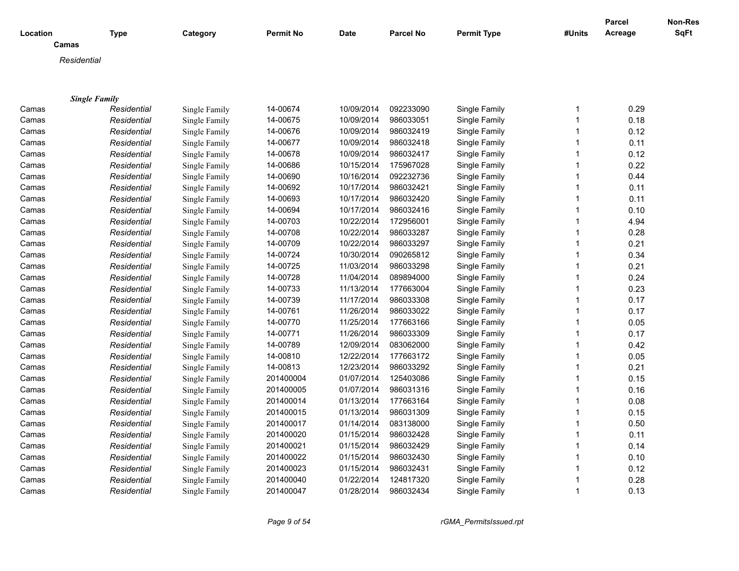| Location | Type | Category | Permit No | Date | Parcel No | Permit Type | #Units | Parcel Acreage | Non-Res SqFt |
|---|---|---|---|---|---|---|---|---|---|

**Camas**

*Residential*

***Single Family***

| Location | Type | Category | Permit No | Date | Parcel No | Permit Type | #Units | Parcel Acreage | Non-Res SqFt |
|---|---|---|---|---|---|---|---|---|---|
| Camas | *Residential* | Single Family | 14-00674 | 10/09/2014 | 092233090 | Single Family | 1 | 0.29 | |
| Camas | *Residential* | Single Family | 14-00675 | 10/09/2014 | 986033051 | Single Family | 1 | 0.18 | |
| Camas | *Residential* | Single Family | 14-00676 | 10/09/2014 | 986032419 | Single Family | 1 | 0.12 | |
| Camas | *Residential* | Single Family | 14-00677 | 10/09/2014 | 986032418 | Single Family | 1 | 0.11 | |
| Camas | *Residential* | Single Family | 14-00678 | 10/09/2014 | 986032417 | Single Family | 1 | 0.12 | |
| Camas | *Residential* | Single Family | 14-00686 | 10/15/2014 | 175967028 | Single Family | 1 | 0.22 | |
| Camas | *Residential* | Single Family | 14-00690 | 10/16/2014 | 092232736 | Single Family | 1 | 0.44 | |
| Camas | *Residential* | Single Family | 14-00692 | 10/17/2014 | 986032421 | Single Family | 1 | 0.11 | |
| Camas | *Residential* | Single Family | 14-00693 | 10/17/2014 | 986032420 | Single Family | 1 | 0.11 | |
| Camas | *Residential* | Single Family | 14-00694 | 10/17/2014 | 986032416 | Single Family | 1 | 0.10 | |
| Camas | *Residential* | Single Family | 14-00703 | 10/22/2014 | 172956001 | Single Family | 1 | 4.94 | |
| Camas | *Residential* | Single Family | 14-00708 | 10/22/2014 | 986033287 | Single Family | 1 | 0.28 | |
| Camas | *Residential* | Single Family | 14-00709 | 10/22/2014 | 986033297 | Single Family | 1 | 0.21 | |
| Camas | *Residential* | Single Family | 14-00724 | 10/30/2014 | 090265812 | Single Family | 1 | 0.34 | |
| Camas | *Residential* | Single Family | 14-00725 | 11/03/2014 | 986033298 | Single Family | 1 | 0.21 | |
| Camas | *Residential* | Single Family | 14-00728 | 11/04/2014 | 089894000 | Single Family | 1 | 0.24 | |
| Camas | *Residential* | Single Family | 14-00733 | 11/13/2014 | 177663004 | Single Family | 1 | 0.23 | |
| Camas | *Residential* | Single Family | 14-00739 | 11/17/2014 | 986033308 | Single Family | 1 | 0.17 | |
| Camas | *Residential* | Single Family | 14-00761 | 11/26/2014 | 986033022 | Single Family | 1 | 0.17 | |
| Camas | *Residential* | Single Family | 14-00770 | 11/25/2014 | 177663166 | Single Family | 1 | 0.05 | |
| Camas | *Residential* | Single Family | 14-00771 | 11/26/2014 | 986033309 | Single Family | 1 | 0.17 | |
| Camas | *Residential* | Single Family | 14-00789 | 12/09/2014 | 083062000 | Single Family | 1 | 0.42 | |
| Camas | *Residential* | Single Family | 14-00810 | 12/22/2014 | 177663172 | Single Family | 1 | 0.05 | |
| Camas | *Residential* | Single Family | 14-00813 | 12/23/2014 | 986033292 | Single Family | 1 | 0.21 | |
| Camas | *Residential* | Single Family | 201400004 | 01/07/2014 | 125403086 | Single Family | 1 | 0.15 | |
| Camas | *Residential* | Single Family | 201400005 | 01/07/2014 | 986031316 | Single Family | 1 | 0.16 | |
| Camas | *Residential* | Single Family | 201400014 | 01/13/2014 | 177663164 | Single Family | 1 | 0.08 | |
| Camas | *Residential* | Single Family | 201400015 | 01/13/2014 | 986031309 | Single Family | 1 | 0.15 | |
| Camas | *Residential* | Single Family | 201400017 | 01/14/2014 | 083138000 | Single Family | 1 | 0.50 | |
| Camas | *Residential* | Single Family | 201400020 | 01/15/2014 | 986032428 | Single Family | 1 | 0.11 | |
| Camas | *Residential* | Single Family | 201400021 | 01/15/2014 | 986032429 | Single Family | 1 | 0.14 | |
| Camas | *Residential* | Single Family | 201400022 | 01/15/2014 | 986032430 | Single Family | 1 | 0.10 | |
| Camas | *Residential* | Single Family | 201400023 | 01/15/2014 | 986032431 | Single Family | 1 | 0.12 | |
| Camas | *Residential* | Single Family | 201400040 | 01/22/2014 | 124817320 | Single Family | 1 | 0.28 | |
| Camas | *Residential* | Single Family | 201400047 | 01/28/2014 | 986032434 | Single Family | 1 | 0.13 | |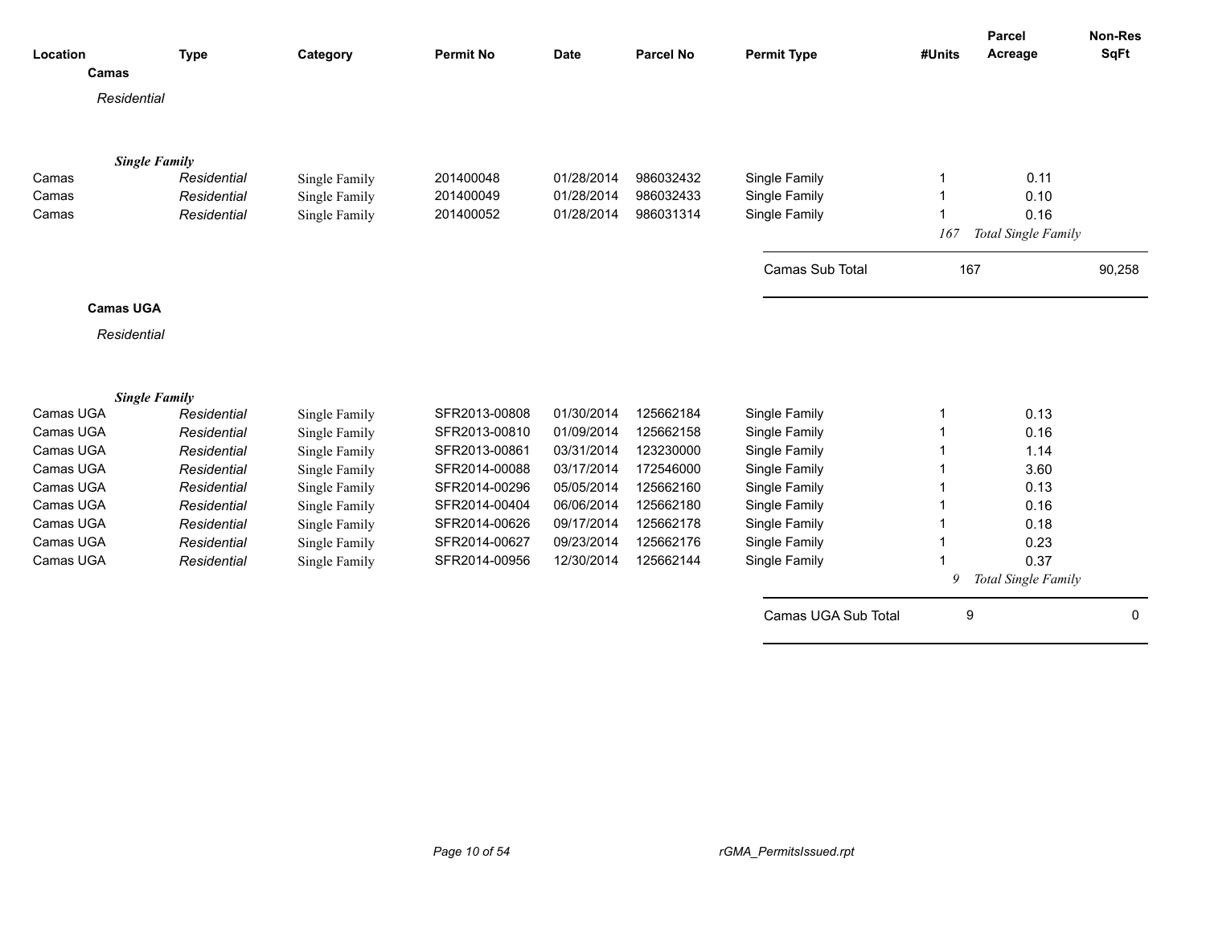| Location | Type | Category | Permit No | Date | Parcel No | Permit Type | #Units | Parcel Acreage | Non-Res SqFt |
|---|---|---|---|---|---|---|---|---|---|

**Camas**

*Residential*

***Single Family***

| Location | Type | Category | Permit No | Date | Parcel No | Permit Type | #Units | Parcel Acreage | Non-Res SqFt |
|---|---|---|---|---|---|---|---|---|---|
| Camas | *Residential* | Single Family | 201400048 | 01/28/2014 | 986032432 | Single Family | 1 | 0.11 | |
| Camas | *Residential* | Single Family | 201400049 | 01/28/2014 | 986032433 | Single Family | 1 | 0.10 | |
| Camas | *Residential* | Single Family | 201400052 | 01/28/2014 | 986031314 | Single Family | 1 | 0.16 | |
| | | | | | | | *167* | *Total Single Family* | |
| | | | | | | Camas Sub Total | 167 | | 90,258 |

**Camas UGA**

*Residential*

***Single Family***

| Location | Type | Category | Permit No | Date | Parcel No | Permit Type | #Units | Parcel Acreage | Non-Res SqFt |
|---|---|---|---|---|---|---|---|---|---|
| Camas UGA | *Residential* | Single Family | SFR2013-00808 | 01/30/2014 | 125662184 | Single Family | 1 | 0.13 | |
| Camas UGA | *Residential* | Single Family | SFR2013-00810 | 01/09/2014 | 125662158 | Single Family | 1 | 0.16 | |
| Camas UGA | *Residential* | Single Family | SFR2013-00861 | 03/31/2014 | 123230000 | Single Family | 1 | 1.14 | |
| Camas UGA | *Residential* | Single Family | SFR2014-00088 | 03/17/2014 | 172546000 | Single Family | 1 | 3.60 | |
| Camas UGA | *Residential* | Single Family | SFR2014-00296 | 05/05/2014 | 125662160 | Single Family | 1 | 0.13 | |
| Camas UGA | *Residential* | Single Family | SFR2014-00404 | 06/06/2014 | 125662180 | Single Family | 1 | 0.16 | |
| Camas UGA | *Residential* | Single Family | SFR2014-00626 | 09/17/2014 | 125662178 | Single Family | 1 | 0.18 | |
| Camas UGA | *Residential* | Single Family | SFR2014-00627 | 09/23/2014 | 125662176 | Single Family | 1 | 0.23 | |
| Camas UGA | *Residential* | Single Family | SFR2014-00956 | 12/30/2014 | 125662144 | Single Family | 1 | 0.37 | |
| | | | | | | | *9* | *Total Single Family* | |
| | | | | | | Camas UGA Sub Total | 9 | | 0 |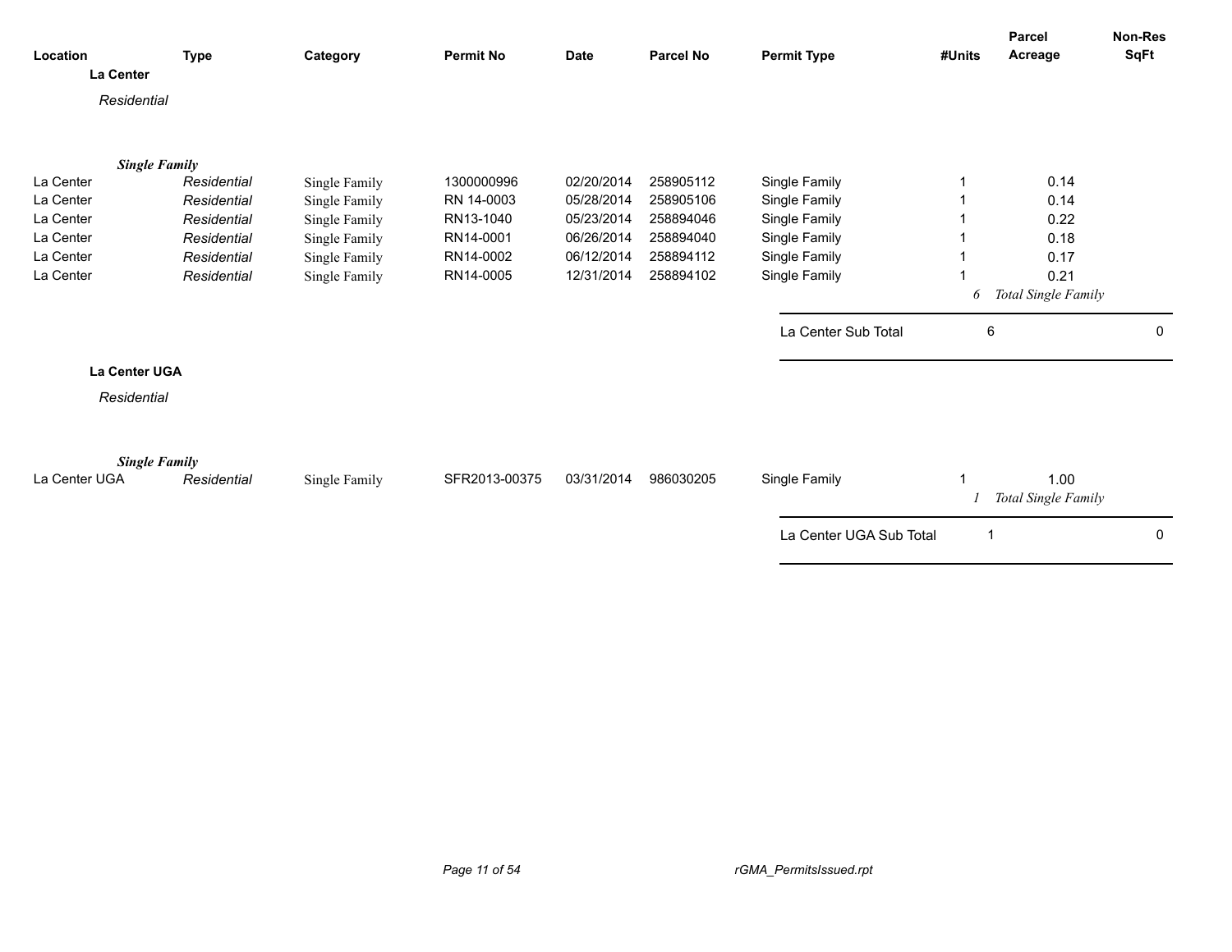| Location | Type | Category | Permit No | Date | Parcel No | Permit Type | #Units | Parcel Acreage | Non-Res SqFt |
|---|---|---|---|---|---|---|---|---|---|
| **La Center** | | | | | | | | | |
| *Residential* | | | | | | | | | |
| ***Single Family*** | | | | | | | | | |
| La Center | *Residential* | Single Family | 1300000996 | 02/20/2014 | 258905112 | Single Family | 1 | 0.14 | |
| La Center | *Residential* | Single Family | RN 14-0003 | 05/28/2014 | 258905106 | Single Family | 1 | 0.14 | |
| La Center | *Residential* | Single Family | RN13-1040 | 05/23/2014 | 258894046 | Single Family | 1 | 0.22 | |
| La Center | *Residential* | Single Family | RN14-0001 | 06/26/2014 | 258894040 | Single Family | 1 | 0.18 | |
| La Center | *Residential* | Single Family | RN14-0002 | 06/12/2014 | 258894112 | Single Family | 1 | 0.17 | |
| La Center | *Residential* | Single Family | RN14-0005 | 12/31/2014 | 258894102 | Single Family | 1 | 0.21 | |
| | | | | | | | *6* | *Total Single Family* | |
| | | | | | | La Center Sub Total | 6 | | 0 |
| **La Center UGA** | | | | | | | | | |
| *Residential* | | | | | | | | | |
| ***Single Family*** | | | | | | | | | |
| La Center UGA | *Residential* | Single Family | SFR2013-00375 | 03/31/2014 | 986030205 | Single Family | 1 | 1.00 | |
| | | | | | | | *1* | *Total Single Family* | |
| | | | | | | La Center UGA Sub Total | 1 | | 0 |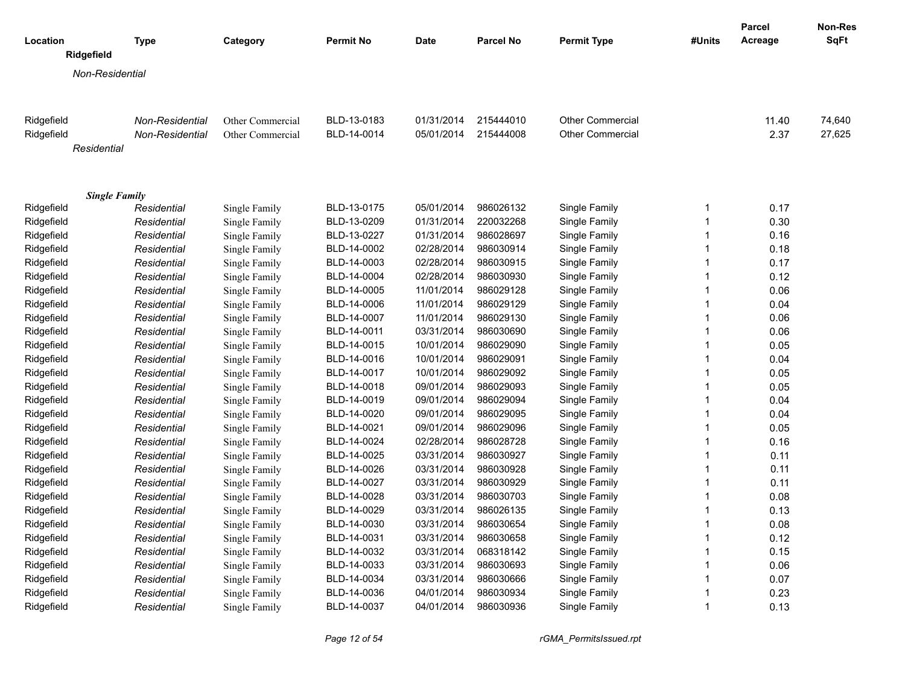| Location | Type | Category | Permit No | Date | Parcel No | Permit Type | #Units | Parcel Acreage | Non-Res SqFt |
|---|---|---|---|---|---|---|---|---|---|
| **Ridgefield** | | | | | | | | | |
| *Non-Residential* | | | | | | | | | |
| Ridgefield | *Non-Residential* | Other Commercial | BLD-13-0183 | 01/31/2014 | 215444010 | Other Commercial | | 11.40 | 74,640 |
| Ridgefield | *Non-Residential* | Other Commercial | BLD-14-0014 | 05/01/2014 | 215444008 | Other Commercial | | 2.37 | 27,625 |
| *Residential* | | | | | | | | | |
| ***Single Family*** | | | | | | | | | |
| Ridgefield | *Residential* | Single Family | BLD-13-0175 | 05/01/2014 | 986026132 | Single Family | 1 | 0.17 | |
| Ridgefield | *Residential* | Single Family | BLD-13-0209 | 01/31/2014 | 220032268 | Single Family | 1 | 0.30 | |
| Ridgefield | *Residential* | Single Family | BLD-13-0227 | 01/31/2014 | 986028697 | Single Family | 1 | 0.16 | |
| Ridgefield | *Residential* | Single Family | BLD-14-0002 | 02/28/2014 | 986030914 | Single Family | 1 | 0.18 | |
| Ridgefield | *Residential* | Single Family | BLD-14-0003 | 02/28/2014 | 986030915 | Single Family | 1 | 0.17 | |
| Ridgefield | *Residential* | Single Family | BLD-14-0004 | 02/28/2014 | 986030930 | Single Family | 1 | 0.12 | |
| Ridgefield | *Residential* | Single Family | BLD-14-0005 | 11/01/2014 | 986029128 | Single Family | 1 | 0.06 | |
| Ridgefield | *Residential* | Single Family | BLD-14-0006 | 11/01/2014 | 986029129 | Single Family | 1 | 0.04 | |
| Ridgefield | *Residential* | Single Family | BLD-14-0007 | 11/01/2014 | 986029130 | Single Family | 1 | 0.06 | |
| Ridgefield | *Residential* | Single Family | BLD-14-0011 | 03/31/2014 | 986030690 | Single Family | 1 | 0.06 | |
| Ridgefield | *Residential* | Single Family | BLD-14-0015 | 10/01/2014 | 986029090 | Single Family | 1 | 0.05 | |
| Ridgefield | *Residential* | Single Family | BLD-14-0016 | 10/01/2014 | 986029091 | Single Family | 1 | 0.04 | |
| Ridgefield | *Residential* | Single Family | BLD-14-0017 | 10/01/2014 | 986029092 | Single Family | 1 | 0.05 | |
| Ridgefield | *Residential* | Single Family | BLD-14-0018 | 09/01/2014 | 986029093 | Single Family | 1 | 0.05 | |
| Ridgefield | *Residential* | Single Family | BLD-14-0019 | 09/01/2014 | 986029094 | Single Family | 1 | 0.04 | |
| Ridgefield | *Residential* | Single Family | BLD-14-0020 | 09/01/2014 | 986029095 | Single Family | 1 | 0.04 | |
| Ridgefield | *Residential* | Single Family | BLD-14-0021 | 09/01/2014 | 986029096 | Single Family | 1 | 0.05 | |
| Ridgefield | *Residential* | Single Family | BLD-14-0024 | 02/28/2014 | 986028728 | Single Family | 1 | 0.16 | |
| Ridgefield | *Residential* | Single Family | BLD-14-0025 | 03/31/2014 | 986030927 | Single Family | 1 | 0.11 | |
| Ridgefield | *Residential* | Single Family | BLD-14-0026 | 03/31/2014 | 986030928 | Single Family | 1 | 0.11 | |
| Ridgefield | *Residential* | Single Family | BLD-14-0027 | 03/31/2014 | 986030929 | Single Family | 1 | 0.11 | |
| Ridgefield | *Residential* | Single Family | BLD-14-0028 | 03/31/2014 | 986030703 | Single Family | 1 | 0.08 | |
| Ridgefield | *Residential* | Single Family | BLD-14-0029 | 03/31/2014 | 986026135 | Single Family | 1 | 0.13 | |
| Ridgefield | *Residential* | Single Family | BLD-14-0030 | 03/31/2014 | 986030654 | Single Family | 1 | 0.08 | |
| Ridgefield | *Residential* | Single Family | BLD-14-0031 | 03/31/2014 | 986030658 | Single Family | 1 | 0.12 | |
| Ridgefield | *Residential* | Single Family | BLD-14-0032 | 03/31/2014 | 068318142 | Single Family | 1 | 0.15 | |
| Ridgefield | *Residential* | Single Family | BLD-14-0033 | 03/31/2014 | 986030693 | Single Family | 1 | 0.06 | |
| Ridgefield | *Residential* | Single Family | BLD-14-0034 | 03/31/2014 | 986030666 | Single Family | 1 | 0.07 | |
| Ridgefield | *Residential* | Single Family | BLD-14-0036 | 04/01/2014 | 986030934 | Single Family | 1 | 0.23 | |
| Ridgefield | *Residential* | Single Family | BLD-14-0037 | 04/01/2014 | 986030936 | Single Family | 1 | 0.13 | |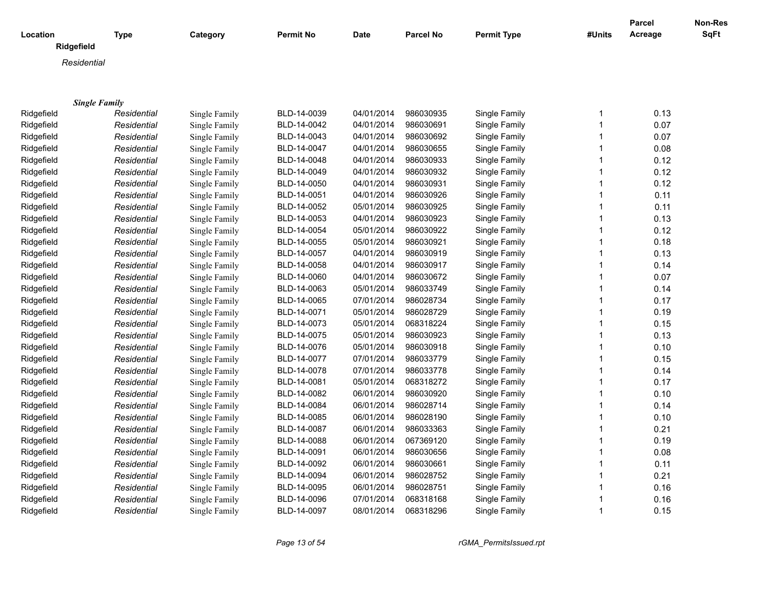| Location | Type | Category | Permit No | Date | Parcel No | Permit Type | #Units | Parcel Acreage | Non-Res SqFt |
|---|---|---|---|---|---|---|---|---|---|
| **Ridgefield** | | | | | | | | | |
| *Residential* | | | | | | | | | |
| ***Single Family*** | | | | | | | | | |
| Ridgefield | *Residential* | Single Family | BLD-14-0039 | 04/01/2014 | 986030935 | Single Family | 1 | 0.13 | |
| Ridgefield | *Residential* | Single Family | BLD-14-0042 | 04/01/2014 | 986030691 | Single Family | 1 | 0.07 | |
| Ridgefield | *Residential* | Single Family | BLD-14-0043 | 04/01/2014 | 986030692 | Single Family | 1 | 0.07 | |
| Ridgefield | *Residential* | Single Family | BLD-14-0047 | 04/01/2014 | 986030655 | Single Family | 1 | 0.08 | |
| Ridgefield | *Residential* | Single Family | BLD-14-0048 | 04/01/2014 | 986030933 | Single Family | 1 | 0.12 | |
| Ridgefield | *Residential* | Single Family | BLD-14-0049 | 04/01/2014 | 986030932 | Single Family | 1 | 0.12 | |
| Ridgefield | *Residential* | Single Family | BLD-14-0050 | 04/01/2014 | 986030931 | Single Family | 1 | 0.12 | |
| Ridgefield | *Residential* | Single Family | BLD-14-0051 | 04/01/2014 | 986030926 | Single Family | 1 | 0.11 | |
| Ridgefield | *Residential* | Single Family | BLD-14-0052 | 05/01/2014 | 986030925 | Single Family | 1 | 0.11 | |
| Ridgefield | *Residential* | Single Family | BLD-14-0053 | 04/01/2014 | 986030923 | Single Family | 1 | 0.13 | |
| Ridgefield | *Residential* | Single Family | BLD-14-0054 | 05/01/2014 | 986030922 | Single Family | 1 | 0.12 | |
| Ridgefield | *Residential* | Single Family | BLD-14-0055 | 05/01/2014 | 986030921 | Single Family | 1 | 0.18 | |
| Ridgefield | *Residential* | Single Family | BLD-14-0057 | 04/01/2014 | 986030919 | Single Family | 1 | 0.13 | |
| Ridgefield | *Residential* | Single Family | BLD-14-0058 | 04/01/2014 | 986030917 | Single Family | 1 | 0.14 | |
| Ridgefield | *Residential* | Single Family | BLD-14-0060 | 04/01/2014 | 986030672 | Single Family | 1 | 0.07 | |
| Ridgefield | *Residential* | Single Family | BLD-14-0063 | 05/01/2014 | 986033749 | Single Family | 1 | 0.14 | |
| Ridgefield | *Residential* | Single Family | BLD-14-0065 | 07/01/2014 | 986028734 | Single Family | 1 | 0.17 | |
| Ridgefield | *Residential* | Single Family | BLD-14-0071 | 05/01/2014 | 986028729 | Single Family | 1 | 0.19 | |
| Ridgefield | *Residential* | Single Family | BLD-14-0073 | 05/01/2014 | 068318224 | Single Family | 1 | 0.15 | |
| Ridgefield | *Residential* | Single Family | BLD-14-0075 | 05/01/2014 | 986030923 | Single Family | 1 | 0.13 | |
| Ridgefield | *Residential* | Single Family | BLD-14-0076 | 05/01/2014 | 986030918 | Single Family | 1 | 0.10 | |
| Ridgefield | *Residential* | Single Family | BLD-14-0077 | 07/01/2014 | 986033779 | Single Family | 1 | 0.15 | |
| Ridgefield | *Residential* | Single Family | BLD-14-0078 | 07/01/2014 | 986033778 | Single Family | 1 | 0.14 | |
| Ridgefield | *Residential* | Single Family | BLD-14-0081 | 05/01/2014 | 068318272 | Single Family | 1 | 0.17 | |
| Ridgefield | *Residential* | Single Family | BLD-14-0082 | 06/01/2014 | 986030920 | Single Family | 1 | 0.10 | |
| Ridgefield | *Residential* | Single Family | BLD-14-0084 | 06/01/2014 | 986028714 | Single Family | 1 | 0.14 | |
| Ridgefield | *Residential* | Single Family | BLD-14-0085 | 06/01/2014 | 986028190 | Single Family | 1 | 0.10 | |
| Ridgefield | *Residential* | Single Family | BLD-14-0087 | 06/01/2014 | 986033363 | Single Family | 1 | 0.21 | |
| Ridgefield | *Residential* | Single Family | BLD-14-0088 | 06/01/2014 | 067369120 | Single Family | 1 | 0.19 | |
| Ridgefield | *Residential* | Single Family | BLD-14-0091 | 06/01/2014 | 986030656 | Single Family | 1 | 0.08 | |
| Ridgefield | *Residential* | Single Family | BLD-14-0092 | 06/01/2014 | 986030661 | Single Family | 1 | 0.11 | |
| Ridgefield | *Residential* | Single Family | BLD-14-0094 | 06/01/2014 | 986028752 | Single Family | 1 | 0.21 | |
| Ridgefield | *Residential* | Single Family | BLD-14-0095 | 06/01/2014 | 986028751 | Single Family | 1 | 0.16 | |
| Ridgefield | *Residential* | Single Family | BLD-14-0096 | 07/01/2014 | 068318168 | Single Family | 1 | 0.16 | |
| Ridgefield | *Residential* | Single Family | BLD-14-0097 | 08/01/2014 | 068318296 | Single Family | 1 | 0.15 | |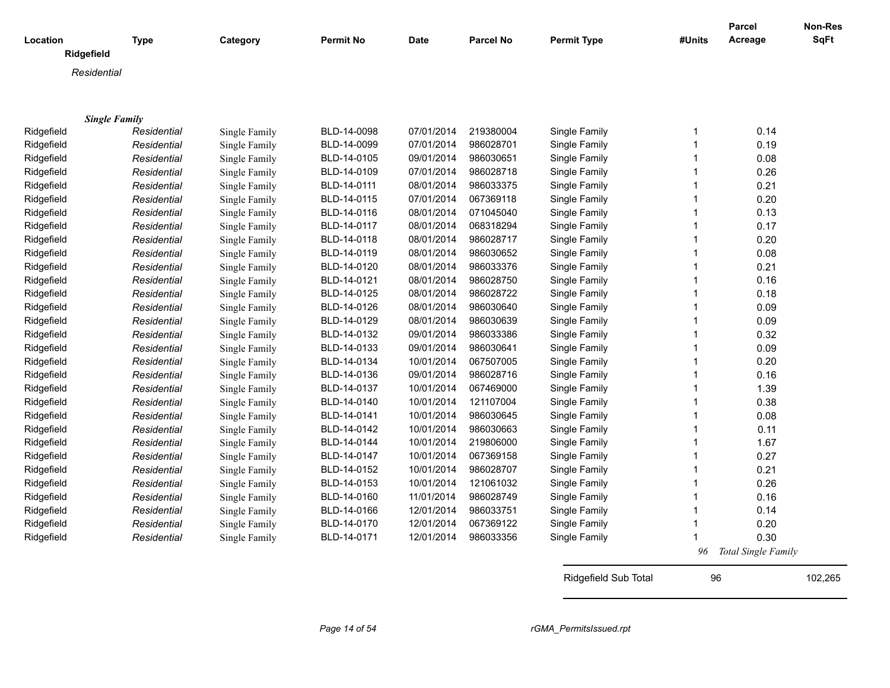| Location | Type | Category | Permit No | Date | Parcel No | Permit Type | #Units | Parcel Acreage | Non-Res SqFt |
|---|---|---|---|---|---|---|---|---|---|
| **Ridgefield** | | | | | | | | | |
| *Residential* | | | | | | | | | |
| ***Single Family*** | | | | | | | | | |
| Ridgefield | *Residential* | Single Family | BLD-14-0098 | 07/01/2014 | 219380004 | Single Family | 1 | 0.14 | |
| Ridgefield | *Residential* | Single Family | BLD-14-0099 | 07/01/2014 | 986028701 | Single Family | 1 | 0.19 | |
| Ridgefield | *Residential* | Single Family | BLD-14-0105 | 09/01/2014 | 986030651 | Single Family | 1 | 0.08 | |
| Ridgefield | *Residential* | Single Family | BLD-14-0109 | 07/01/2014 | 986028718 | Single Family | 1 | 0.26 | |
| Ridgefield | *Residential* | Single Family | BLD-14-0111 | 08/01/2014 | 986033375 | Single Family | 1 | 0.21 | |
| Ridgefield | *Residential* | Single Family | BLD-14-0115 | 07/01/2014 | 067369118 | Single Family | 1 | 0.20 | |
| Ridgefield | *Residential* | Single Family | BLD-14-0116 | 08/01/2014 | 071045040 | Single Family | 1 | 0.13 | |
| Ridgefield | *Residential* | Single Family | BLD-14-0117 | 08/01/2014 | 068318294 | Single Family | 1 | 0.17 | |
| Ridgefield | *Residential* | Single Family | BLD-14-0118 | 08/01/2014 | 986028717 | Single Family | 1 | 0.20 | |
| Ridgefield | *Residential* | Single Family | BLD-14-0119 | 08/01/2014 | 986030652 | Single Family | 1 | 0.08 | |
| Ridgefield | *Residential* | Single Family | BLD-14-0120 | 08/01/2014 | 986033376 | Single Family | 1 | 0.21 | |
| Ridgefield | *Residential* | Single Family | BLD-14-0121 | 08/01/2014 | 986028750 | Single Family | 1 | 0.16 | |
| Ridgefield | *Residential* | Single Family | BLD-14-0125 | 08/01/2014 | 986028722 | Single Family | 1 | 0.18 | |
| Ridgefield | *Residential* | Single Family | BLD-14-0126 | 08/01/2014 | 986030640 | Single Family | 1 | 0.09 | |
| Ridgefield | *Residential* | Single Family | BLD-14-0129 | 08/01/2014 | 986030639 | Single Family | 1 | 0.09 | |
| Ridgefield | *Residential* | Single Family | BLD-14-0132 | 09/01/2014 | 986033386 | Single Family | 1 | 0.32 | |
| Ridgefield | *Residential* | Single Family | BLD-14-0133 | 09/01/2014 | 986030641 | Single Family | 1 | 0.09 | |
| Ridgefield | *Residential* | Single Family | BLD-14-0134 | 10/01/2014 | 067507005 | Single Family | 1 | 0.20 | |
| Ridgefield | *Residential* | Single Family | BLD-14-0136 | 09/01/2014 | 986028716 | Single Family | 1 | 0.16 | |
| Ridgefield | *Residential* | Single Family | BLD-14-0137 | 10/01/2014 | 067469000 | Single Family | 1 | 1.39 | |
| Ridgefield | *Residential* | Single Family | BLD-14-0140 | 10/01/2014 | 121107004 | Single Family | 1 | 0.38 | |
| Ridgefield | *Residential* | Single Family | BLD-14-0141 | 10/01/2014 | 986030645 | Single Family | 1 | 0.08 | |
| Ridgefield | *Residential* | Single Family | BLD-14-0142 | 10/01/2014 | 986030663 | Single Family | 1 | 0.11 | |
| Ridgefield | *Residential* | Single Family | BLD-14-0144 | 10/01/2014 | 219806000 | Single Family | 1 | 1.67 | |
| Ridgefield | *Residential* | Single Family | BLD-14-0147 | 10/01/2014 | 067369158 | Single Family | 1 | 0.27 | |
| Ridgefield | *Residential* | Single Family | BLD-14-0152 | 10/01/2014 | 986028707 | Single Family | 1 | 0.21 | |
| Ridgefield | *Residential* | Single Family | BLD-14-0153 | 10/01/2014 | 121061032 | Single Family | 1 | 0.26 | |
| Ridgefield | *Residential* | Single Family | BLD-14-0160 | 11/01/2014 | 986028749 | Single Family | 1 | 0.16 | |
| Ridgefield | *Residential* | Single Family | BLD-14-0166 | 12/01/2014 | 986033751 | Single Family | 1 | 0.14 | |
| Ridgefield | *Residential* | Single Family | BLD-14-0170 | 12/01/2014 | 067369122 | Single Family | 1 | 0.20 | |
| Ridgefield | *Residential* | Single Family | BLD-14-0171 | 12/01/2014 | 986033356 | Single Family | 1 | 0.30 | |
| | | | | | | | *96* | *Total Single Family* | |
| | | | | | | Ridgefield Sub Total | 96 | | 102,265 |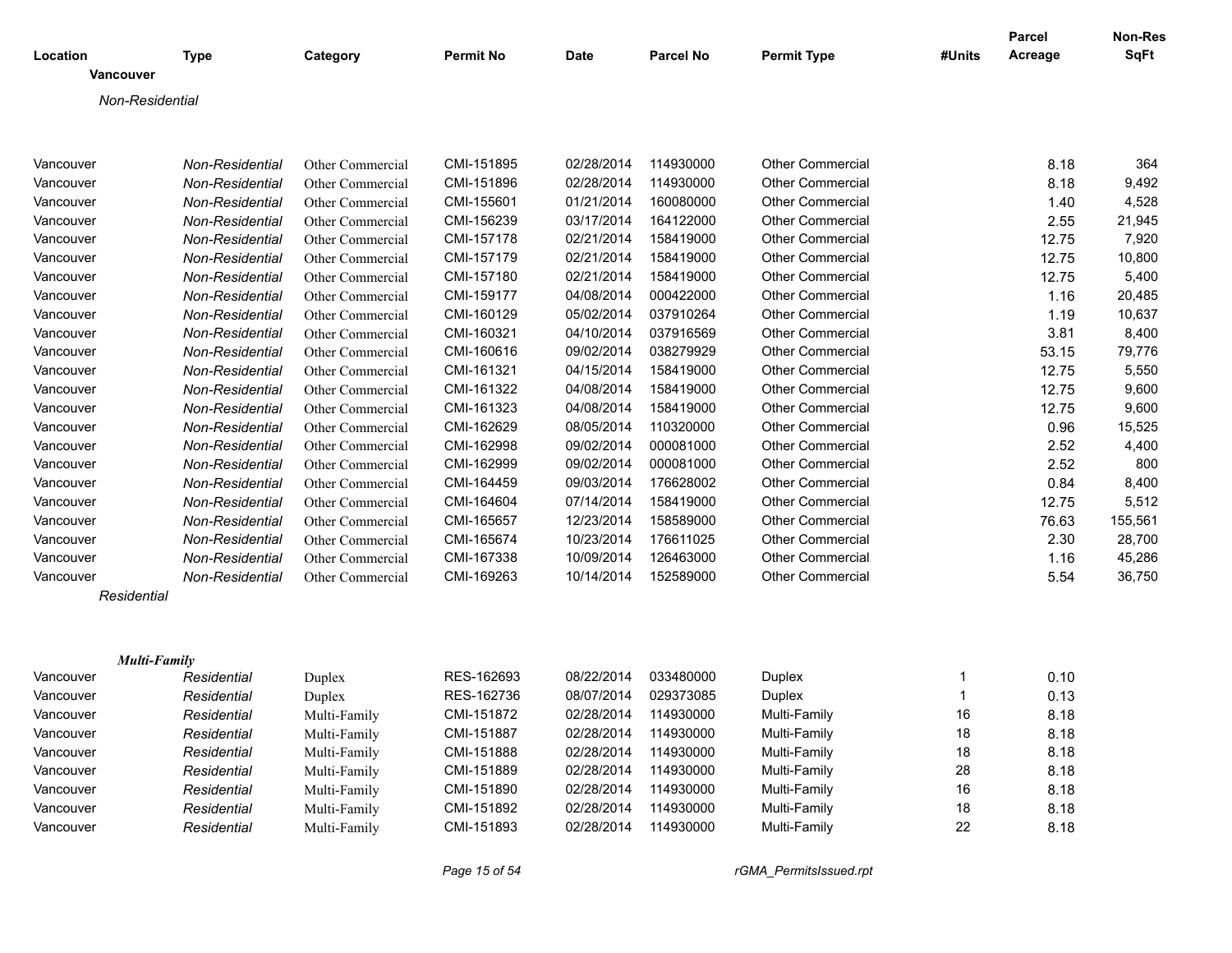| Location | Type | Category | Permit No | Date | Parcel No | Permit Type | #Units | Parcel Acreage | Non-Res SqFt |
|---|---|---|---|---|---|---|---|---|---|
| **Vancouver** | | | | | | | | | |
| *Non-Residential* | | | | | | | | | |
| Vancouver | *Non-Residential* | Other Commercial | CMI-151895 | 02/28/2014 | 114930000 | Other Commercial | | 8.18 | 364 |
| Vancouver | *Non-Residential* | Other Commercial | CMI-151896 | 02/28/2014 | 114930000 | Other Commercial | | 8.18 | 9,492 |
| Vancouver | *Non-Residential* | Other Commercial | CMI-155601 | 01/21/2014 | 160080000 | Other Commercial | | 1.40 | 4,528 |
| Vancouver | *Non-Residential* | Other Commercial | CMI-156239 | 03/17/2014 | 164122000 | Other Commercial | | 2.55 | 21,945 |
| Vancouver | *Non-Residential* | Other Commercial | CMI-157178 | 02/21/2014 | 158419000 | Other Commercial | | 12.75 | 7,920 |
| Vancouver | *Non-Residential* | Other Commercial | CMI-157179 | 02/21/2014 | 158419000 | Other Commercial | | 12.75 | 10,800 |
| Vancouver | *Non-Residential* | Other Commercial | CMI-157180 | 02/21/2014 | 158419000 | Other Commercial | | 12.75 | 5,400 |
| Vancouver | *Non-Residential* | Other Commercial | CMI-159177 | 04/08/2014 | 000422000 | Other Commercial | | 1.16 | 20,485 |
| Vancouver | *Non-Residential* | Other Commercial | CMI-160129 | 05/02/2014 | 037910264 | Other Commercial | | 1.19 | 10,637 |
| Vancouver | *Non-Residential* | Other Commercial | CMI-160321 | 04/10/2014 | 037916569 | Other Commercial | | 3.81 | 8,400 |
| Vancouver | *Non-Residential* | Other Commercial | CMI-160616 | 09/02/2014 | 038279929 | Other Commercial | | 53.15 | 79,776 |
| Vancouver | *Non-Residential* | Other Commercial | CMI-161321 | 04/15/2014 | 158419000 | Other Commercial | | 12.75 | 5,550 |
| Vancouver | *Non-Residential* | Other Commercial | CMI-161322 | 04/08/2014 | 158419000 | Other Commercial | | 12.75 | 9,600 |
| Vancouver | *Non-Residential* | Other Commercial | CMI-161323 | 04/08/2014 | 158419000 | Other Commercial | | 12.75 | 9,600 |
| Vancouver | *Non-Residential* | Other Commercial | CMI-162629 | 08/05/2014 | 110320000 | Other Commercial | | 0.96 | 15,525 |
| Vancouver | *Non-Residential* | Other Commercial | CMI-162998 | 09/02/2014 | 000081000 | Other Commercial | | 2.52 | 4,400 |
| Vancouver | *Non-Residential* | Other Commercial | CMI-162999 | 09/02/2014 | 000081000 | Other Commercial | | 2.52 | 800 |
| Vancouver | *Non-Residential* | Other Commercial | CMI-164459 | 09/03/2014 | 176628002 | Other Commercial | | 0.84 | 8,400 |
| Vancouver | *Non-Residential* | Other Commercial | CMI-164604 | 07/14/2014 | 158419000 | Other Commercial | | 12.75 | 5,512 |
| Vancouver | *Non-Residential* | Other Commercial | CMI-165657 | 12/23/2014 | 158589000 | Other Commercial | | 76.63 | 155,561 |
| Vancouver | *Non-Residential* | Other Commercial | CMI-165674 | 10/23/2014 | 176611025 | Other Commercial | | 2.30 | 28,700 |
| Vancouver | *Non-Residential* | Other Commercial | CMI-167338 | 10/09/2014 | 126463000 | Other Commercial | | 1.16 | 45,286 |
| Vancouver | *Non-Residential* | Other Commercial | CMI-169263 | 10/14/2014 | 152589000 | Other Commercial | | 5.54 | 36,750 |
| *Residential* | | | | | | | | | |
| ***Multi-Family*** | | | | | | | | | |
| Vancouver | *Residential* | Duplex | RES-162693 | 08/22/2014 | 033480000 | Duplex | 1 | 0.10 | |
| Vancouver | *Residential* | Duplex | RES-162736 | 08/07/2014 | 029373085 | Duplex | 1 | 0.13 | |
| Vancouver | *Residential* | Multi-Family | CMI-151872 | 02/28/2014 | 114930000 | Multi-Family | 16 | 8.18 | |
| Vancouver | *Residential* | Multi-Family | CMI-151887 | 02/28/2014 | 114930000 | Multi-Family | 18 | 8.18 | |
| Vancouver | *Residential* | Multi-Family | CMI-151888 | 02/28/2014 | 114930000 | Multi-Family | 18 | 8.18 | |
| Vancouver | *Residential* | Multi-Family | CMI-151889 | 02/28/2014 | 114930000 | Multi-Family | 28 | 8.18 | |
| Vancouver | *Residential* | Multi-Family | CMI-151890 | 02/28/2014 | 114930000 | Multi-Family | 16 | 8.18 | |
| Vancouver | *Residential* | Multi-Family | CMI-151892 | 02/28/2014 | 114930000 | Multi-Family | 18 | 8.18 | |
| Vancouver | *Residential* | Multi-Family | CMI-151893 | 02/28/2014 | 114930000 | Multi-Family | 22 | 8.18 | |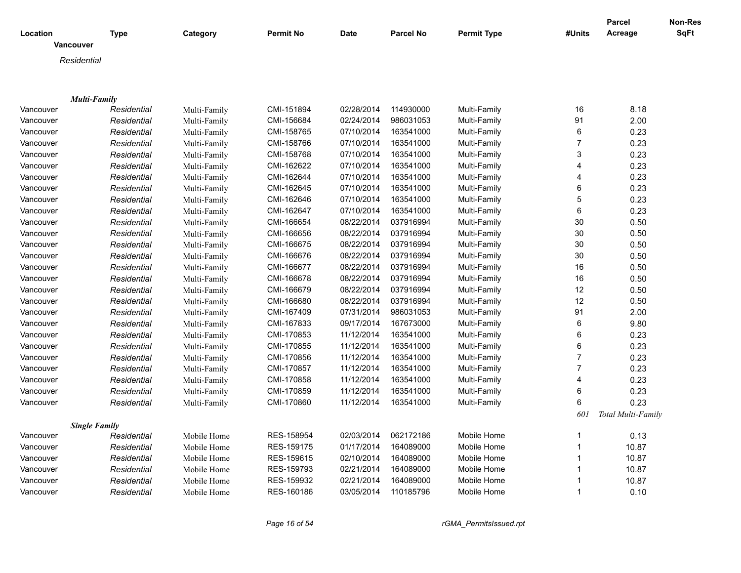| Location | Type | Category | Permit No | Date | Parcel No | Permit Type | #Units | Parcel Acreage | Non-Res SqFt |
|---|---|---|---|---|---|---|---|---|---|
| **Vancouver** | | | | | | | | | |
| *Residential* | | | | | | | | | |
| ***Multi-Family*** | | | | | | | | | |
| Vancouver | *Residential* | Multi-Family | CMI-151894 | 02/28/2014 | 114930000 | Multi-Family | 16 | 8.18 | |
| Vancouver | *Residential* | Multi-Family | CMI-156684 | 02/24/2014 | 986031053 | Multi-Family | 91 | 2.00 | |
| Vancouver | *Residential* | Multi-Family | CMI-158765 | 07/10/2014 | 163541000 | Multi-Family | 6 | 0.23 | |
| Vancouver | *Residential* | Multi-Family | CMI-158766 | 07/10/2014 | 163541000 | Multi-Family | 7 | 0.23 | |
| Vancouver | *Residential* | Multi-Family | CMI-158768 | 07/10/2014 | 163541000 | Multi-Family | 3 | 0.23 | |
| Vancouver | *Residential* | Multi-Family | CMI-162622 | 07/10/2014 | 163541000 | Multi-Family | 4 | 0.23 | |
| Vancouver | *Residential* | Multi-Family | CMI-162644 | 07/10/2014 | 163541000 | Multi-Family | 4 | 0.23 | |
| Vancouver | *Residential* | Multi-Family | CMI-162645 | 07/10/2014 | 163541000 | Multi-Family | 6 | 0.23 | |
| Vancouver | *Residential* | Multi-Family | CMI-162646 | 07/10/2014 | 163541000 | Multi-Family | 5 | 0.23 | |
| Vancouver | *Residential* | Multi-Family | CMI-162647 | 07/10/2014 | 163541000 | Multi-Family | 6 | 0.23 | |
| Vancouver | *Residential* | Multi-Family | CMI-166654 | 08/22/2014 | 037916994 | Multi-Family | 30 | 0.50 | |
| Vancouver | *Residential* | Multi-Family | CMI-166656 | 08/22/2014 | 037916994 | Multi-Family | 30 | 0.50 | |
| Vancouver | *Residential* | Multi-Family | CMI-166675 | 08/22/2014 | 037916994 | Multi-Family | 30 | 0.50 | |
| Vancouver | *Residential* | Multi-Family | CMI-166676 | 08/22/2014 | 037916994 | Multi-Family | 30 | 0.50 | |
| Vancouver | *Residential* | Multi-Family | CMI-166677 | 08/22/2014 | 037916994 | Multi-Family | 16 | 0.50 | |
| Vancouver | *Residential* | Multi-Family | CMI-166678 | 08/22/2014 | 037916994 | Multi-Family | 16 | 0.50 | |
| Vancouver | *Residential* | Multi-Family | CMI-166679 | 08/22/2014 | 037916994 | Multi-Family | 12 | 0.50 | |
| Vancouver | *Residential* | Multi-Family | CMI-166680 | 08/22/2014 | 037916994 | Multi-Family | 12 | 0.50 | |
| Vancouver | *Residential* | Multi-Family | CMI-167409 | 07/31/2014 | 986031053 | Multi-Family | 91 | 2.00 | |
| Vancouver | *Residential* | Multi-Family | CMI-167833 | 09/17/2014 | 167673000 | Multi-Family | 6 | 9.80 | |
| Vancouver | *Residential* | Multi-Family | CMI-170853 | 11/12/2014 | 163541000 | Multi-Family | 6 | 0.23 | |
| Vancouver | *Residential* | Multi-Family | CMI-170855 | 11/12/2014 | 163541000 | Multi-Family | 6 | 0.23 | |
| Vancouver | *Residential* | Multi-Family | CMI-170856 | 11/12/2014 | 163541000 | Multi-Family | 7 | 0.23 | |
| Vancouver | *Residential* | Multi-Family | CMI-170857 | 11/12/2014 | 163541000 | Multi-Family | 7 | 0.23 | |
| Vancouver | *Residential* | Multi-Family | CMI-170858 | 11/12/2014 | 163541000 | Multi-Family | 4 | 0.23 | |
| Vancouver | *Residential* | Multi-Family | CMI-170859 | 11/12/2014 | 163541000 | Multi-Family | 6 | 0.23 | |
| Vancouver | *Residential* | Multi-Family | CMI-170860 | 11/12/2014 | 163541000 | Multi-Family | 6 | 0.23 | |
| | | | | | | | *601* | *Total Multi-Family* | |
| ***Single Family*** | | | | | | | | | |
| Vancouver | *Residential* | Mobile Home | RES-158954 | 02/03/2014 | 062172186 | Mobile Home | 1 | 0.13 | |
| Vancouver | *Residential* | Mobile Home | RES-159175 | 01/17/2014 | 164089000 | Mobile Home | 1 | 10.87 | |
| Vancouver | *Residential* | Mobile Home | RES-159615 | 02/10/2014 | 164089000 | Mobile Home | 1 | 10.87 | |
| Vancouver | *Residential* | Mobile Home | RES-159793 | 02/21/2014 | 164089000 | Mobile Home | 1 | 10.87 | |
| Vancouver | *Residential* | Mobile Home | RES-159932 | 02/21/2014 | 164089000 | Mobile Home | 1 | 10.87 | |
| Vancouver | *Residential* | Mobile Home | RES-160186 | 03/05/2014 | 110185796 | Mobile Home | 1 | 0.10 | |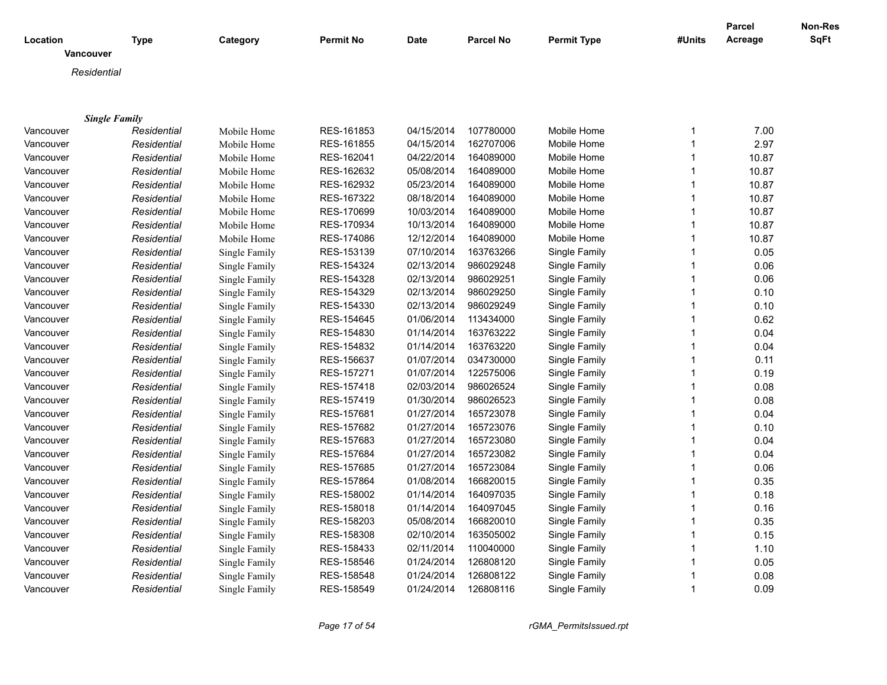| Location | Type | Category | Permit No | Date | Parcel No | Permit Type | #Units | Parcel Acreage | Non-Res SqFt |
|---|---|---|---|---|---|---|---|---|---|
| **Vancouver** | | | | | | | | | |
| *Residential* | | | | | | | | | |
| ***Single Family*** | | | | | | | | | |
| Vancouver | *Residential* | Mobile Home | RES-161853 | 04/15/2014 | 107780000 | Mobile Home | 1 | 7.00 | |
| Vancouver | *Residential* | Mobile Home | RES-161855 | 04/15/2014 | 162707006 | Mobile Home | 1 | 2.97 | |
| Vancouver | *Residential* | Mobile Home | RES-162041 | 04/22/2014 | 164089000 | Mobile Home | 1 | 10.87 | |
| Vancouver | *Residential* | Mobile Home | RES-162632 | 05/08/2014 | 164089000 | Mobile Home | 1 | 10.87 | |
| Vancouver | *Residential* | Mobile Home | RES-162932 | 05/23/2014 | 164089000 | Mobile Home | 1 | 10.87 | |
| Vancouver | *Residential* | Mobile Home | RES-167322 | 08/18/2014 | 164089000 | Mobile Home | 1 | 10.87 | |
| Vancouver | *Residential* | Mobile Home | RES-170699 | 10/03/2014 | 164089000 | Mobile Home | 1 | 10.87 | |
| Vancouver | *Residential* | Mobile Home | RES-170934 | 10/13/2014 | 164089000 | Mobile Home | 1 | 10.87 | |
| Vancouver | *Residential* | Mobile Home | RES-174086 | 12/12/2014 | 164089000 | Mobile Home | 1 | 10.87 | |
| Vancouver | *Residential* | Single Family | RES-153139 | 07/10/2014 | 163763266 | Single Family | 1 | 0.05 | |
| Vancouver | *Residential* | Single Family | RES-154324 | 02/13/2014 | 986029248 | Single Family | 1 | 0.06 | |
| Vancouver | *Residential* | Single Family | RES-154328 | 02/13/2014 | 986029251 | Single Family | 1 | 0.06 | |
| Vancouver | *Residential* | Single Family | RES-154329 | 02/13/2014 | 986029250 | Single Family | 1 | 0.10 | |
| Vancouver | *Residential* | Single Family | RES-154330 | 02/13/2014 | 986029249 | Single Family | 1 | 0.10 | |
| Vancouver | *Residential* | Single Family | RES-154645 | 01/06/2014 | 113434000 | Single Family | 1 | 0.62 | |
| Vancouver | *Residential* | Single Family | RES-154830 | 01/14/2014 | 163763222 | Single Family | 1 | 0.04 | |
| Vancouver | *Residential* | Single Family | RES-154832 | 01/14/2014 | 163763220 | Single Family | 1 | 0.04 | |
| Vancouver | *Residential* | Single Family | RES-156637 | 01/07/2014 | 034730000 | Single Family | 1 | 0.11 | |
| Vancouver | *Residential* | Single Family | RES-157271 | 01/07/2014 | 122575006 | Single Family | 1 | 0.19 | |
| Vancouver | *Residential* | Single Family | RES-157418 | 02/03/2014 | 986026524 | Single Family | 1 | 0.08 | |
| Vancouver | *Residential* | Single Family | RES-157419 | 01/30/2014 | 986026523 | Single Family | 1 | 0.08 | |
| Vancouver | *Residential* | Single Family | RES-157681 | 01/27/2014 | 165723078 | Single Family | 1 | 0.04 | |
| Vancouver | *Residential* | Single Family | RES-157682 | 01/27/2014 | 165723076 | Single Family | 1 | 0.10 | |
| Vancouver | *Residential* | Single Family | RES-157683 | 01/27/2014 | 165723080 | Single Family | 1 | 0.04 | |
| Vancouver | *Residential* | Single Family | RES-157684 | 01/27/2014 | 165723082 | Single Family | 1 | 0.04 | |
| Vancouver | *Residential* | Single Family | RES-157685 | 01/27/2014 | 165723084 | Single Family | 1 | 0.06 | |
| Vancouver | *Residential* | Single Family | RES-157864 | 01/08/2014 | 166820015 | Single Family | 1 | 0.35 | |
| Vancouver | *Residential* | Single Family | RES-158002 | 01/14/2014 | 164097035 | Single Family | 1 | 0.18 | |
| Vancouver | *Residential* | Single Family | RES-158018 | 01/14/2014 | 164097045 | Single Family | 1 | 0.16 | |
| Vancouver | *Residential* | Single Family | RES-158203 | 05/08/2014 | 166820010 | Single Family | 1 | 0.35 | |
| Vancouver | *Residential* | Single Family | RES-158308 | 02/10/2014 | 163505002 | Single Family | 1 | 0.15 | |
| Vancouver | *Residential* | Single Family | RES-158433 | 02/11/2014 | 110040000 | Single Family | 1 | 1.10 | |
| Vancouver | *Residential* | Single Family | RES-158546 | 01/24/2014 | 126808120 | Single Family | 1 | 0.05 | |
| Vancouver | *Residential* | Single Family | RES-158548 | 01/24/2014 | 126808122 | Single Family | 1 | 0.08 | |
| Vancouver | *Residential* | Single Family | RES-158549 | 01/24/2014 | 126808116 | Single Family | 1 | 0.09 | |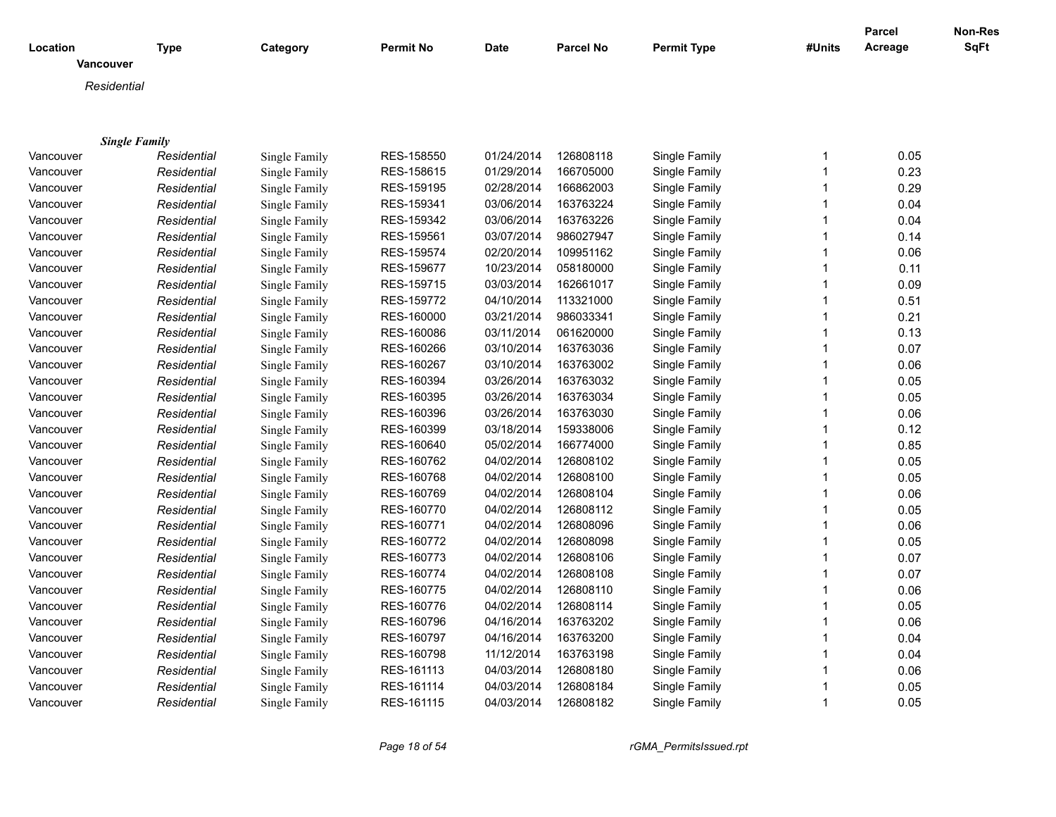| Location | Type | Category | Permit No | Date | Parcel No | Permit Type | #Units | Parcel Acreage | Non-Res SqFt |
|---|---|---|---|---|---|---|---|---|---|
| **Vancouver** | | | | | | | | | |
| *Residential* | | | | | | | | | |
| ***Single Family*** | | | | | | | | | |
| Vancouver | *Residential* | Single Family | RES-158550 | 01/24/2014 | 126808118 | Single Family | 1 | 0.05 | |
| Vancouver | *Residential* | Single Family | RES-158615 | 01/29/2014 | 166705000 | Single Family | 1 | 0.23 | |
| Vancouver | *Residential* | Single Family | RES-159195 | 02/28/2014 | 166862003 | Single Family | 1 | 0.29 | |
| Vancouver | *Residential* | Single Family | RES-159341 | 03/06/2014 | 163763224 | Single Family | 1 | 0.04 | |
| Vancouver | *Residential* | Single Family | RES-159342 | 03/06/2014 | 163763226 | Single Family | 1 | 0.04 | |
| Vancouver | *Residential* | Single Family | RES-159561 | 03/07/2014 | 986027947 | Single Family | 1 | 0.14 | |
| Vancouver | *Residential* | Single Family | RES-159574 | 02/20/2014 | 109951162 | Single Family | 1 | 0.06 | |
| Vancouver | *Residential* | Single Family | RES-159677 | 10/23/2014 | 058180000 | Single Family | 1 | 0.11 | |
| Vancouver | *Residential* | Single Family | RES-159715 | 03/03/2014 | 162661017 | Single Family | 1 | 0.09 | |
| Vancouver | *Residential* | Single Family | RES-159772 | 04/10/2014 | 113321000 | Single Family | 1 | 0.51 | |
| Vancouver | *Residential* | Single Family | RES-160000 | 03/21/2014 | 986033341 | Single Family | 1 | 0.21 | |
| Vancouver | *Residential* | Single Family | RES-160086 | 03/11/2014 | 061620000 | Single Family | 1 | 0.13 | |
| Vancouver | *Residential* | Single Family | RES-160266 | 03/10/2014 | 163763036 | Single Family | 1 | 0.07 | |
| Vancouver | *Residential* | Single Family | RES-160267 | 03/10/2014 | 163763002 | Single Family | 1 | 0.06 | |
| Vancouver | *Residential* | Single Family | RES-160394 | 03/26/2014 | 163763032 | Single Family | 1 | 0.05 | |
| Vancouver | *Residential* | Single Family | RES-160395 | 03/26/2014 | 163763034 | Single Family | 1 | 0.05 | |
| Vancouver | *Residential* | Single Family | RES-160396 | 03/26/2014 | 163763030 | Single Family | 1 | 0.06 | |
| Vancouver | *Residential* | Single Family | RES-160399 | 03/18/2014 | 159338006 | Single Family | 1 | 0.12 | |
| Vancouver | *Residential* | Single Family | RES-160640 | 05/02/2014 | 166774000 | Single Family | 1 | 0.85 | |
| Vancouver | *Residential* | Single Family | RES-160762 | 04/02/2014 | 126808102 | Single Family | 1 | 0.05 | |
| Vancouver | *Residential* | Single Family | RES-160768 | 04/02/2014 | 126808100 | Single Family | 1 | 0.05 | |
| Vancouver | *Residential* | Single Family | RES-160769 | 04/02/2014 | 126808104 | Single Family | 1 | 0.06 | |
| Vancouver | *Residential* | Single Family | RES-160770 | 04/02/2014 | 126808112 | Single Family | 1 | 0.05 | |
| Vancouver | *Residential* | Single Family | RES-160771 | 04/02/2014 | 126808096 | Single Family | 1 | 0.06 | |
| Vancouver | *Residential* | Single Family | RES-160772 | 04/02/2014 | 126808098 | Single Family | 1 | 0.05 | |
| Vancouver | *Residential* | Single Family | RES-160773 | 04/02/2014 | 126808106 | Single Family | 1 | 0.07 | |
| Vancouver | *Residential* | Single Family | RES-160774 | 04/02/2014 | 126808108 | Single Family | 1 | 0.07 | |
| Vancouver | *Residential* | Single Family | RES-160775 | 04/02/2014 | 126808110 | Single Family | 1 | 0.06 | |
| Vancouver | *Residential* | Single Family | RES-160776 | 04/02/2014 | 126808114 | Single Family | 1 | 0.05 | |
| Vancouver | *Residential* | Single Family | RES-160796 | 04/16/2014 | 163763202 | Single Family | 1 | 0.06 | |
| Vancouver | *Residential* | Single Family | RES-160797 | 04/16/2014 | 163763200 | Single Family | 1 | 0.04 | |
| Vancouver | *Residential* | Single Family | RES-160798 | 11/12/2014 | 163763198 | Single Family | 1 | 0.04 | |
| Vancouver | *Residential* | Single Family | RES-161113 | 04/03/2014 | 126808180 | Single Family | 1 | 0.06 | |
| Vancouver | *Residential* | Single Family | RES-161114 | 04/03/2014 | 126808184 | Single Family | 1 | 0.05 | |
| Vancouver | *Residential* | Single Family | RES-161115 | 04/03/2014 | 126808182 | Single Family | 1 | 0.05 | |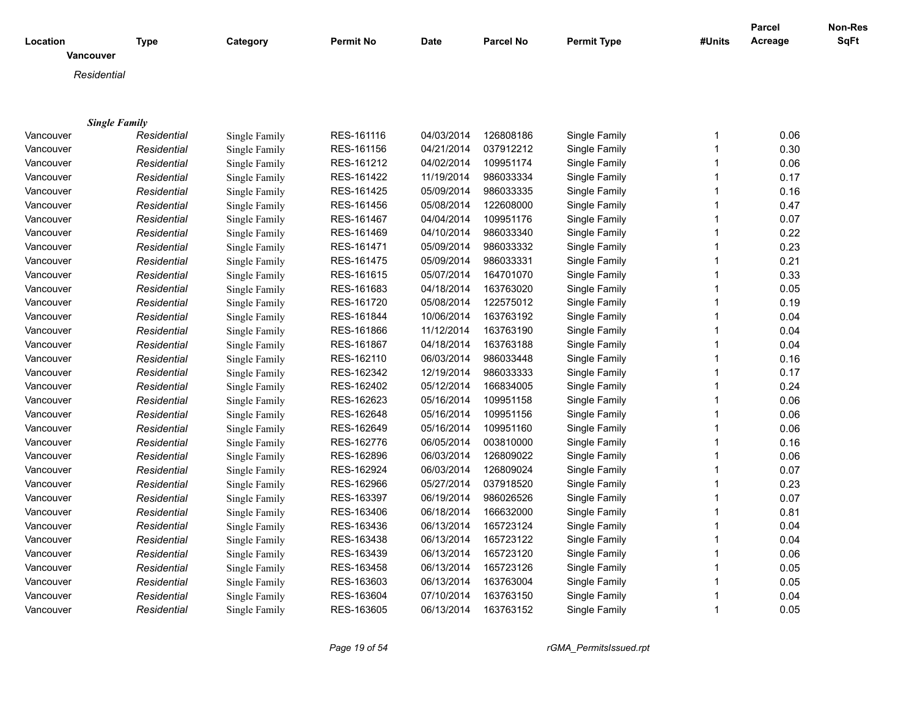| Location | Type | Category | Permit No | Date | Parcel No | Permit Type | #Units | Parcel Acreage | Non-Res SqFt |
|---|---|---|---|---|---|---|---|---|---|
| **Vancouver** | | | | | | | | | |
| *Residential* | | | | | | | | | |
| ***Single Family*** | | | | | | | | | |
| Vancouver | *Residential* | Single Family | RES-161116 | 04/03/2014 | 126808186 | Single Family | 1 | 0.06 | |
| Vancouver | *Residential* | Single Family | RES-161156 | 04/21/2014 | 037912212 | Single Family | 1 | 0.30 | |
| Vancouver | *Residential* | Single Family | RES-161212 | 04/02/2014 | 109951174 | Single Family | 1 | 0.06 | |
| Vancouver | *Residential* | Single Family | RES-161422 | 11/19/2014 | 986033334 | Single Family | 1 | 0.17 | |
| Vancouver | *Residential* | Single Family | RES-161425 | 05/09/2014 | 986033335 | Single Family | 1 | 0.16 | |
| Vancouver | *Residential* | Single Family | RES-161456 | 05/08/2014 | 122608000 | Single Family | 1 | 0.47 | |
| Vancouver | *Residential* | Single Family | RES-161467 | 04/04/2014 | 109951176 | Single Family | 1 | 0.07 | |
| Vancouver | *Residential* | Single Family | RES-161469 | 04/10/2014 | 986033340 | Single Family | 1 | 0.22 | |
| Vancouver | *Residential* | Single Family | RES-161471 | 05/09/2014 | 986033332 | Single Family | 1 | 0.23 | |
| Vancouver | *Residential* | Single Family | RES-161475 | 05/09/2014 | 986033331 | Single Family | 1 | 0.21 | |
| Vancouver | *Residential* | Single Family | RES-161615 | 05/07/2014 | 164701070 | Single Family | 1 | 0.33 | |
| Vancouver | *Residential* | Single Family | RES-161683 | 04/18/2014 | 163763020 | Single Family | 1 | 0.05 | |
| Vancouver | *Residential* | Single Family | RES-161720 | 05/08/2014 | 122575012 | Single Family | 1 | 0.19 | |
| Vancouver | *Residential* | Single Family | RES-161844 | 10/06/2014 | 163763192 | Single Family | 1 | 0.04 | |
| Vancouver | *Residential* | Single Family | RES-161866 | 11/12/2014 | 163763190 | Single Family | 1 | 0.04 | |
| Vancouver | *Residential* | Single Family | RES-161867 | 04/18/2014 | 163763188 | Single Family | 1 | 0.04 | |
| Vancouver | *Residential* | Single Family | RES-162110 | 06/03/2014 | 986033448 | Single Family | 1 | 0.16 | |
| Vancouver | *Residential* | Single Family | RES-162342 | 12/19/2014 | 986033333 | Single Family | 1 | 0.17 | |
| Vancouver | *Residential* | Single Family | RES-162402 | 05/12/2014 | 166834005 | Single Family | 1 | 0.24 | |
| Vancouver | *Residential* | Single Family | RES-162623 | 05/16/2014 | 109951158 | Single Family | 1 | 0.06 | |
| Vancouver | *Residential* | Single Family | RES-162648 | 05/16/2014 | 109951156 | Single Family | 1 | 0.06 | |
| Vancouver | *Residential* | Single Family | RES-162649 | 05/16/2014 | 109951160 | Single Family | 1 | 0.06 | |
| Vancouver | *Residential* | Single Family | RES-162776 | 06/05/2014 | 003810000 | Single Family | 1 | 0.16 | |
| Vancouver | *Residential* | Single Family | RES-162896 | 06/03/2014 | 126809022 | Single Family | 1 | 0.06 | |
| Vancouver | *Residential* | Single Family | RES-162924 | 06/03/2014 | 126809024 | Single Family | 1 | 0.07 | |
| Vancouver | *Residential* | Single Family | RES-162966 | 05/27/2014 | 037918520 | Single Family | 1 | 0.23 | |
| Vancouver | *Residential* | Single Family | RES-163397 | 06/19/2014 | 986026526 | Single Family | 1 | 0.07 | |
| Vancouver | *Residential* | Single Family | RES-163406 | 06/18/2014 | 166632000 | Single Family | 1 | 0.81 | |
| Vancouver | *Residential* | Single Family | RES-163436 | 06/13/2014 | 165723124 | Single Family | 1 | 0.04 | |
| Vancouver | *Residential* | Single Family | RES-163438 | 06/13/2014 | 165723122 | Single Family | 1 | 0.04 | |
| Vancouver | *Residential* | Single Family | RES-163439 | 06/13/2014 | 165723120 | Single Family | 1 | 0.06 | |
| Vancouver | *Residential* | Single Family | RES-163458 | 06/13/2014 | 165723126 | Single Family | 1 | 0.05 | |
| Vancouver | *Residential* | Single Family | RES-163603 | 06/13/2014 | 163763004 | Single Family | 1 | 0.05 | |
| Vancouver | *Residential* | Single Family | RES-163604 | 07/10/2014 | 163763150 | Single Family | 1 | 0.04 | |
| Vancouver | *Residential* | Single Family | RES-163605 | 06/13/2014 | 163763152 | Single Family | 1 | 0.05 | |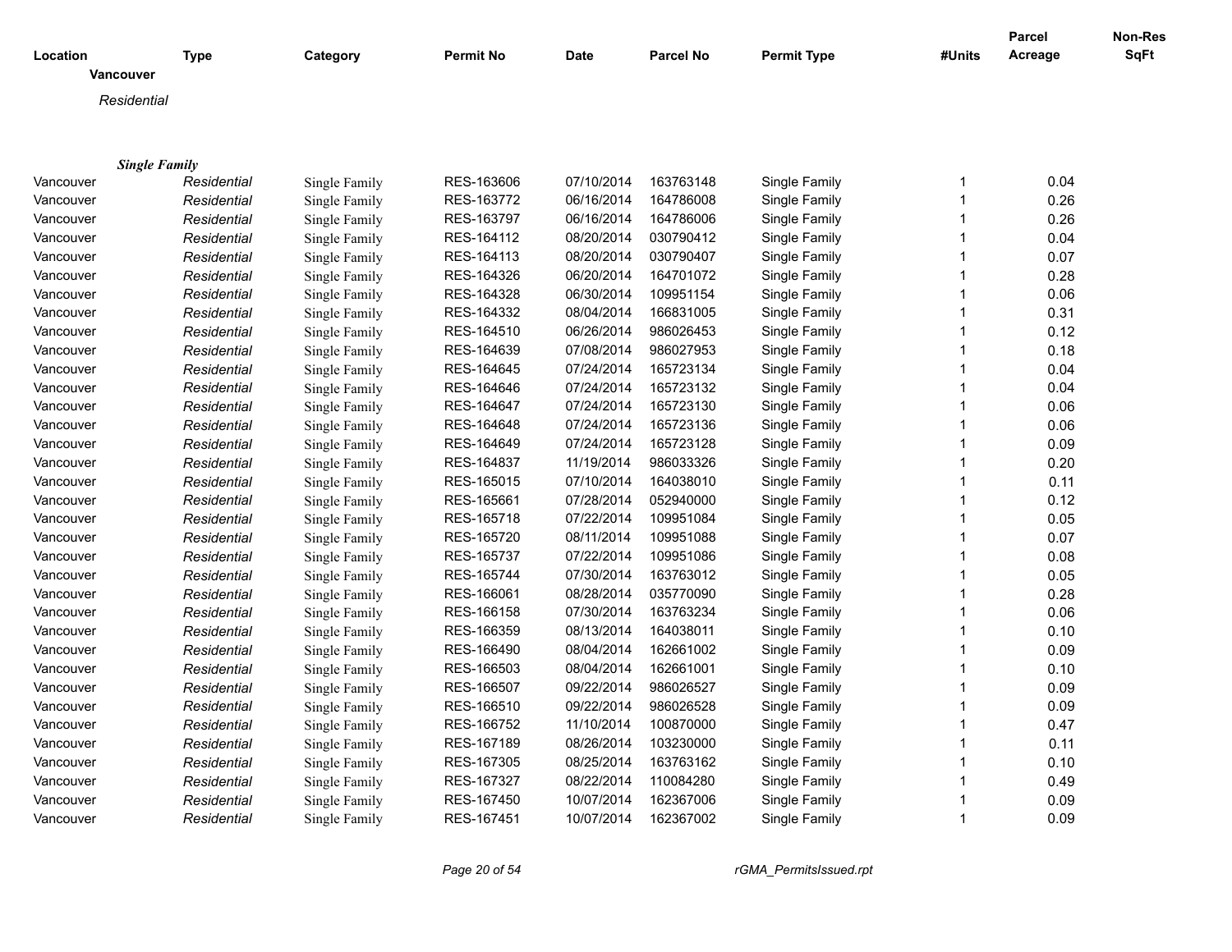| Location | Type | Category | Permit No | Date | Parcel No | Permit Type | #Units | Parcel Acreage | Non-Res SqFt |
|---|---|---|---|---|---|---|---|---|---|
| **Vancouver** | | | | | | | | | |
| *Residential* | | | | | | | | | |
| ***Single Family*** | | | | | | | | | |
| Vancouver | *Residential* | Single Family | RES-163606 | 07/10/2014 | 163763148 | Single Family | 1 | 0.04 | |
| Vancouver | *Residential* | Single Family | RES-163772 | 06/16/2014 | 164786008 | Single Family | 1 | 0.26 | |
| Vancouver | *Residential* | Single Family | RES-163797 | 06/16/2014 | 164786006 | Single Family | 1 | 0.26 | |
| Vancouver | *Residential* | Single Family | RES-164112 | 08/20/2014 | 030790412 | Single Family | 1 | 0.04 | |
| Vancouver | *Residential* | Single Family | RES-164113 | 08/20/2014 | 030790407 | Single Family | 1 | 0.07 | |
| Vancouver | *Residential* | Single Family | RES-164326 | 06/20/2014 | 164701072 | Single Family | 1 | 0.28 | |
| Vancouver | *Residential* | Single Family | RES-164328 | 06/30/2014 | 109951154 | Single Family | 1 | 0.06 | |
| Vancouver | *Residential* | Single Family | RES-164332 | 08/04/2014 | 166831005 | Single Family | 1 | 0.31 | |
| Vancouver | *Residential* | Single Family | RES-164510 | 06/26/2014 | 986026453 | Single Family | 1 | 0.12 | |
| Vancouver | *Residential* | Single Family | RES-164639 | 07/08/2014 | 986027953 | Single Family | 1 | 0.18 | |
| Vancouver | *Residential* | Single Family | RES-164645 | 07/24/2014 | 165723134 | Single Family | 1 | 0.04 | |
| Vancouver | *Residential* | Single Family | RES-164646 | 07/24/2014 | 165723132 | Single Family | 1 | 0.04 | |
| Vancouver | *Residential* | Single Family | RES-164647 | 07/24/2014 | 165723130 | Single Family | 1 | 0.06 | |
| Vancouver | *Residential* | Single Family | RES-164648 | 07/24/2014 | 165723136 | Single Family | 1 | 0.06 | |
| Vancouver | *Residential* | Single Family | RES-164649 | 07/24/2014 | 165723128 | Single Family | 1 | 0.09 | |
| Vancouver | *Residential* | Single Family | RES-164837 | 11/19/2014 | 986033326 | Single Family | 1 | 0.20 | |
| Vancouver | *Residential* | Single Family | RES-165015 | 07/10/2014 | 164038010 | Single Family | 1 | 0.11 | |
| Vancouver | *Residential* | Single Family | RES-165661 | 07/28/2014 | 052940000 | Single Family | 1 | 0.12 | |
| Vancouver | *Residential* | Single Family | RES-165718 | 07/22/2014 | 109951084 | Single Family | 1 | 0.05 | |
| Vancouver | *Residential* | Single Family | RES-165720 | 08/11/2014 | 109951088 | Single Family | 1 | 0.07 | |
| Vancouver | *Residential* | Single Family | RES-165737 | 07/22/2014 | 109951086 | Single Family | 1 | 0.08 | |
| Vancouver | *Residential* | Single Family | RES-165744 | 07/30/2014 | 163763012 | Single Family | 1 | 0.05 | |
| Vancouver | *Residential* | Single Family | RES-166061 | 08/28/2014 | 035770090 | Single Family | 1 | 0.28 | |
| Vancouver | *Residential* | Single Family | RES-166158 | 07/30/2014 | 163763234 | Single Family | 1 | 0.06 | |
| Vancouver | *Residential* | Single Family | RES-166359 | 08/13/2014 | 164038011 | Single Family | 1 | 0.10 | |
| Vancouver | *Residential* | Single Family | RES-166490 | 08/04/2014 | 162661002 | Single Family | 1 | 0.09 | |
| Vancouver | *Residential* | Single Family | RES-166503 | 08/04/2014 | 162661001 | Single Family | 1 | 0.10 | |
| Vancouver | *Residential* | Single Family | RES-166507 | 09/22/2014 | 986026527 | Single Family | 1 | 0.09 | |
| Vancouver | *Residential* | Single Family | RES-166510 | 09/22/2014 | 986026528 | Single Family | 1 | 0.09 | |
| Vancouver | *Residential* | Single Family | RES-166752 | 11/10/2014 | 100870000 | Single Family | 1 | 0.47 | |
| Vancouver | *Residential* | Single Family | RES-167189 | 08/26/2014 | 103230000 | Single Family | 1 | 0.11 | |
| Vancouver | *Residential* | Single Family | RES-167305 | 08/25/2014 | 163763162 | Single Family | 1 | 0.10 | |
| Vancouver | *Residential* | Single Family | RES-167327 | 08/22/2014 | 110084280 | Single Family | 1 | 0.49 | |
| Vancouver | *Residential* | Single Family | RES-167450 | 10/07/2014 | 162367006 | Single Family | 1 | 0.09 | |
| Vancouver | *Residential* | Single Family | RES-167451 | 10/07/2014 | 162367002 | Single Family | 1 | 0.09 | |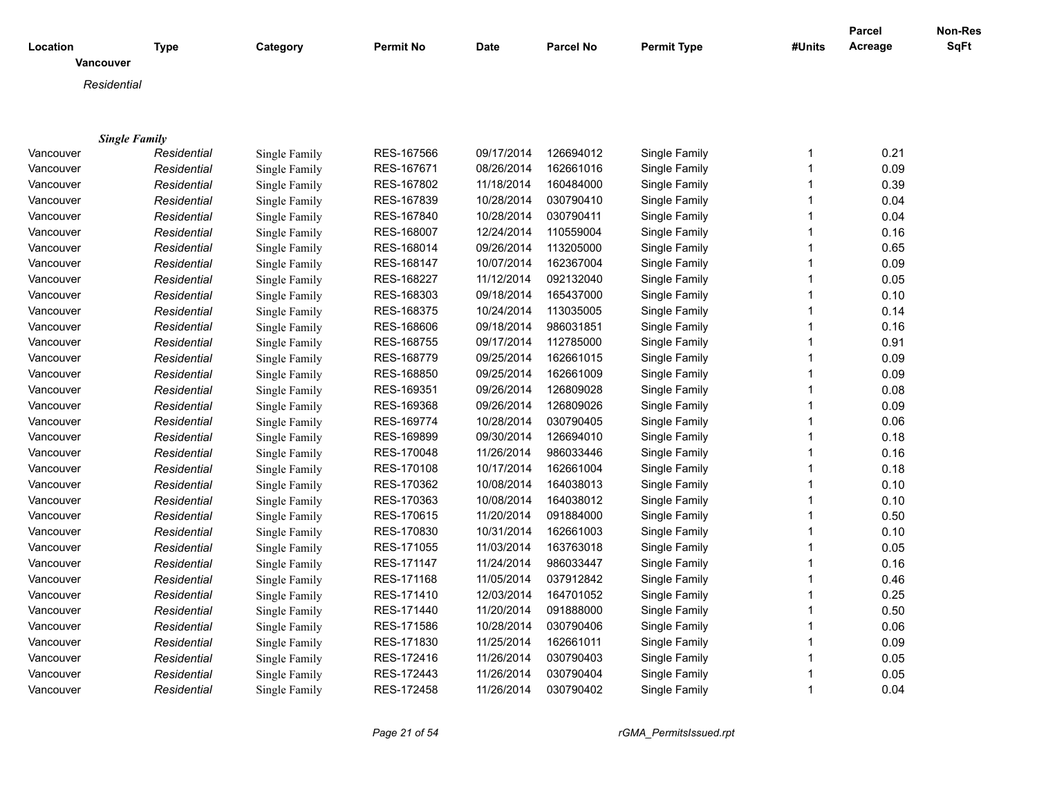| Location | Type | Category | Permit No | Date | Parcel No | Permit Type | #Units | Parcel Acreage | Non-Res SqFt |
|---|---|---|---|---|---|---|---|---|---|

**Vancouver**

*Residential*

***Single Family***

| Location | Type | Category | Permit No | Date | Parcel No | Permit Type | #Units | Parcel Acreage | Non-Res SqFt |
|---|---|---|---|---|---|---|---|---|---|
| Vancouver | *Residential* | Single Family | RES-167566 | 09/17/2014 | 126694012 | Single Family | 1 | 0.21 | |
| Vancouver | *Residential* | Single Family | RES-167671 | 08/26/2014 | 162661016 | Single Family | 1 | 0.09 | |
| Vancouver | *Residential* | Single Family | RES-167802 | 11/18/2014 | 160484000 | Single Family | 1 | 0.39 | |
| Vancouver | *Residential* | Single Family | RES-167839 | 10/28/2014 | 030790410 | Single Family | 1 | 0.04 | |
| Vancouver | *Residential* | Single Family | RES-167840 | 10/28/2014 | 030790411 | Single Family | 1 | 0.04 | |
| Vancouver | *Residential* | Single Family | RES-168007 | 12/24/2014 | 110559004 | Single Family | 1 | 0.16 | |
| Vancouver | *Residential* | Single Family | RES-168014 | 09/26/2014 | 113205000 | Single Family | 1 | 0.65 | |
| Vancouver | *Residential* | Single Family | RES-168147 | 10/07/2014 | 162367004 | Single Family | 1 | 0.09 | |
| Vancouver | *Residential* | Single Family | RES-168227 | 11/12/2014 | 092132040 | Single Family | 1 | 0.05 | |
| Vancouver | *Residential* | Single Family | RES-168303 | 09/18/2014 | 165437000 | Single Family | 1 | 0.10 | |
| Vancouver | *Residential* | Single Family | RES-168375 | 10/24/2014 | 113035005 | Single Family | 1 | 0.14 | |
| Vancouver | *Residential* | Single Family | RES-168606 | 09/18/2014 | 986031851 | Single Family | 1 | 0.16 | |
| Vancouver | *Residential* | Single Family | RES-168755 | 09/17/2014 | 112785000 | Single Family | 1 | 0.91 | |
| Vancouver | *Residential* | Single Family | RES-168779 | 09/25/2014 | 162661015 | Single Family | 1 | 0.09 | |
| Vancouver | *Residential* | Single Family | RES-168850 | 09/25/2014 | 162661009 | Single Family | 1 | 0.09 | |
| Vancouver | *Residential* | Single Family | RES-169351 | 09/26/2014 | 126809028 | Single Family | 1 | 0.08 | |
| Vancouver | *Residential* | Single Family | RES-169368 | 09/26/2014 | 126809026 | Single Family | 1 | 0.09 | |
| Vancouver | *Residential* | Single Family | RES-169774 | 10/28/2014 | 030790405 | Single Family | 1 | 0.06 | |
| Vancouver | *Residential* | Single Family | RES-169899 | 09/30/2014 | 126694010 | Single Family | 1 | 0.18 | |
| Vancouver | *Residential* | Single Family | RES-170048 | 11/26/2014 | 986033446 | Single Family | 1 | 0.16 | |
| Vancouver | *Residential* | Single Family | RES-170108 | 10/17/2014 | 162661004 | Single Family | 1 | 0.18 | |
| Vancouver | *Residential* | Single Family | RES-170362 | 10/08/2014 | 164038013 | Single Family | 1 | 0.10 | |
| Vancouver | *Residential* | Single Family | RES-170363 | 10/08/2014 | 164038012 | Single Family | 1 | 0.10 | |
| Vancouver | *Residential* | Single Family | RES-170615 | 11/20/2014 | 091884000 | Single Family | 1 | 0.50 | |
| Vancouver | *Residential* | Single Family | RES-170830 | 10/31/2014 | 162661003 | Single Family | 1 | 0.10 | |
| Vancouver | *Residential* | Single Family | RES-171055 | 11/03/2014 | 163763018 | Single Family | 1 | 0.05 | |
| Vancouver | *Residential* | Single Family | RES-171147 | 11/24/2014 | 986033447 | Single Family | 1 | 0.16 | |
| Vancouver | *Residential* | Single Family | RES-171168 | 11/05/2014 | 037912842 | Single Family | 1 | 0.46 | |
| Vancouver | *Residential* | Single Family | RES-171410 | 12/03/2014 | 164701052 | Single Family | 1 | 0.25 | |
| Vancouver | *Residential* | Single Family | RES-171440 | 11/20/2014 | 091888000 | Single Family | 1 | 0.50 | |
| Vancouver | *Residential* | Single Family | RES-171586 | 10/28/2014 | 030790406 | Single Family | 1 | 0.06 | |
| Vancouver | *Residential* | Single Family | RES-171830 | 11/25/2014 | 162661011 | Single Family | 1 | 0.09 | |
| Vancouver | *Residential* | Single Family | RES-172416 | 11/26/2014 | 030790403 | Single Family | 1 | 0.05 | |
| Vancouver | *Residential* | Single Family | RES-172443 | 11/26/2014 | 030790404 | Single Family | 1 | 0.05 | |
| Vancouver | *Residential* | Single Family | RES-172458 | 11/26/2014 | 030790402 | Single Family | 1 | 0.04 | |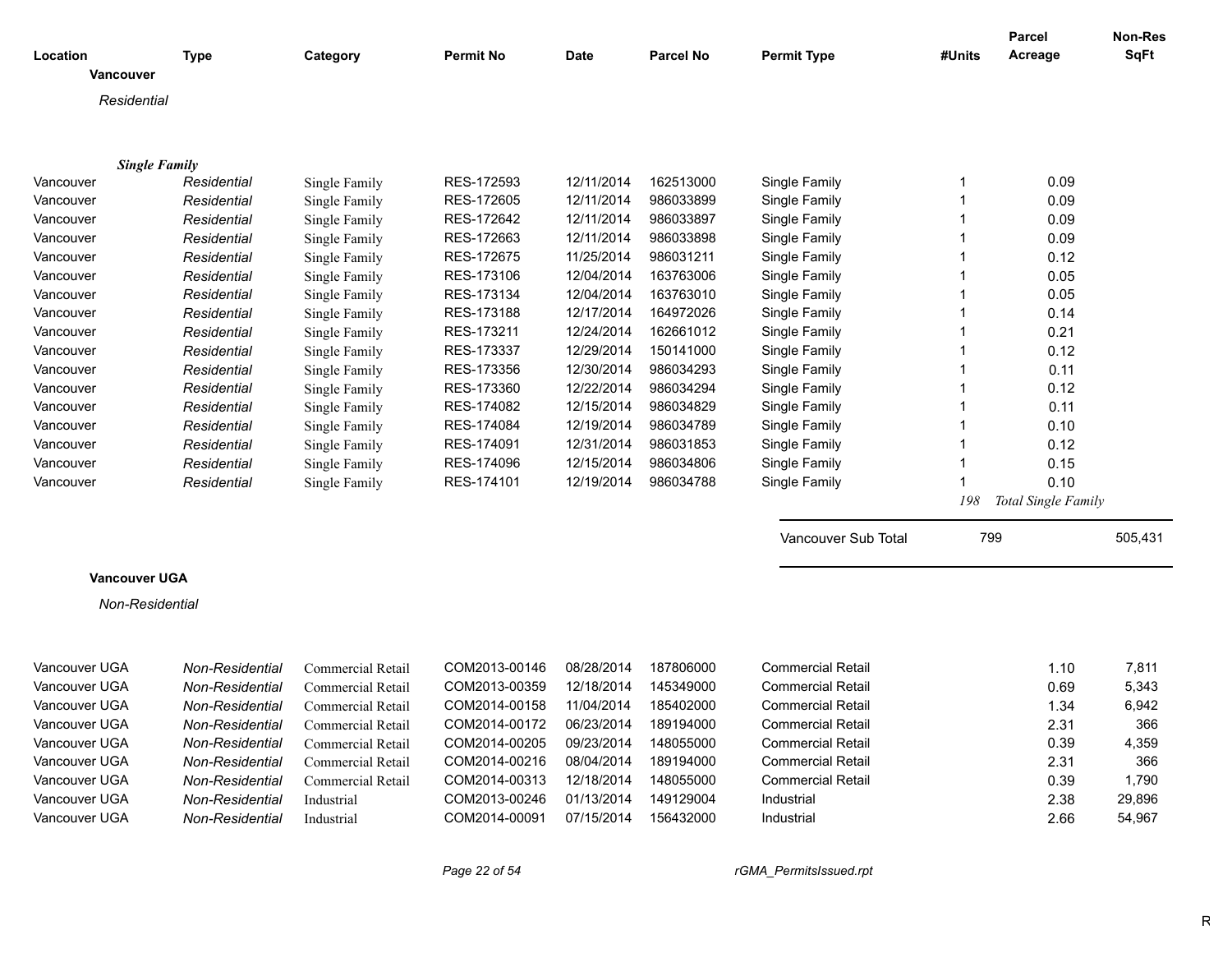| Location | Type | Category | Permit No | Date | Parcel No | Permit Type | #Units | Parcel Acreage | Non-Res SqFt |
|---|---|---|---|---|---|---|---|---|---|
| **Vancouver** | | | | | | | | | |
| *Residential* | | | | | | | | | |
| ***Single Family*** | | | | | | | | | |
| Vancouver | *Residential* | Single Family | RES-172593 | 12/11/2014 | 162513000 | Single Family | 1 | 0.09 | |
| Vancouver | *Residential* | Single Family | RES-172605 | 12/11/2014 | 986033899 | Single Family | 1 | 0.09 | |
| Vancouver | *Residential* | Single Family | RES-172642 | 12/11/2014 | 986033897 | Single Family | 1 | 0.09 | |
| Vancouver | *Residential* | Single Family | RES-172663 | 12/11/2014 | 986033898 | Single Family | 1 | 0.09 | |
| Vancouver | *Residential* | Single Family | RES-172675 | 11/25/2014 | 986031211 | Single Family | 1 | 0.12 | |
| Vancouver | *Residential* | Single Family | RES-173106 | 12/04/2014 | 163763006 | Single Family | 1 | 0.05 | |
| Vancouver | *Residential* | Single Family | RES-173134 | 12/04/2014 | 163763010 | Single Family | 1 | 0.05 | |
| Vancouver | *Residential* | Single Family | RES-173188 | 12/17/2014 | 164972026 | Single Family | 1 | 0.14 | |
| Vancouver | *Residential* | Single Family | RES-173211 | 12/24/2014 | 162661012 | Single Family | 1 | 0.21 | |
| Vancouver | *Residential* | Single Family | RES-173337 | 12/29/2014 | 150141000 | Single Family | 1 | 0.12 | |
| Vancouver | *Residential* | Single Family | RES-173356 | 12/30/2014 | 986034293 | Single Family | 1 | 0.11 | |
| Vancouver | *Residential* | Single Family | RES-173360 | 12/22/2014 | 986034294 | Single Family | 1 | 0.12 | |
| Vancouver | *Residential* | Single Family | RES-174082 | 12/15/2014 | 986034829 | Single Family | 1 | 0.11 | |
| Vancouver | *Residential* | Single Family | RES-174084 | 12/19/2014 | 986034789 | Single Family | 1 | 0.10 | |
| Vancouver | *Residential* | Single Family | RES-174091 | 12/31/2014 | 986031853 | Single Family | 1 | 0.12 | |
| Vancouver | *Residential* | Single Family | RES-174096 | 12/15/2014 | 986034806 | Single Family | 1 | 0.15 | |
| Vancouver | *Residential* | Single Family | RES-174101 | 12/19/2014 | 986034788 | Single Family | 1 | 0.10 | |
| | | | | | | | *198* | *Total Single Family* | |
| | | | | | | Vancouver Sub Total | 799 | | 505,431 |
| **Vancouver UGA** | | | | | | | | | |
| *Non-Residential* | | | | | | | | | |
| Vancouver UGA | *Non-Residential* | Commercial Retail | COM2013-00146 | 08/28/2014 | 187806000 | Commercial Retail | | 1.10 | 7,811 |
| Vancouver UGA | *Non-Residential* | Commercial Retail | COM2013-00359 | 12/18/2014 | 145349000 | Commercial Retail | | 0.69 | 5,343 |
| Vancouver UGA | *Non-Residential* | Commercial Retail | COM2014-00158 | 11/04/2014 | 185402000 | Commercial Retail | | 1.34 | 6,942 |
| Vancouver UGA | *Non-Residential* | Commercial Retail | COM2014-00172 | 06/23/2014 | 189194000 | Commercial Retail | | 2.31 | 366 |
| Vancouver UGA | *Non-Residential* | Commercial Retail | COM2014-00205 | 09/23/2014 | 148055000 | Commercial Retail | | 0.39 | 4,359 |
| Vancouver UGA | *Non-Residential* | Commercial Retail | COM2014-00216 | 08/04/2014 | 189194000 | Commercial Retail | | 2.31 | 366 |
| Vancouver UGA | *Non-Residential* | Commercial Retail | COM2014-00313 | 12/18/2014 | 148055000 | Commercial Retail | | 0.39 | 1,790 |
| Vancouver UGA | *Non-Residential* | Industrial | COM2013-00246 | 01/13/2014 | 149129004 | Industrial | | 2.38 | 29,896 |
| Vancouver UGA | *Non-Residential* | Industrial | COM2014-00091 | 07/15/2014 | 156432000 | Industrial | | 2.66 | 54,967 |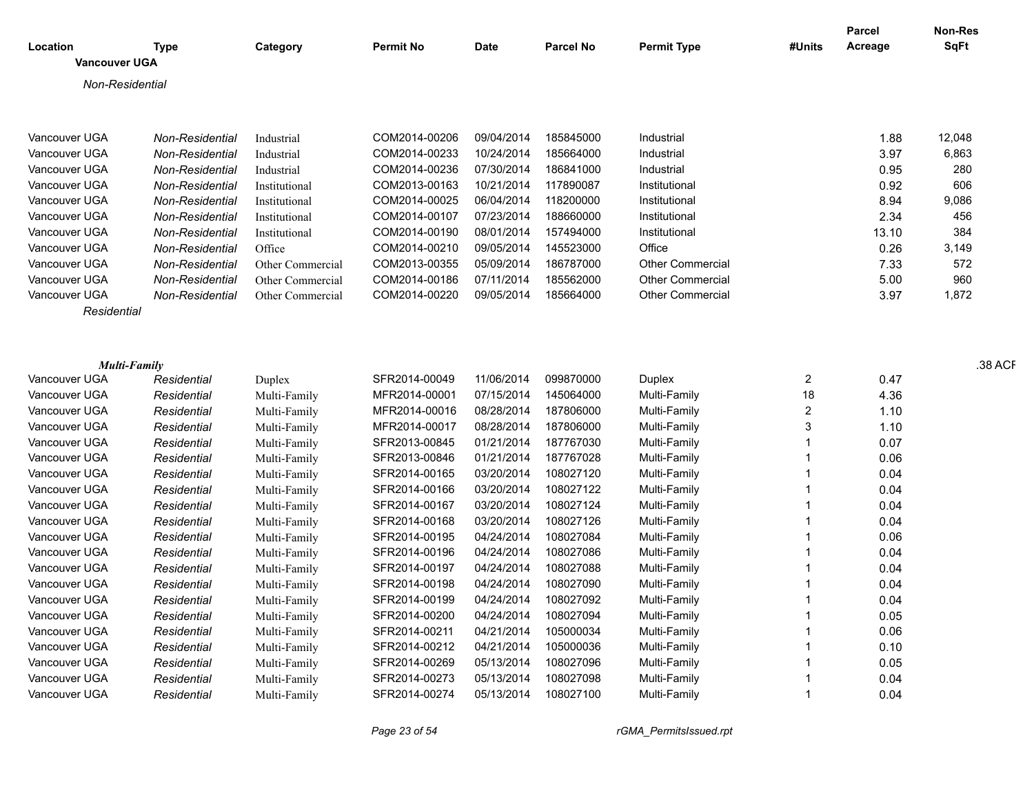| Location | Type | Category | Permit No | Date | Parcel No | Permit Type | #Units | Parcel Acreage | Non-Res SqFt |
|---|---|---|---|---|---|---|---|---|---|
| **Vancouver UGA** | | | | | | | | | |
| *Non-Residential* | | | | | | | | | |
| Vancouver UGA | *Non-Residential* | Industrial | COM2014-00206 | 09/04/2014 | 185845000 | Industrial | | 1.88 | 12,048 |
| Vancouver UGA | *Non-Residential* | Industrial | COM2014-00233 | 10/24/2014 | 185664000 | Industrial | | 3.97 | 6,863 |
| Vancouver UGA | *Non-Residential* | Industrial | COM2014-00236 | 07/30/2014 | 186841000 | Industrial | | 0.95 | 280 |
| Vancouver UGA | *Non-Residential* | Institutional | COM2013-00163 | 10/21/2014 | 117890087 | Institutional | | 0.92 | 606 |
| Vancouver UGA | *Non-Residential* | Institutional | COM2014-00025 | 06/04/2014 | 118200000 | Institutional | | 8.94 | 9,086 |
| Vancouver UGA | *Non-Residential* | Institutional | COM2014-00107 | 07/23/2014 | 188660000 | Institutional | | 2.34 | 456 |
| Vancouver UGA | *Non-Residential* | Institutional | COM2014-00190 | 08/01/2014 | 157494000 | Institutional | | 13.10 | 384 |
| Vancouver UGA | *Non-Residential* | Office | COM2014-00210 | 09/05/2014 | 145523000 | Office | | 0.26 | 3,149 |
| Vancouver UGA | *Non-Residential* | Other Commercial | COM2013-00355 | 05/09/2014 | 186787000 | Other Commercial | | 7.33 | 572 |
| Vancouver UGA | *Non-Residential* | Other Commercial | COM2014-00186 | 07/11/2014 | 185562000 | Other Commercial | | 5.00 | 960 |
| Vancouver UGA | *Non-Residential* | Other Commercial | COM2014-00220 | 09/05/2014 | 185664000 | Other Commercial | | 3.97 | 1,872 |
| *Residential* | | | | | | | | | |
| ***Multi-Family*** | | | | | | | | | .38 ACF |
| Vancouver UGA | *Residential* | Duplex | SFR2014-00049 | 11/06/2014 | 099870000 | Duplex | 2 | 0.47 | |
| Vancouver UGA | *Residential* | Multi-Family | MFR2014-00001 | 07/15/2014 | 145064000 | Multi-Family | 18 | 4.36 | |
| Vancouver UGA | *Residential* | Multi-Family | MFR2014-00016 | 08/28/2014 | 187806000 | Multi-Family | 2 | 1.10 | |
| Vancouver UGA | *Residential* | Multi-Family | MFR2014-00017 | 08/28/2014 | 187806000 | Multi-Family | 3 | 1.10 | |
| Vancouver UGA | *Residential* | Multi-Family | SFR2013-00845 | 01/21/2014 | 187767030 | Multi-Family | 1 | 0.07 | |
| Vancouver UGA | *Residential* | Multi-Family | SFR2013-00846 | 01/21/2014 | 187767028 | Multi-Family | 1 | 0.06 | |
| Vancouver UGA | *Residential* | Multi-Family | SFR2014-00165 | 03/20/2014 | 108027120 | Multi-Family | 1 | 0.04 | |
| Vancouver UGA | *Residential* | Multi-Family | SFR2014-00166 | 03/20/2014 | 108027122 | Multi-Family | 1 | 0.04 | |
| Vancouver UGA | *Residential* | Multi-Family | SFR2014-00167 | 03/20/2014 | 108027124 | Multi-Family | 1 | 0.04 | |
| Vancouver UGA | *Residential* | Multi-Family | SFR2014-00168 | 03/20/2014 | 108027126 | Multi-Family | 1 | 0.04 | |
| Vancouver UGA | *Residential* | Multi-Family | SFR2014-00195 | 04/24/2014 | 108027084 | Multi-Family | 1 | 0.06 | |
| Vancouver UGA | *Residential* | Multi-Family | SFR2014-00196 | 04/24/2014 | 108027086 | Multi-Family | 1 | 0.04 | |
| Vancouver UGA | *Residential* | Multi-Family | SFR2014-00197 | 04/24/2014 | 108027088 | Multi-Family | 1 | 0.04 | |
| Vancouver UGA | *Residential* | Multi-Family | SFR2014-00198 | 04/24/2014 | 108027090 | Multi-Family | 1 | 0.04 | |
| Vancouver UGA | *Residential* | Multi-Family | SFR2014-00199 | 04/24/2014 | 108027092 | Multi-Family | 1 | 0.04 | |
| Vancouver UGA | *Residential* | Multi-Family | SFR2014-00200 | 04/24/2014 | 108027094 | Multi-Family | 1 | 0.05 | |
| Vancouver UGA | *Residential* | Multi-Family | SFR2014-00211 | 04/21/2014 | 105000034 | Multi-Family | 1 | 0.06 | |
| Vancouver UGA | *Residential* | Multi-Family | SFR2014-00212 | 04/21/2014 | 105000036 | Multi-Family | 1 | 0.10 | |
| Vancouver UGA | *Residential* | Multi-Family | SFR2014-00269 | 05/13/2014 | 108027096 | Multi-Family | 1 | 0.05 | |
| Vancouver UGA | *Residential* | Multi-Family | SFR2014-00273 | 05/13/2014 | 108027098 | Multi-Family | 1 | 0.04 | |
| Vancouver UGA | *Residential* | Multi-Family | SFR2014-00274 | 05/13/2014 | 108027100 | Multi-Family | 1 | 0.04 | |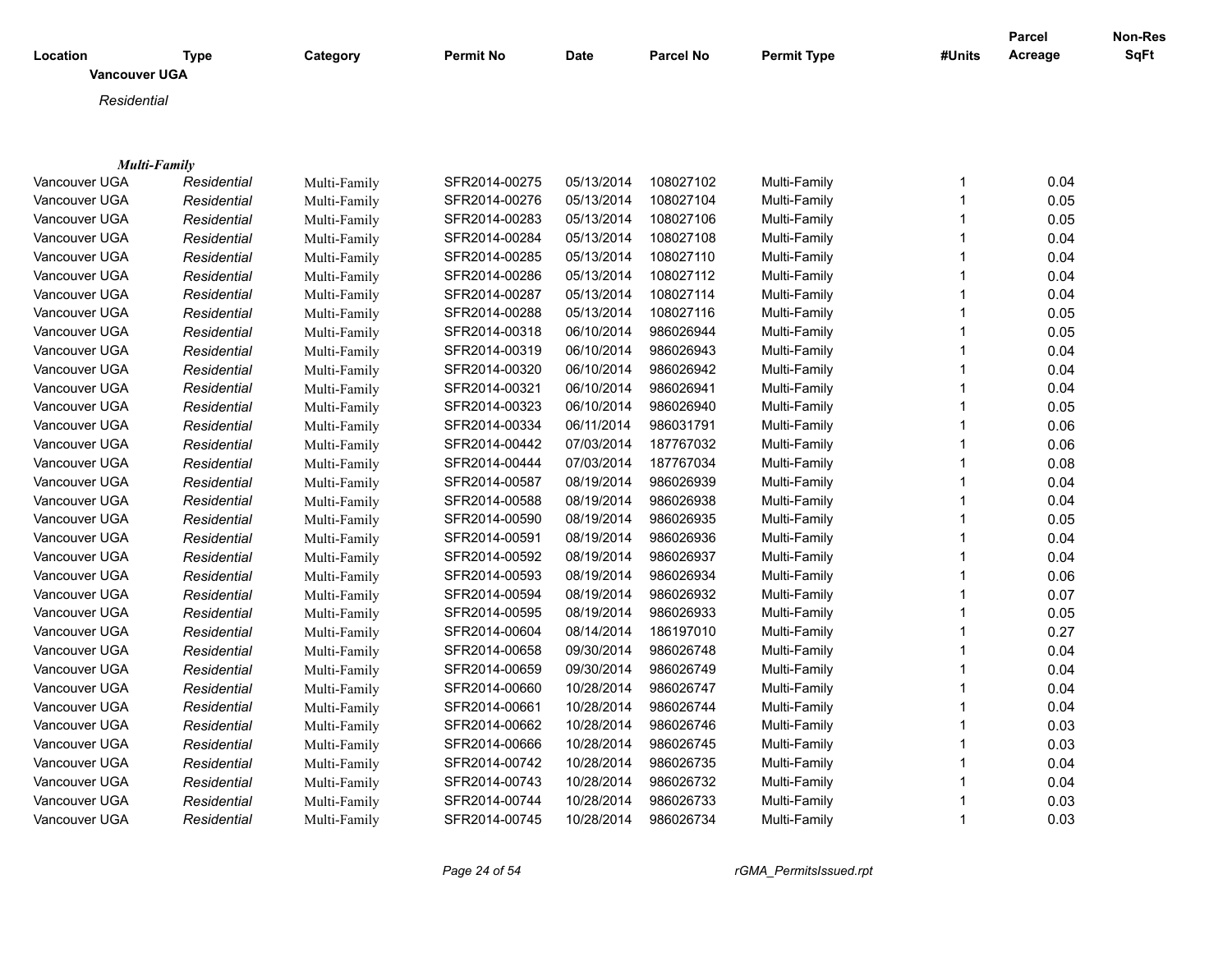| Location | Type | Category | Permit No | Date | Parcel No | Permit Type | #Units | Parcel Acreage | Non-Res SqFt |
|---|---|---|---|---|---|---|---|---|---|
| **Vancouver UGA** | | | | | | | | | |
| *Residential* | | | | | | | | | |
| ***Multi-Family*** | | | | | | | | | |
| Vancouver UGA | *Residential* | Multi-Family | SFR2014-00275 | 05/13/2014 | 108027102 | Multi-Family | 1 | 0.04 | |
| Vancouver UGA | *Residential* | Multi-Family | SFR2014-00276 | 05/13/2014 | 108027104 | Multi-Family | 1 | 0.05 | |
| Vancouver UGA | *Residential* | Multi-Family | SFR2014-00283 | 05/13/2014 | 108027106 | Multi-Family | 1 | 0.05 | |
| Vancouver UGA | *Residential* | Multi-Family | SFR2014-00284 | 05/13/2014 | 108027108 | Multi-Family | 1 | 0.04 | |
| Vancouver UGA | *Residential* | Multi-Family | SFR2014-00285 | 05/13/2014 | 108027110 | Multi-Family | 1 | 0.04 | |
| Vancouver UGA | *Residential* | Multi-Family | SFR2014-00286 | 05/13/2014 | 108027112 | Multi-Family | 1 | 0.04 | |
| Vancouver UGA | *Residential* | Multi-Family | SFR2014-00287 | 05/13/2014 | 108027114 | Multi-Family | 1 | 0.04 | |
| Vancouver UGA | *Residential* | Multi-Family | SFR2014-00288 | 05/13/2014 | 108027116 | Multi-Family | 1 | 0.05 | |
| Vancouver UGA | *Residential* | Multi-Family | SFR2014-00318 | 06/10/2014 | 986026944 | Multi-Family | 1 | 0.05 | |
| Vancouver UGA | *Residential* | Multi-Family | SFR2014-00319 | 06/10/2014 | 986026943 | Multi-Family | 1 | 0.04 | |
| Vancouver UGA | *Residential* | Multi-Family | SFR2014-00320 | 06/10/2014 | 986026942 | Multi-Family | 1 | 0.04 | |
| Vancouver UGA | *Residential* | Multi-Family | SFR2014-00321 | 06/10/2014 | 986026941 | Multi-Family | 1 | 0.04 | |
| Vancouver UGA | *Residential* | Multi-Family | SFR2014-00323 | 06/10/2014 | 986026940 | Multi-Family | 1 | 0.05 | |
| Vancouver UGA | *Residential* | Multi-Family | SFR2014-00334 | 06/11/2014 | 986031791 | Multi-Family | 1 | 0.06 | |
| Vancouver UGA | *Residential* | Multi-Family | SFR2014-00442 | 07/03/2014 | 187767032 | Multi-Family | 1 | 0.06 | |
| Vancouver UGA | *Residential* | Multi-Family | SFR2014-00444 | 07/03/2014 | 187767034 | Multi-Family | 1 | 0.08 | |
| Vancouver UGA | *Residential* | Multi-Family | SFR2014-00587 | 08/19/2014 | 986026939 | Multi-Family | 1 | 0.04 | |
| Vancouver UGA | *Residential* | Multi-Family | SFR2014-00588 | 08/19/2014 | 986026938 | Multi-Family | 1 | 0.04 | |
| Vancouver UGA | *Residential* | Multi-Family | SFR2014-00590 | 08/19/2014 | 986026935 | Multi-Family | 1 | 0.05 | |
| Vancouver UGA | *Residential* | Multi-Family | SFR2014-00591 | 08/19/2014 | 986026936 | Multi-Family | 1 | 0.04 | |
| Vancouver UGA | *Residential* | Multi-Family | SFR2014-00592 | 08/19/2014 | 986026937 | Multi-Family | 1 | 0.04 | |
| Vancouver UGA | *Residential* | Multi-Family | SFR2014-00593 | 08/19/2014 | 986026934 | Multi-Family | 1 | 0.06 | |
| Vancouver UGA | *Residential* | Multi-Family | SFR2014-00594 | 08/19/2014 | 986026932 | Multi-Family | 1 | 0.07 | |
| Vancouver UGA | *Residential* | Multi-Family | SFR2014-00595 | 08/19/2014 | 986026933 | Multi-Family | 1 | 0.05 | |
| Vancouver UGA | *Residential* | Multi-Family | SFR2014-00604 | 08/14/2014 | 186197010 | Multi-Family | 1 | 0.27 | |
| Vancouver UGA | *Residential* | Multi-Family | SFR2014-00658 | 09/30/2014 | 986026748 | Multi-Family | 1 | 0.04 | |
| Vancouver UGA | *Residential* | Multi-Family | SFR2014-00659 | 09/30/2014 | 986026749 | Multi-Family | 1 | 0.04 | |
| Vancouver UGA | *Residential* | Multi-Family | SFR2014-00660 | 10/28/2014 | 986026747 | Multi-Family | 1 | 0.04 | |
| Vancouver UGA | *Residential* | Multi-Family | SFR2014-00661 | 10/28/2014 | 986026744 | Multi-Family | 1 | 0.04 | |
| Vancouver UGA | *Residential* | Multi-Family | SFR2014-00662 | 10/28/2014 | 986026746 | Multi-Family | 1 | 0.03 | |
| Vancouver UGA | *Residential* | Multi-Family | SFR2014-00666 | 10/28/2014 | 986026745 | Multi-Family | 1 | 0.03 | |
| Vancouver UGA | *Residential* | Multi-Family | SFR2014-00742 | 10/28/2014 | 986026735 | Multi-Family | 1 | 0.04 | |
| Vancouver UGA | *Residential* | Multi-Family | SFR2014-00743 | 10/28/2014 | 986026732 | Multi-Family | 1 | 0.04 | |
| Vancouver UGA | *Residential* | Multi-Family | SFR2014-00744 | 10/28/2014 | 986026733 | Multi-Family | 1 | 0.03 | |
| Vancouver UGA | *Residential* | Multi-Family | SFR2014-00745 | 10/28/2014 | 986026734 | Multi-Family | 1 | 0.03 | |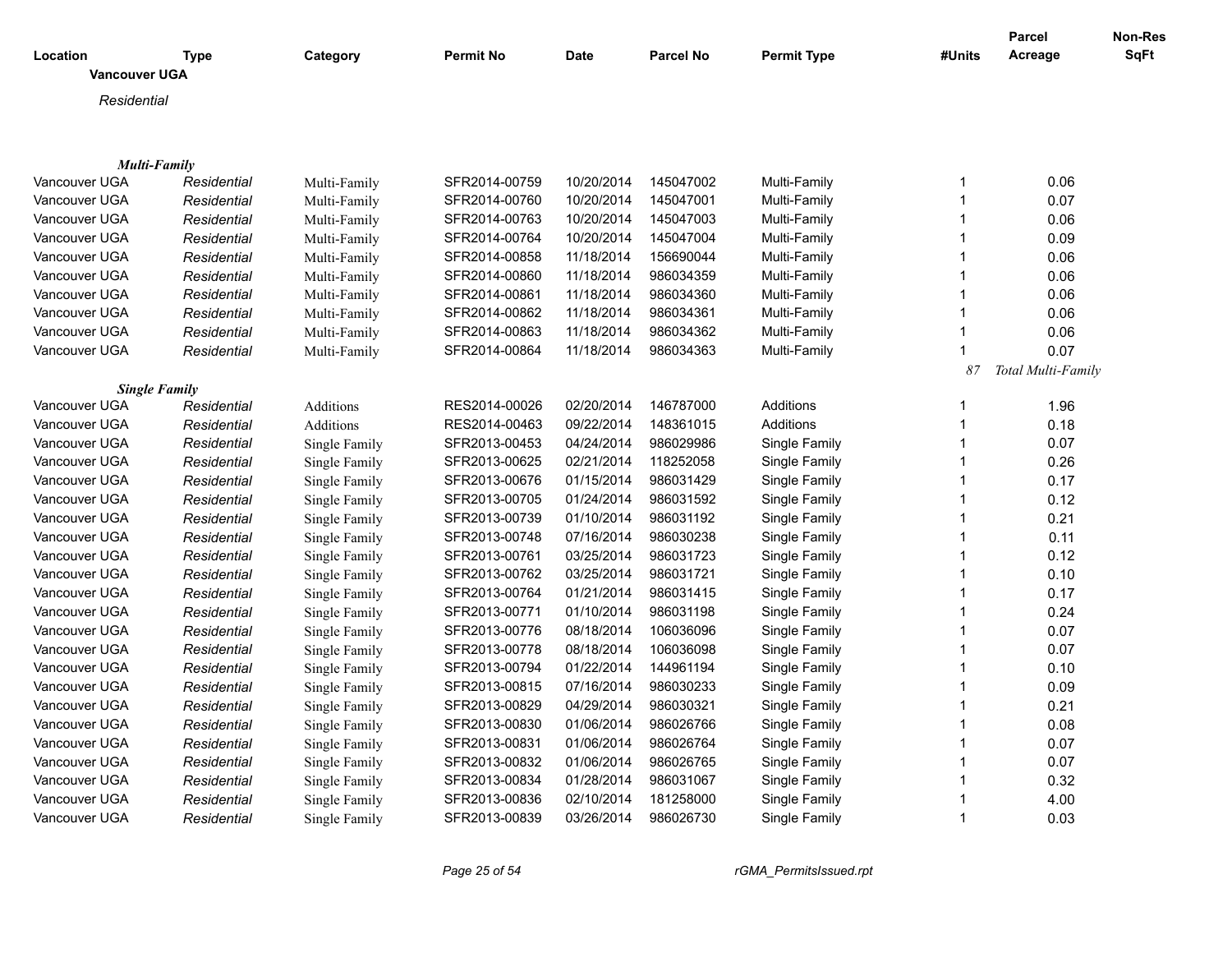| Location | Type | Category | Permit No | Date | Parcel No | Permit Type | #Units | Parcel Acreage | Non-Res SqFt |
|---|---|---|---|---|---|---|---|---|---|
| **Vancouver UGA** | | | | | | | | | |
| *Residential* | | | | | | | | | |
| ***Multi-Family*** | | | | | | | | | |
| Vancouver UGA | *Residential* | Multi-Family | SFR2014-00759 | 10/20/2014 | 145047002 | Multi-Family | 1 | 0.06 | |
| Vancouver UGA | *Residential* | Multi-Family | SFR2014-00760 | 10/20/2014 | 145047001 | Multi-Family | 1 | 0.07 | |
| Vancouver UGA | *Residential* | Multi-Family | SFR2014-00763 | 10/20/2014 | 145047003 | Multi-Family | 1 | 0.06 | |
| Vancouver UGA | *Residential* | Multi-Family | SFR2014-00764 | 10/20/2014 | 145047004 | Multi-Family | 1 | 0.09 | |
| Vancouver UGA | *Residential* | Multi-Family | SFR2014-00858 | 11/18/2014 | 156690044 | Multi-Family | 1 | 0.06 | |
| Vancouver UGA | *Residential* | Multi-Family | SFR2014-00860 | 11/18/2014 | 986034359 | Multi-Family | 1 | 0.06 | |
| Vancouver UGA | *Residential* | Multi-Family | SFR2014-00861 | 11/18/2014 | 986034360 | Multi-Family | 1 | 0.06 | |
| Vancouver UGA | *Residential* | Multi-Family | SFR2014-00862 | 11/18/2014 | 986034361 | Multi-Family | 1 | 0.06 | |
| Vancouver UGA | *Residential* | Multi-Family | SFR2014-00863 | 11/18/2014 | 986034362 | Multi-Family | 1 | 0.06 | |
| Vancouver UGA | *Residential* | Multi-Family | SFR2014-00864 | 11/18/2014 | 986034363 | Multi-Family | 1 | 0.07 | |
| | | | | | | | *87* | *Total Multi-Family* | |
| ***Single Family*** | | | | | | | | | |
| Vancouver UGA | *Residential* | Additions | RES2014-00026 | 02/20/2014 | 146787000 | Additions | 1 | 1.96 | |
| Vancouver UGA | *Residential* | Additions | RES2014-00463 | 09/22/2014 | 148361015 | Additions | 1 | 0.18 | |
| Vancouver UGA | *Residential* | Single Family | SFR2013-00453 | 04/24/2014 | 986029986 | Single Family | 1 | 0.07 | |
| Vancouver UGA | *Residential* | Single Family | SFR2013-00625 | 02/21/2014 | 118252058 | Single Family | 1 | 0.26 | |
| Vancouver UGA | *Residential* | Single Family | SFR2013-00676 | 01/15/2014 | 986031429 | Single Family | 1 | 0.17 | |
| Vancouver UGA | *Residential* | Single Family | SFR2013-00705 | 01/24/2014 | 986031592 | Single Family | 1 | 0.12 | |
| Vancouver UGA | *Residential* | Single Family | SFR2013-00739 | 01/10/2014 | 986031192 | Single Family | 1 | 0.21 | |
| Vancouver UGA | *Residential* | Single Family | SFR2013-00748 | 07/16/2014 | 986030238 | Single Family | 1 | 0.11 | |
| Vancouver UGA | *Residential* | Single Family | SFR2013-00761 | 03/25/2014 | 986031723 | Single Family | 1 | 0.12 | |
| Vancouver UGA | *Residential* | Single Family | SFR2013-00762 | 03/25/2014 | 986031721 | Single Family | 1 | 0.10 | |
| Vancouver UGA | *Residential* | Single Family | SFR2013-00764 | 01/21/2014 | 986031415 | Single Family | 1 | 0.17 | |
| Vancouver UGA | *Residential* | Single Family | SFR2013-00771 | 01/10/2014 | 986031198 | Single Family | 1 | 0.24 | |
| Vancouver UGA | *Residential* | Single Family | SFR2013-00776 | 08/18/2014 | 106036096 | Single Family | 1 | 0.07 | |
| Vancouver UGA | *Residential* | Single Family | SFR2013-00778 | 08/18/2014 | 106036098 | Single Family | 1 | 0.07 | |
| Vancouver UGA | *Residential* | Single Family | SFR2013-00794 | 01/22/2014 | 144961194 | Single Family | 1 | 0.10 | |
| Vancouver UGA | *Residential* | Single Family | SFR2013-00815 | 07/16/2014 | 986030233 | Single Family | 1 | 0.09 | |
| Vancouver UGA | *Residential* | Single Family | SFR2013-00829 | 04/29/2014 | 986030321 | Single Family | 1 | 0.21 | |
| Vancouver UGA | *Residential* | Single Family | SFR2013-00830 | 01/06/2014 | 986026766 | Single Family | 1 | 0.08 | |
| Vancouver UGA | *Residential* | Single Family | SFR2013-00831 | 01/06/2014 | 986026764 | Single Family | 1 | 0.07 | |
| Vancouver UGA | *Residential* | Single Family | SFR2013-00832 | 01/06/2014 | 986026765 | Single Family | 1 | 0.07 | |
| Vancouver UGA | *Residential* | Single Family | SFR2013-00834 | 01/28/2014 | 986031067 | Single Family | 1 | 0.32 | |
| Vancouver UGA | *Residential* | Single Family | SFR2013-00836 | 02/10/2014 | 181258000 | Single Family | 1 | 4.00 | |
| Vancouver UGA | *Residential* | Single Family | SFR2013-00839 | 03/26/2014 | 986026730 | Single Family | 1 | 0.03 | |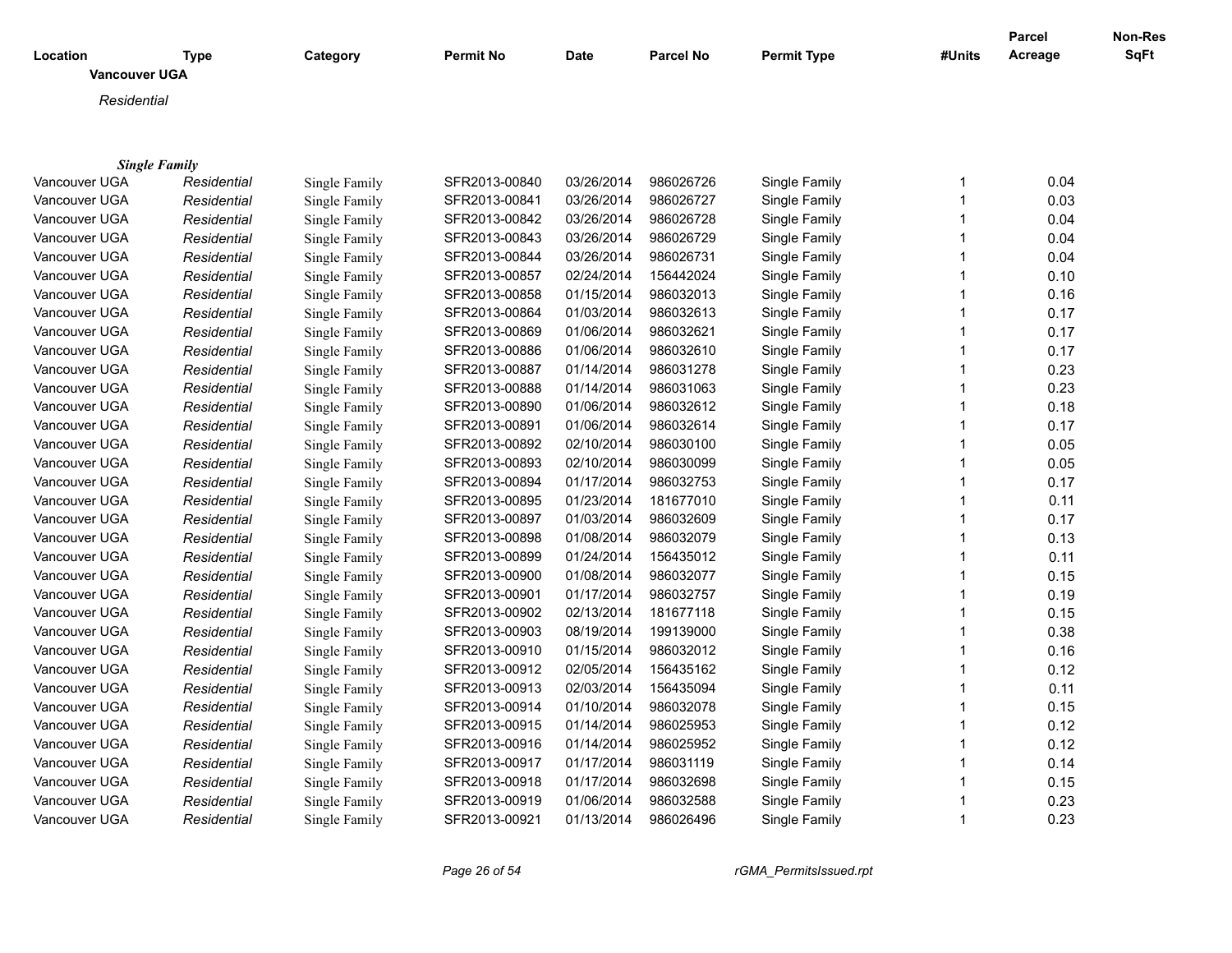| Location | Type | Category | Permit No | Date | Parcel No | Permit Type | #Units | Parcel Acreage | Non-Res SqFt |
|---|---|---|---|---|---|---|---|---|---|

**Vancouver UGA**

*Residential*

***Single Family***

| Location | Type | Category | Permit No | Date | Parcel No | Permit Type | #Units | Parcel Acreage | Non-Res SqFt |
|---|---|---|---|---|---|---|---|---|---|
| Vancouver UGA | *Residential* | Single Family | SFR2013-00840 | 03/26/2014 | 986026726 | Single Family | 1 | 0.04 | |
| Vancouver UGA | *Residential* | Single Family | SFR2013-00841 | 03/26/2014 | 986026727 | Single Family | 1 | 0.03 | |
| Vancouver UGA | *Residential* | Single Family | SFR2013-00842 | 03/26/2014 | 986026728 | Single Family | 1 | 0.04 | |
| Vancouver UGA | *Residential* | Single Family | SFR2013-00843 | 03/26/2014 | 986026729 | Single Family | 1 | 0.04 | |
| Vancouver UGA | *Residential* | Single Family | SFR2013-00844 | 03/26/2014 | 986026731 | Single Family | 1 | 0.04 | |
| Vancouver UGA | *Residential* | Single Family | SFR2013-00857 | 02/24/2014 | 156442024 | Single Family | 1 | 0.10 | |
| Vancouver UGA | *Residential* | Single Family | SFR2013-00858 | 01/15/2014 | 986032013 | Single Family | 1 | 0.16 | |
| Vancouver UGA | *Residential* | Single Family | SFR2013-00864 | 01/03/2014 | 986032613 | Single Family | 1 | 0.17 | |
| Vancouver UGA | *Residential* | Single Family | SFR2013-00869 | 01/06/2014 | 986032621 | Single Family | 1 | 0.17 | |
| Vancouver UGA | *Residential* | Single Family | SFR2013-00886 | 01/06/2014 | 986032610 | Single Family | 1 | 0.17 | |
| Vancouver UGA | *Residential* | Single Family | SFR2013-00887 | 01/14/2014 | 986031278 | Single Family | 1 | 0.23 | |
| Vancouver UGA | *Residential* | Single Family | SFR2013-00888 | 01/14/2014 | 986031063 | Single Family | 1 | 0.23 | |
| Vancouver UGA | *Residential* | Single Family | SFR2013-00890 | 01/06/2014 | 986032612 | Single Family | 1 | 0.18 | |
| Vancouver UGA | *Residential* | Single Family | SFR2013-00891 | 01/06/2014 | 986032614 | Single Family | 1 | 0.17 | |
| Vancouver UGA | *Residential* | Single Family | SFR2013-00892 | 02/10/2014 | 986030100 | Single Family | 1 | 0.05 | |
| Vancouver UGA | *Residential* | Single Family | SFR2013-00893 | 02/10/2014 | 986030099 | Single Family | 1 | 0.05 | |
| Vancouver UGA | *Residential* | Single Family | SFR2013-00894 | 01/17/2014 | 986032753 | Single Family | 1 | 0.17 | |
| Vancouver UGA | *Residential* | Single Family | SFR2013-00895 | 01/23/2014 | 181677010 | Single Family | 1 | 0.11 | |
| Vancouver UGA | *Residential* | Single Family | SFR2013-00897 | 01/03/2014 | 986032609 | Single Family | 1 | 0.17 | |
| Vancouver UGA | *Residential* | Single Family | SFR2013-00898 | 01/08/2014 | 986032079 | Single Family | 1 | 0.13 | |
| Vancouver UGA | *Residential* | Single Family | SFR2013-00899 | 01/24/2014 | 156435012 | Single Family | 1 | 0.11 | |
| Vancouver UGA | *Residential* | Single Family | SFR2013-00900 | 01/08/2014 | 986032077 | Single Family | 1 | 0.15 | |
| Vancouver UGA | *Residential* | Single Family | SFR2013-00901 | 01/17/2014 | 986032757 | Single Family | 1 | 0.19 | |
| Vancouver UGA | *Residential* | Single Family | SFR2013-00902 | 02/13/2014 | 181677118 | Single Family | 1 | 0.15 | |
| Vancouver UGA | *Residential* | Single Family | SFR2013-00903 | 08/19/2014 | 199139000 | Single Family | 1 | 0.38 | |
| Vancouver UGA | *Residential* | Single Family | SFR2013-00910 | 01/15/2014 | 986032012 | Single Family | 1 | 0.16 | |
| Vancouver UGA | *Residential* | Single Family | SFR2013-00912 | 02/05/2014 | 156435162 | Single Family | 1 | 0.12 | |
| Vancouver UGA | *Residential* | Single Family | SFR2013-00913 | 02/03/2014 | 156435094 | Single Family | 1 | 0.11 | |
| Vancouver UGA | *Residential* | Single Family | SFR2013-00914 | 01/10/2014 | 986032078 | Single Family | 1 | 0.15 | |
| Vancouver UGA | *Residential* | Single Family | SFR2013-00915 | 01/14/2014 | 986025953 | Single Family | 1 | 0.12 | |
| Vancouver UGA | *Residential* | Single Family | SFR2013-00916 | 01/14/2014 | 986025952 | Single Family | 1 | 0.12 | |
| Vancouver UGA | *Residential* | Single Family | SFR2013-00917 | 01/17/2014 | 986031119 | Single Family | 1 | 0.14 | |
| Vancouver UGA | *Residential* | Single Family | SFR2013-00918 | 01/17/2014 | 986032698 | Single Family | 1 | 0.15 | |
| Vancouver UGA | *Residential* | Single Family | SFR2013-00919 | 01/06/2014 | 986032588 | Single Family | 1 | 0.23 | |
| Vancouver UGA | *Residential* | Single Family | SFR2013-00921 | 01/13/2014 | 986026496 | Single Family | 1 | 0.23 | |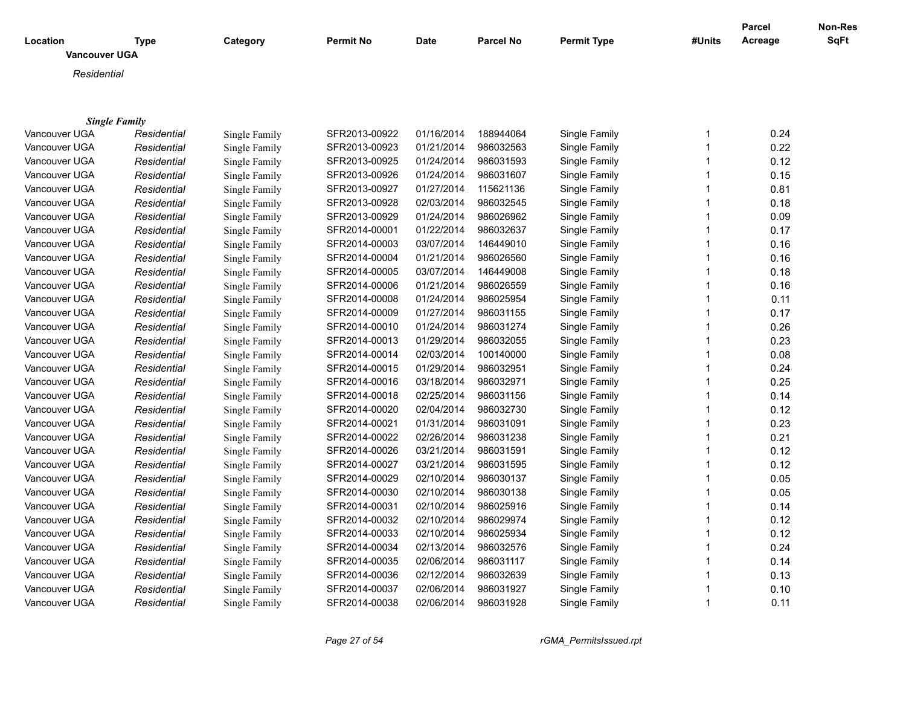| Location | Type | Category | Permit No | Date | Parcel No | Permit Type | #Units | Parcel Acreage | Non-Res SqFt |
|---|---|---|---|---|---|---|---|---|---|

**Vancouver UGA**

*Residential*

***Single Family***

| Location | Type | Category | Permit No | Date | Parcel No | Permit Type | #Units | Parcel Acreage | Non-Res SqFt |
|---|---|---|---|---|---|---|---|---|---|
| Vancouver UGA | *Residential* | Single Family | SFR2013-00922 | 01/16/2014 | 188944064 | Single Family | 1 | 0.24 | |
| Vancouver UGA | *Residential* | Single Family | SFR2013-00923 | 01/21/2014 | 986032563 | Single Family | 1 | 0.22 | |
| Vancouver UGA | *Residential* | Single Family | SFR2013-00925 | 01/24/2014 | 986031593 | Single Family | 1 | 0.12 | |
| Vancouver UGA | *Residential* | Single Family | SFR2013-00926 | 01/24/2014 | 986031607 | Single Family | 1 | 0.15 | |
| Vancouver UGA | *Residential* | Single Family | SFR2013-00927 | 01/27/2014 | 115621136 | Single Family | 1 | 0.81 | |
| Vancouver UGA | *Residential* | Single Family | SFR2013-00928 | 02/03/2014 | 986032545 | Single Family | 1 | 0.18 | |
| Vancouver UGA | *Residential* | Single Family | SFR2013-00929 | 01/24/2014 | 986026962 | Single Family | 1 | 0.09 | |
| Vancouver UGA | *Residential* | Single Family | SFR2014-00001 | 01/22/2014 | 986032637 | Single Family | 1 | 0.17 | |
| Vancouver UGA | *Residential* | Single Family | SFR2014-00003 | 03/07/2014 | 146449010 | Single Family | 1 | 0.16 | |
| Vancouver UGA | *Residential* | Single Family | SFR2014-00004 | 01/21/2014 | 986026560 | Single Family | 1 | 0.16 | |
| Vancouver UGA | *Residential* | Single Family | SFR2014-00005 | 03/07/2014 | 146449008 | Single Family | 1 | 0.18 | |
| Vancouver UGA | *Residential* | Single Family | SFR2014-00006 | 01/21/2014 | 986026559 | Single Family | 1 | 0.16 | |
| Vancouver UGA | *Residential* | Single Family | SFR2014-00008 | 01/24/2014 | 986025954 | Single Family | 1 | 0.11 | |
| Vancouver UGA | *Residential* | Single Family | SFR2014-00009 | 01/27/2014 | 986031155 | Single Family | 1 | 0.17 | |
| Vancouver UGA | *Residential* | Single Family | SFR2014-00010 | 01/24/2014 | 986031274 | Single Family | 1 | 0.26 | |
| Vancouver UGA | *Residential* | Single Family | SFR2014-00013 | 01/29/2014 | 986032055 | Single Family | 1 | 0.23 | |
| Vancouver UGA | *Residential* | Single Family | SFR2014-00014 | 02/03/2014 | 100140000 | Single Family | 1 | 0.08 | |
| Vancouver UGA | *Residential* | Single Family | SFR2014-00015 | 01/29/2014 | 986032951 | Single Family | 1 | 0.24 | |
| Vancouver UGA | *Residential* | Single Family | SFR2014-00016 | 03/18/2014 | 986032971 | Single Family | 1 | 0.25 | |
| Vancouver UGA | *Residential* | Single Family | SFR2014-00018 | 02/25/2014 | 986031156 | Single Family | 1 | 0.14 | |
| Vancouver UGA | *Residential* | Single Family | SFR2014-00020 | 02/04/2014 | 986032730 | Single Family | 1 | 0.12 | |
| Vancouver UGA | *Residential* | Single Family | SFR2014-00021 | 01/31/2014 | 986031091 | Single Family | 1 | 0.23 | |
| Vancouver UGA | *Residential* | Single Family | SFR2014-00022 | 02/26/2014 | 986031238 | Single Family | 1 | 0.21 | |
| Vancouver UGA | *Residential* | Single Family | SFR2014-00026 | 03/21/2014 | 986031591 | Single Family | 1 | 0.12 | |
| Vancouver UGA | *Residential* | Single Family | SFR2014-00027 | 03/21/2014 | 986031595 | Single Family | 1 | 0.12 | |
| Vancouver UGA | *Residential* | Single Family | SFR2014-00029 | 02/10/2014 | 986030137 | Single Family | 1 | 0.05 | |
| Vancouver UGA | *Residential* | Single Family | SFR2014-00030 | 02/10/2014 | 986030138 | Single Family | 1 | 0.05 | |
| Vancouver UGA | *Residential* | Single Family | SFR2014-00031 | 02/10/2014 | 986025916 | Single Family | 1 | 0.14 | |
| Vancouver UGA | *Residential* | Single Family | SFR2014-00032 | 02/10/2014 | 986029974 | Single Family | 1 | 0.12 | |
| Vancouver UGA | *Residential* | Single Family | SFR2014-00033 | 02/10/2014 | 986025934 | Single Family | 1 | 0.12 | |
| Vancouver UGA | *Residential* | Single Family | SFR2014-00034 | 02/13/2014 | 986032576 | Single Family | 1 | 0.24 | |
| Vancouver UGA | *Residential* | Single Family | SFR2014-00035 | 02/06/2014 | 986031117 | Single Family | 1 | 0.14 | |
| Vancouver UGA | *Residential* | Single Family | SFR2014-00036 | 02/12/2014 | 986032639 | Single Family | 1 | 0.13 | |
| Vancouver UGA | *Residential* | Single Family | SFR2014-00037 | 02/06/2014 | 986031927 | Single Family | 1 | 0.10 | |
| Vancouver UGA | *Residential* | Single Family | SFR2014-00038 | 02/06/2014 | 986031928 | Single Family | 1 | 0.11 | |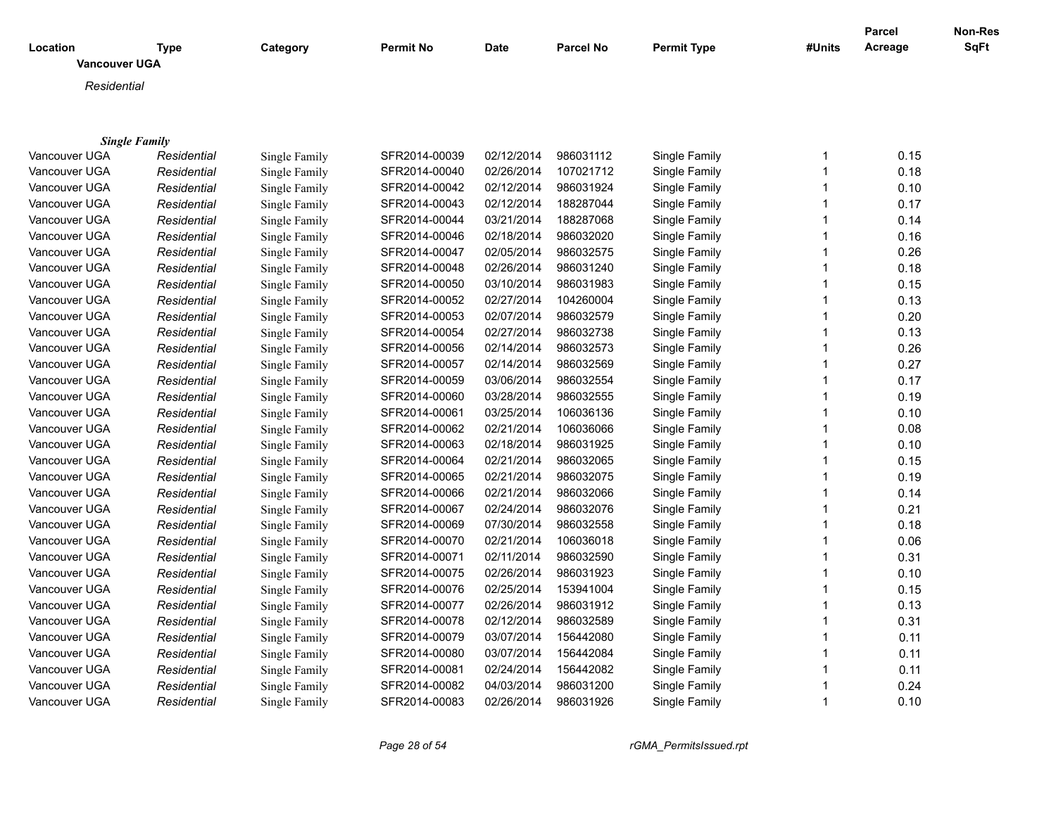| Location | Type | Category | Permit No | Date | Parcel No | Permit Type | #Units | Parcel Acreage | Non-Res SqFt |
|---|---|---|---|---|---|---|---|---|---|
| **Vancouver UGA** | | | | | | | | | |
| *Residential* | | | | | | | | | |
| ***Single Family*** | | | | | | | | | |
| Vancouver UGA | *Residential* | Single Family | SFR2014-00039 | 02/12/2014 | 986031112 | Single Family | 1 | 0.15 | |
| Vancouver UGA | *Residential* | Single Family | SFR2014-00040 | 02/26/2014 | 107021712 | Single Family | 1 | 0.18 | |
| Vancouver UGA | *Residential* | Single Family | SFR2014-00042 | 02/12/2014 | 986031924 | Single Family | 1 | 0.10 | |
| Vancouver UGA | *Residential* | Single Family | SFR2014-00043 | 02/12/2014 | 188287044 | Single Family | 1 | 0.17 | |
| Vancouver UGA | *Residential* | Single Family | SFR2014-00044 | 03/21/2014 | 188287068 | Single Family | 1 | 0.14 | |
| Vancouver UGA | *Residential* | Single Family | SFR2014-00046 | 02/18/2014 | 986032020 | Single Family | 1 | 0.16 | |
| Vancouver UGA | *Residential* | Single Family | SFR2014-00047 | 02/05/2014 | 986032575 | Single Family | 1 | 0.26 | |
| Vancouver UGA | *Residential* | Single Family | SFR2014-00048 | 02/26/2014 | 986031240 | Single Family | 1 | 0.18 | |
| Vancouver UGA | *Residential* | Single Family | SFR2014-00050 | 03/10/2014 | 986031983 | Single Family | 1 | 0.15 | |
| Vancouver UGA | *Residential* | Single Family | SFR2014-00052 | 02/27/2014 | 104260004 | Single Family | 1 | 0.13 | |
| Vancouver UGA | *Residential* | Single Family | SFR2014-00053 | 02/07/2014 | 986032579 | Single Family | 1 | 0.20 | |
| Vancouver UGA | *Residential* | Single Family | SFR2014-00054 | 02/27/2014 | 986032738 | Single Family | 1 | 0.13 | |
| Vancouver UGA | *Residential* | Single Family | SFR2014-00056 | 02/14/2014 | 986032573 | Single Family | 1 | 0.26 | |
| Vancouver UGA | *Residential* | Single Family | SFR2014-00057 | 02/14/2014 | 986032569 | Single Family | 1 | 0.27 | |
| Vancouver UGA | *Residential* | Single Family | SFR2014-00059 | 03/06/2014 | 986032554 | Single Family | 1 | 0.17 | |
| Vancouver UGA | *Residential* | Single Family | SFR2014-00060 | 03/28/2014 | 986032555 | Single Family | 1 | 0.19 | |
| Vancouver UGA | *Residential* | Single Family | SFR2014-00061 | 03/25/2014 | 106036136 | Single Family | 1 | 0.10 | |
| Vancouver UGA | *Residential* | Single Family | SFR2014-00062 | 02/21/2014 | 106036066 | Single Family | 1 | 0.08 | |
| Vancouver UGA | *Residential* | Single Family | SFR2014-00063 | 02/18/2014 | 986031925 | Single Family | 1 | 0.10 | |
| Vancouver UGA | *Residential* | Single Family | SFR2014-00064 | 02/21/2014 | 986032065 | Single Family | 1 | 0.15 | |
| Vancouver UGA | *Residential* | Single Family | SFR2014-00065 | 02/21/2014 | 986032075 | Single Family | 1 | 0.19 | |
| Vancouver UGA | *Residential* | Single Family | SFR2014-00066 | 02/21/2014 | 986032066 | Single Family | 1 | 0.14 | |
| Vancouver UGA | *Residential* | Single Family | SFR2014-00067 | 02/24/2014 | 986032076 | Single Family | 1 | 0.21 | |
| Vancouver UGA | *Residential* | Single Family | SFR2014-00069 | 07/30/2014 | 986032558 | Single Family | 1 | 0.18 | |
| Vancouver UGA | *Residential* | Single Family | SFR2014-00070 | 02/21/2014 | 106036018 | Single Family | 1 | 0.06 | |
| Vancouver UGA | *Residential* | Single Family | SFR2014-00071 | 02/11/2014 | 986032590 | Single Family | 1 | 0.31 | |
| Vancouver UGA | *Residential* | Single Family | SFR2014-00075 | 02/26/2014 | 986031923 | Single Family | 1 | 0.10 | |
| Vancouver UGA | *Residential* | Single Family | SFR2014-00076 | 02/25/2014 | 153941004 | Single Family | 1 | 0.15 | |
| Vancouver UGA | *Residential* | Single Family | SFR2014-00077 | 02/26/2014 | 986031912 | Single Family | 1 | 0.13 | |
| Vancouver UGA | *Residential* | Single Family | SFR2014-00078 | 02/12/2014 | 986032589 | Single Family | 1 | 0.31 | |
| Vancouver UGA | *Residential* | Single Family | SFR2014-00079 | 03/07/2014 | 156442080 | Single Family | 1 | 0.11 | |
| Vancouver UGA | *Residential* | Single Family | SFR2014-00080 | 03/07/2014 | 156442084 | Single Family | 1 | 0.11 | |
| Vancouver UGA | *Residential* | Single Family | SFR2014-00081 | 02/24/2014 | 156442082 | Single Family | 1 | 0.11 | |
| Vancouver UGA | *Residential* | Single Family | SFR2014-00082 | 04/03/2014 | 986031200 | Single Family | 1 | 0.24 | |
| Vancouver UGA | *Residential* | Single Family | SFR2014-00083 | 02/26/2014 | 986031926 | Single Family | 1 | 0.10 | |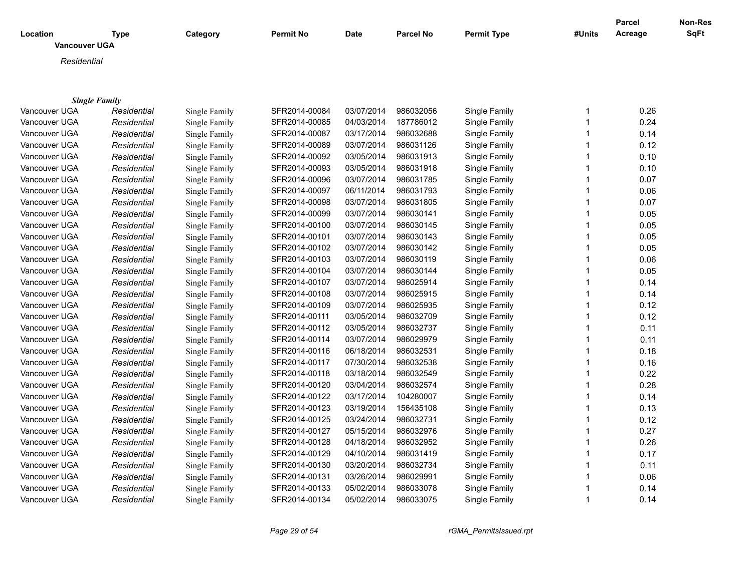| Location | Type | Category | Permit No | Date | Parcel No | Permit Type | #Units | Parcel Acreage | Non-Res SqFt |
|---|---|---|---|---|---|---|---|---|---|

**Vancouver UGA**

*Residential*

***Single Family***

| Location | Type | Category | Permit No | Date | Parcel No | Permit Type | #Units | Parcel Acreage | Non-Res SqFt |
|---|---|---|---|---|---|---|---|---|---|
| Vancouver UGA | *Residential* | Single Family | SFR2014-00084 | 03/07/2014 | 986032056 | Single Family | 1 | 0.26 | |
| Vancouver UGA | *Residential* | Single Family | SFR2014-00085 | 04/03/2014 | 187786012 | Single Family | 1 | 0.24 | |
| Vancouver UGA | *Residential* | Single Family | SFR2014-00087 | 03/17/2014 | 986032688 | Single Family | 1 | 0.14 | |
| Vancouver UGA | *Residential* | Single Family | SFR2014-00089 | 03/07/2014 | 986031126 | Single Family | 1 | 0.12 | |
| Vancouver UGA | *Residential* | Single Family | SFR2014-00092 | 03/05/2014 | 986031913 | Single Family | 1 | 0.10 | |
| Vancouver UGA | *Residential* | Single Family | SFR2014-00093 | 03/05/2014 | 986031918 | Single Family | 1 | 0.10 | |
| Vancouver UGA | *Residential* | Single Family | SFR2014-00096 | 03/07/2014 | 986031785 | Single Family | 1 | 0.07 | |
| Vancouver UGA | *Residential* | Single Family | SFR2014-00097 | 06/11/2014 | 986031793 | Single Family | 1 | 0.06 | |
| Vancouver UGA | *Residential* | Single Family | SFR2014-00098 | 03/07/2014 | 986031805 | Single Family | 1 | 0.07 | |
| Vancouver UGA | *Residential* | Single Family | SFR2014-00099 | 03/07/2014 | 986030141 | Single Family | 1 | 0.05 | |
| Vancouver UGA | *Residential* | Single Family | SFR2014-00100 | 03/07/2014 | 986030145 | Single Family | 1 | 0.05 | |
| Vancouver UGA | *Residential* | Single Family | SFR2014-00101 | 03/07/2014 | 986030143 | Single Family | 1 | 0.05 | |
| Vancouver UGA | *Residential* | Single Family | SFR2014-00102 | 03/07/2014 | 986030142 | Single Family | 1 | 0.05 | |
| Vancouver UGA | *Residential* | Single Family | SFR2014-00103 | 03/07/2014 | 986030119 | Single Family | 1 | 0.06 | |
| Vancouver UGA | *Residential* | Single Family | SFR2014-00104 | 03/07/2014 | 986030144 | Single Family | 1 | 0.05 | |
| Vancouver UGA | *Residential* | Single Family | SFR2014-00107 | 03/07/2014 | 986025914 | Single Family | 1 | 0.14 | |
| Vancouver UGA | *Residential* | Single Family | SFR2014-00108 | 03/07/2014 | 986025915 | Single Family | 1 | 0.14 | |
| Vancouver UGA | *Residential* | Single Family | SFR2014-00109 | 03/07/2014 | 986025935 | Single Family | 1 | 0.12 | |
| Vancouver UGA | *Residential* | Single Family | SFR2014-00111 | 03/05/2014 | 986032709 | Single Family | 1 | 0.12 | |
| Vancouver UGA | *Residential* | Single Family | SFR2014-00112 | 03/05/2014 | 986032737 | Single Family | 1 | 0.11 | |
| Vancouver UGA | *Residential* | Single Family | SFR2014-00114 | 03/07/2014 | 986029979 | Single Family | 1 | 0.11 | |
| Vancouver UGA | *Residential* | Single Family | SFR2014-00116 | 06/18/2014 | 986032531 | Single Family | 1 | 0.18 | |
| Vancouver UGA | *Residential* | Single Family | SFR2014-00117 | 07/30/2014 | 986032538 | Single Family | 1 | 0.16 | |
| Vancouver UGA | *Residential* | Single Family | SFR2014-00118 | 03/18/2014 | 986032549 | Single Family | 1 | 0.22 | |
| Vancouver UGA | *Residential* | Single Family | SFR2014-00120 | 03/04/2014 | 986032574 | Single Family | 1 | 0.28 | |
| Vancouver UGA | *Residential* | Single Family | SFR2014-00122 | 03/17/2014 | 104280007 | Single Family | 1 | 0.14 | |
| Vancouver UGA | *Residential* | Single Family | SFR2014-00123 | 03/19/2014 | 156435108 | Single Family | 1 | 0.13 | |
| Vancouver UGA | *Residential* | Single Family | SFR2014-00125 | 03/24/2014 | 986032731 | Single Family | 1 | 0.12 | |
| Vancouver UGA | *Residential* | Single Family | SFR2014-00127 | 05/15/2014 | 986032976 | Single Family | 1 | 0.27 | |
| Vancouver UGA | *Residential* | Single Family | SFR2014-00128 | 04/18/2014 | 986032952 | Single Family | 1 | 0.26 | |
| Vancouver UGA | *Residential* | Single Family | SFR2014-00129 | 04/10/2014 | 986031419 | Single Family | 1 | 0.17 | |
| Vancouver UGA | *Residential* | Single Family | SFR2014-00130 | 03/20/2014 | 986032734 | Single Family | 1 | 0.11 | |
| Vancouver UGA | *Residential* | Single Family | SFR2014-00131 | 03/26/2014 | 986029991 | Single Family | 1 | 0.06 | |
| Vancouver UGA | *Residential* | Single Family | SFR2014-00133 | 05/02/2014 | 986033078 | Single Family | 1 | 0.14 | |
| Vancouver UGA | *Residential* | Single Family | SFR2014-00134 | 05/02/2014 | 986033075 | Single Family | 1 | 0.14 | |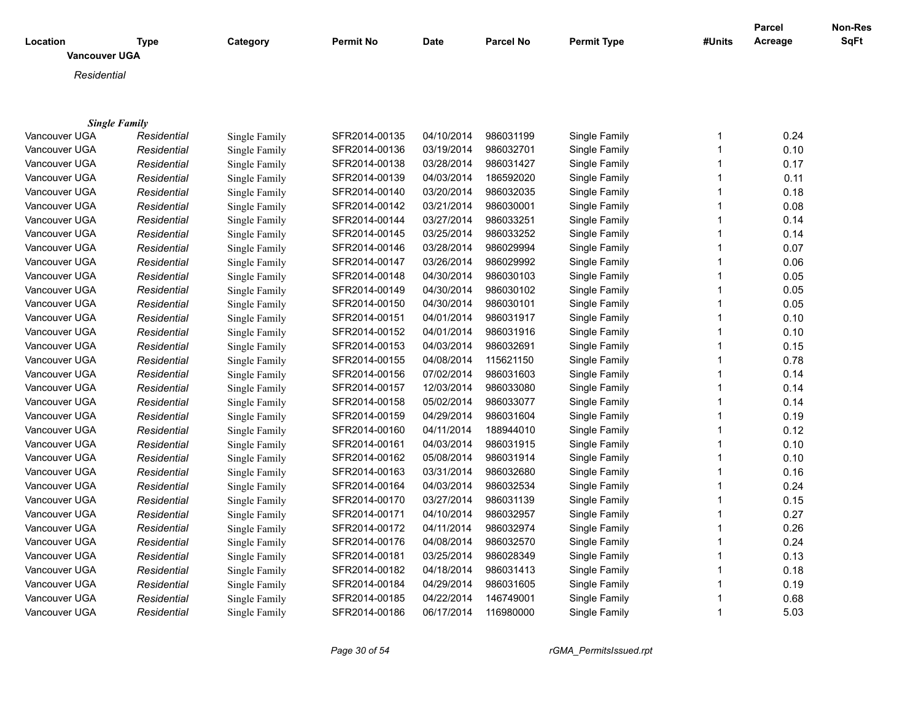| Location | Type | Category | Permit No | Date | Parcel No | Permit Type | #Units | Parcel Acreage | Non-Res SqFt |
|---|---|---|---|---|---|---|---|---|---|
| **Vancouver UGA** | | | | | | | | | |
| *Residential* | | | | | | | | | |
| ***Single Family*** | | | | | | | | | |
| Vancouver UGA | *Residential* | Single Family | SFR2014-00135 | 04/10/2014 | 986031199 | Single Family | 1 | 0.24 | |
| Vancouver UGA | *Residential* | Single Family | SFR2014-00136 | 03/19/2014 | 986032701 | Single Family | 1 | 0.10 | |
| Vancouver UGA | *Residential* | Single Family | SFR2014-00138 | 03/28/2014 | 986031427 | Single Family | 1 | 0.17 | |
| Vancouver UGA | *Residential* | Single Family | SFR2014-00139 | 04/03/2014 | 186592020 | Single Family | 1 | 0.11 | |
| Vancouver UGA | *Residential* | Single Family | SFR2014-00140 | 03/20/2014 | 986032035 | Single Family | 1 | 0.18 | |
| Vancouver UGA | *Residential* | Single Family | SFR2014-00142 | 03/21/2014 | 986030001 | Single Family | 1 | 0.08 | |
| Vancouver UGA | *Residential* | Single Family | SFR2014-00144 | 03/27/2014 | 986033251 | Single Family | 1 | 0.14 | |
| Vancouver UGA | *Residential* | Single Family | SFR2014-00145 | 03/25/2014 | 986033252 | Single Family | 1 | 0.14 | |
| Vancouver UGA | *Residential* | Single Family | SFR2014-00146 | 03/28/2014 | 986029994 | Single Family | 1 | 0.07 | |
| Vancouver UGA | *Residential* | Single Family | SFR2014-00147 | 03/26/2014 | 986029992 | Single Family | 1 | 0.06 | |
| Vancouver UGA | *Residential* | Single Family | SFR2014-00148 | 04/30/2014 | 986030103 | Single Family | 1 | 0.05 | |
| Vancouver UGA | *Residential* | Single Family | SFR2014-00149 | 04/30/2014 | 986030102 | Single Family | 1 | 0.05 | |
| Vancouver UGA | *Residential* | Single Family | SFR2014-00150 | 04/30/2014 | 986030101 | Single Family | 1 | 0.05 | |
| Vancouver UGA | *Residential* | Single Family | SFR2014-00151 | 04/01/2014 | 986031917 | Single Family | 1 | 0.10 | |
| Vancouver UGA | *Residential* | Single Family | SFR2014-00152 | 04/01/2014 | 986031916 | Single Family | 1 | 0.10 | |
| Vancouver UGA | *Residential* | Single Family | SFR2014-00153 | 04/03/2014 | 986032691 | Single Family | 1 | 0.15 | |
| Vancouver UGA | *Residential* | Single Family | SFR2014-00155 | 04/08/2014 | 115621150 | Single Family | 1 | 0.78 | |
| Vancouver UGA | *Residential* | Single Family | SFR2014-00156 | 07/02/2014 | 986031603 | Single Family | 1 | 0.14 | |
| Vancouver UGA | *Residential* | Single Family | SFR2014-00157 | 12/03/2014 | 986033080 | Single Family | 1 | 0.14 | |
| Vancouver UGA | *Residential* | Single Family | SFR2014-00158 | 05/02/2014 | 986033077 | Single Family | 1 | 0.14 | |
| Vancouver UGA | *Residential* | Single Family | SFR2014-00159 | 04/29/2014 | 986031604 | Single Family | 1 | 0.19 | |
| Vancouver UGA | *Residential* | Single Family | SFR2014-00160 | 04/11/2014 | 188944010 | Single Family | 1 | 0.12 | |
| Vancouver UGA | *Residential* | Single Family | SFR2014-00161 | 04/03/2014 | 986031915 | Single Family | 1 | 0.10 | |
| Vancouver UGA | *Residential* | Single Family | SFR2014-00162 | 05/08/2014 | 986031914 | Single Family | 1 | 0.10 | |
| Vancouver UGA | *Residential* | Single Family | SFR2014-00163 | 03/31/2014 | 986032680 | Single Family | 1 | 0.16 | |
| Vancouver UGA | *Residential* | Single Family | SFR2014-00164 | 04/03/2014 | 986032534 | Single Family | 1 | 0.24 | |
| Vancouver UGA | *Residential* | Single Family | SFR2014-00170 | 03/27/2014 | 986031139 | Single Family | 1 | 0.15 | |
| Vancouver UGA | *Residential* | Single Family | SFR2014-00171 | 04/10/2014 | 986032957 | Single Family | 1 | 0.27 | |
| Vancouver UGA | *Residential* | Single Family | SFR2014-00172 | 04/11/2014 | 986032974 | Single Family | 1 | 0.26 | |
| Vancouver UGA | *Residential* | Single Family | SFR2014-00176 | 04/08/2014 | 986032570 | Single Family | 1 | 0.24 | |
| Vancouver UGA | *Residential* | Single Family | SFR2014-00181 | 03/25/2014 | 986028349 | Single Family | 1 | 0.13 | |
| Vancouver UGA | *Residential* | Single Family | SFR2014-00182 | 04/18/2014 | 986031413 | Single Family | 1 | 0.18 | |
| Vancouver UGA | *Residential* | Single Family | SFR2014-00184 | 04/29/2014 | 986031605 | Single Family | 1 | 0.19 | |
| Vancouver UGA | *Residential* | Single Family | SFR2014-00185 | 04/22/2014 | 146749001 | Single Family | 1 | 0.68 | |
| Vancouver UGA | *Residential* | Single Family | SFR2014-00186 | 06/17/2014 | 116980000 | Single Family | 1 | 5.03 | |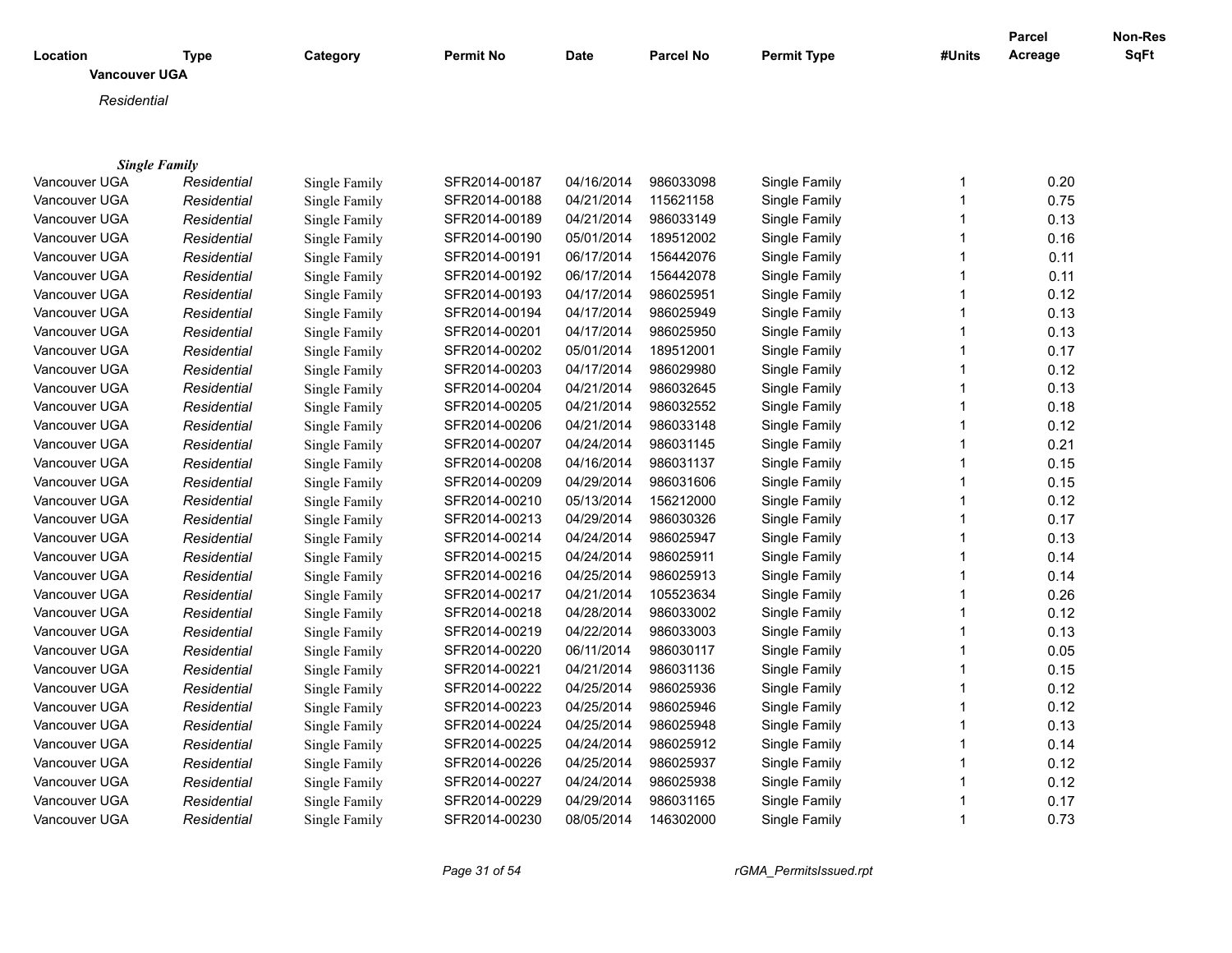| Location | Type | Category | Permit No | Date | Parcel No | Permit Type | #Units | Parcel Acreage | Non-Res SqFt |
|---|---|---|---|---|---|---|---|---|---|

**Vancouver UGA**

*Residential*

***Single Family***

| Location | Type | Category | Permit No | Date | Parcel No | Permit Type | #Units | Parcel Acreage | Non-Res SqFt |
|---|---|---|---|---|---|---|---|---|---|
| Vancouver UGA | *Residential* | Single Family | SFR2014-00187 | 04/16/2014 | 986033098 | Single Family | 1 | 0.20 | |
| Vancouver UGA | *Residential* | Single Family | SFR2014-00188 | 04/21/2014 | 115621158 | Single Family | 1 | 0.75 | |
| Vancouver UGA | *Residential* | Single Family | SFR2014-00189 | 04/21/2014 | 986033149 | Single Family | 1 | 0.13 | |
| Vancouver UGA | *Residential* | Single Family | SFR2014-00190 | 05/01/2014 | 189512002 | Single Family | 1 | 0.16 | |
| Vancouver UGA | *Residential* | Single Family | SFR2014-00191 | 06/17/2014 | 156442076 | Single Family | 1 | 0.11 | |
| Vancouver UGA | *Residential* | Single Family | SFR2014-00192 | 06/17/2014 | 156442078 | Single Family | 1 | 0.11 | |
| Vancouver UGA | *Residential* | Single Family | SFR2014-00193 | 04/17/2014 | 986025951 | Single Family | 1 | 0.12 | |
| Vancouver UGA | *Residential* | Single Family | SFR2014-00194 | 04/17/2014 | 986025949 | Single Family | 1 | 0.13 | |
| Vancouver UGA | *Residential* | Single Family | SFR2014-00201 | 04/17/2014 | 986025950 | Single Family | 1 | 0.13 | |
| Vancouver UGA | *Residential* | Single Family | SFR2014-00202 | 05/01/2014 | 189512001 | Single Family | 1 | 0.17 | |
| Vancouver UGA | *Residential* | Single Family | SFR2014-00203 | 04/17/2014 | 986029980 | Single Family | 1 | 0.12 | |
| Vancouver UGA | *Residential* | Single Family | SFR2014-00204 | 04/21/2014 | 986032645 | Single Family | 1 | 0.13 | |
| Vancouver UGA | *Residential* | Single Family | SFR2014-00205 | 04/21/2014 | 986032552 | Single Family | 1 | 0.18 | |
| Vancouver UGA | *Residential* | Single Family | SFR2014-00206 | 04/21/2014 | 986033148 | Single Family | 1 | 0.12 | |
| Vancouver UGA | *Residential* | Single Family | SFR2014-00207 | 04/24/2014 | 986031145 | Single Family | 1 | 0.21 | |
| Vancouver UGA | *Residential* | Single Family | SFR2014-00208 | 04/16/2014 | 986031137 | Single Family | 1 | 0.15 | |
| Vancouver UGA | *Residential* | Single Family | SFR2014-00209 | 04/29/2014 | 986031606 | Single Family | 1 | 0.15 | |
| Vancouver UGA | *Residential* | Single Family | SFR2014-00210 | 05/13/2014 | 156212000 | Single Family | 1 | 0.12 | |
| Vancouver UGA | *Residential* | Single Family | SFR2014-00213 | 04/29/2014 | 986030326 | Single Family | 1 | 0.17 | |
| Vancouver UGA | *Residential* | Single Family | SFR2014-00214 | 04/24/2014 | 986025947 | Single Family | 1 | 0.13 | |
| Vancouver UGA | *Residential* | Single Family | SFR2014-00215 | 04/24/2014 | 986025911 | Single Family | 1 | 0.14 | |
| Vancouver UGA | *Residential* | Single Family | SFR2014-00216 | 04/25/2014 | 986025913 | Single Family | 1 | 0.14 | |
| Vancouver UGA | *Residential* | Single Family | SFR2014-00217 | 04/21/2014 | 105523634 | Single Family | 1 | 0.26 | |
| Vancouver UGA | *Residential* | Single Family | SFR2014-00218 | 04/28/2014 | 986033002 | Single Family | 1 | 0.12 | |
| Vancouver UGA | *Residential* | Single Family | SFR2014-00219 | 04/22/2014 | 986033003 | Single Family | 1 | 0.13 | |
| Vancouver UGA | *Residential* | Single Family | SFR2014-00220 | 06/11/2014 | 986030117 | Single Family | 1 | 0.05 | |
| Vancouver UGA | *Residential* | Single Family | SFR2014-00221 | 04/21/2014 | 986031136 | Single Family | 1 | 0.15 | |
| Vancouver UGA | *Residential* | Single Family | SFR2014-00222 | 04/25/2014 | 986025936 | Single Family | 1 | 0.12 | |
| Vancouver UGA | *Residential* | Single Family | SFR2014-00223 | 04/25/2014 | 986025946 | Single Family | 1 | 0.12 | |
| Vancouver UGA | *Residential* | Single Family | SFR2014-00224 | 04/25/2014 | 986025948 | Single Family | 1 | 0.13 | |
| Vancouver UGA | *Residential* | Single Family | SFR2014-00225 | 04/24/2014 | 986025912 | Single Family | 1 | 0.14 | |
| Vancouver UGA | *Residential* | Single Family | SFR2014-00226 | 04/25/2014 | 986025937 | Single Family | 1 | 0.12 | |
| Vancouver UGA | *Residential* | Single Family | SFR2014-00227 | 04/24/2014 | 986025938 | Single Family | 1 | 0.12 | |
| Vancouver UGA | *Residential* | Single Family | SFR2014-00229 | 04/29/2014 | 986031165 | Single Family | 1 | 0.17 | |
| Vancouver UGA | *Residential* | Single Family | SFR2014-00230 | 08/05/2014 | 146302000 | Single Family | 1 | 0.73 | |

rGMA_PermitsIssued.rpt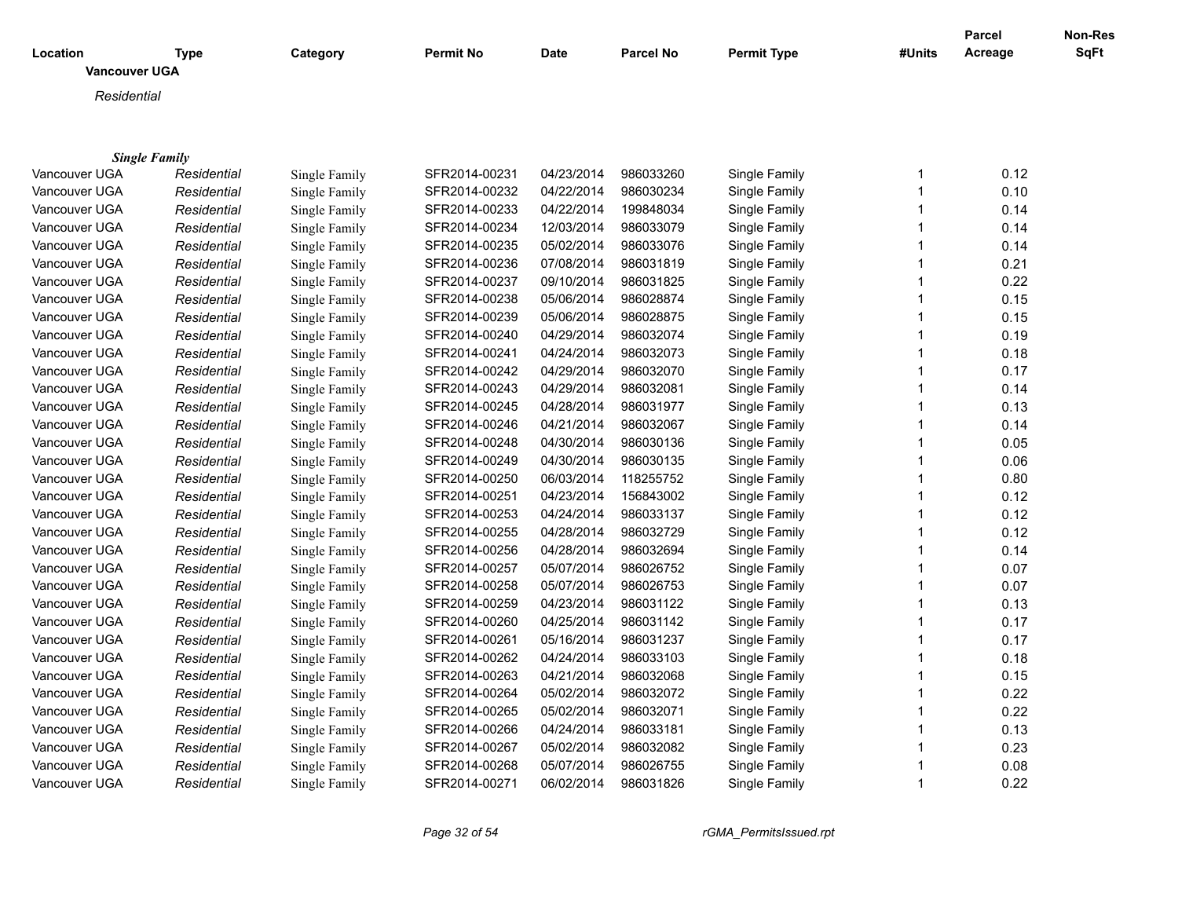| Location | Type | Category | Permit No | Date | Parcel No | Permit Type | #Units | Parcel Acreage | Non-Res SqFt |
|---|---|---|---|---|---|---|---|---|---|

**Vancouver UGA**

*Residential*

***Single Family***

| Location | Type | Category | Permit No | Date | Parcel No | Permit Type | #Units | Parcel Acreage | Non-Res SqFt |
|---|---|---|---|---|---|---|---|---|---|
| Vancouver UGA | *Residential* | Single Family | SFR2014-00231 | 04/23/2014 | 986033260 | Single Family | 1 | 0.12 | |
| Vancouver UGA | *Residential* | Single Family | SFR2014-00232 | 04/22/2014 | 986030234 | Single Family | 1 | 0.10 | |
| Vancouver UGA | *Residential* | Single Family | SFR2014-00233 | 04/22/2014 | 199848034 | Single Family | 1 | 0.14 | |
| Vancouver UGA | *Residential* | Single Family | SFR2014-00234 | 12/03/2014 | 986033079 | Single Family | 1 | 0.14 | |
| Vancouver UGA | *Residential* | Single Family | SFR2014-00235 | 05/02/2014 | 986033076 | Single Family | 1 | 0.14 | |
| Vancouver UGA | *Residential* | Single Family | SFR2014-00236 | 07/08/2014 | 986031819 | Single Family | 1 | 0.21 | |
| Vancouver UGA | *Residential* | Single Family | SFR2014-00237 | 09/10/2014 | 986031825 | Single Family | 1 | 0.22 | |
| Vancouver UGA | *Residential* | Single Family | SFR2014-00238 | 05/06/2014 | 986028874 | Single Family | 1 | 0.15 | |
| Vancouver UGA | *Residential* | Single Family | SFR2014-00239 | 05/06/2014 | 986028875 | Single Family | 1 | 0.15 | |
| Vancouver UGA | *Residential* | Single Family | SFR2014-00240 | 04/29/2014 | 986032074 | Single Family | 1 | 0.19 | |
| Vancouver UGA | *Residential* | Single Family | SFR2014-00241 | 04/24/2014 | 986032073 | Single Family | 1 | 0.18 | |
| Vancouver UGA | *Residential* | Single Family | SFR2014-00242 | 04/29/2014 | 986032070 | Single Family | 1 | 0.17 | |
| Vancouver UGA | *Residential* | Single Family | SFR2014-00243 | 04/29/2014 | 986032081 | Single Family | 1 | 0.14 | |
| Vancouver UGA | *Residential* | Single Family | SFR2014-00245 | 04/28/2014 | 986031977 | Single Family | 1 | 0.13 | |
| Vancouver UGA | *Residential* | Single Family | SFR2014-00246 | 04/21/2014 | 986032067 | Single Family | 1 | 0.14 | |
| Vancouver UGA | *Residential* | Single Family | SFR2014-00248 | 04/30/2014 | 986030136 | Single Family | 1 | 0.05 | |
| Vancouver UGA | *Residential* | Single Family | SFR2014-00249 | 04/30/2014 | 986030135 | Single Family | 1 | 0.06 | |
| Vancouver UGA | *Residential* | Single Family | SFR2014-00250 | 06/03/2014 | 118255752 | Single Family | 1 | 0.80 | |
| Vancouver UGA | *Residential* | Single Family | SFR2014-00251 | 04/23/2014 | 156843002 | Single Family | 1 | 0.12 | |
| Vancouver UGA | *Residential* | Single Family | SFR2014-00253 | 04/24/2014 | 986033137 | Single Family | 1 | 0.12 | |
| Vancouver UGA | *Residential* | Single Family | SFR2014-00255 | 04/28/2014 | 986032729 | Single Family | 1 | 0.12 | |
| Vancouver UGA | *Residential* | Single Family | SFR2014-00256 | 04/28/2014 | 986032694 | Single Family | 1 | 0.14 | |
| Vancouver UGA | *Residential* | Single Family | SFR2014-00257 | 05/07/2014 | 986026752 | Single Family | 1 | 0.07 | |
| Vancouver UGA | *Residential* | Single Family | SFR2014-00258 | 05/07/2014 | 986026753 | Single Family | 1 | 0.07 | |
| Vancouver UGA | *Residential* | Single Family | SFR2014-00259 | 04/23/2014 | 986031122 | Single Family | 1 | 0.13 | |
| Vancouver UGA | *Residential* | Single Family | SFR2014-00260 | 04/25/2014 | 986031142 | Single Family | 1 | 0.17 | |
| Vancouver UGA | *Residential* | Single Family | SFR2014-00261 | 05/16/2014 | 986031237 | Single Family | 1 | 0.17 | |
| Vancouver UGA | *Residential* | Single Family | SFR2014-00262 | 04/24/2014 | 986033103 | Single Family | 1 | 0.18 | |
| Vancouver UGA | *Residential* | Single Family | SFR2014-00263 | 04/21/2014 | 986032068 | Single Family | 1 | 0.15 | |
| Vancouver UGA | *Residential* | Single Family | SFR2014-00264 | 05/02/2014 | 986032072 | Single Family | 1 | 0.22 | |
| Vancouver UGA | *Residential* | Single Family | SFR2014-00265 | 05/02/2014 | 986032071 | Single Family | 1 | 0.22 | |
| Vancouver UGA | *Residential* | Single Family | SFR2014-00266 | 04/24/2014 | 986033181 | Single Family | 1 | 0.13 | |
| Vancouver UGA | *Residential* | Single Family | SFR2014-00267 | 05/02/2014 | 986032082 | Single Family | 1 | 0.23 | |
| Vancouver UGA | *Residential* | Single Family | SFR2014-00268 | 05/07/2014 | 986026755 | Single Family | 1 | 0.08 | |
| Vancouver UGA | *Residential* | Single Family | SFR2014-00271 | 06/02/2014 | 986031826 | Single Family | 1 | 0.22 | |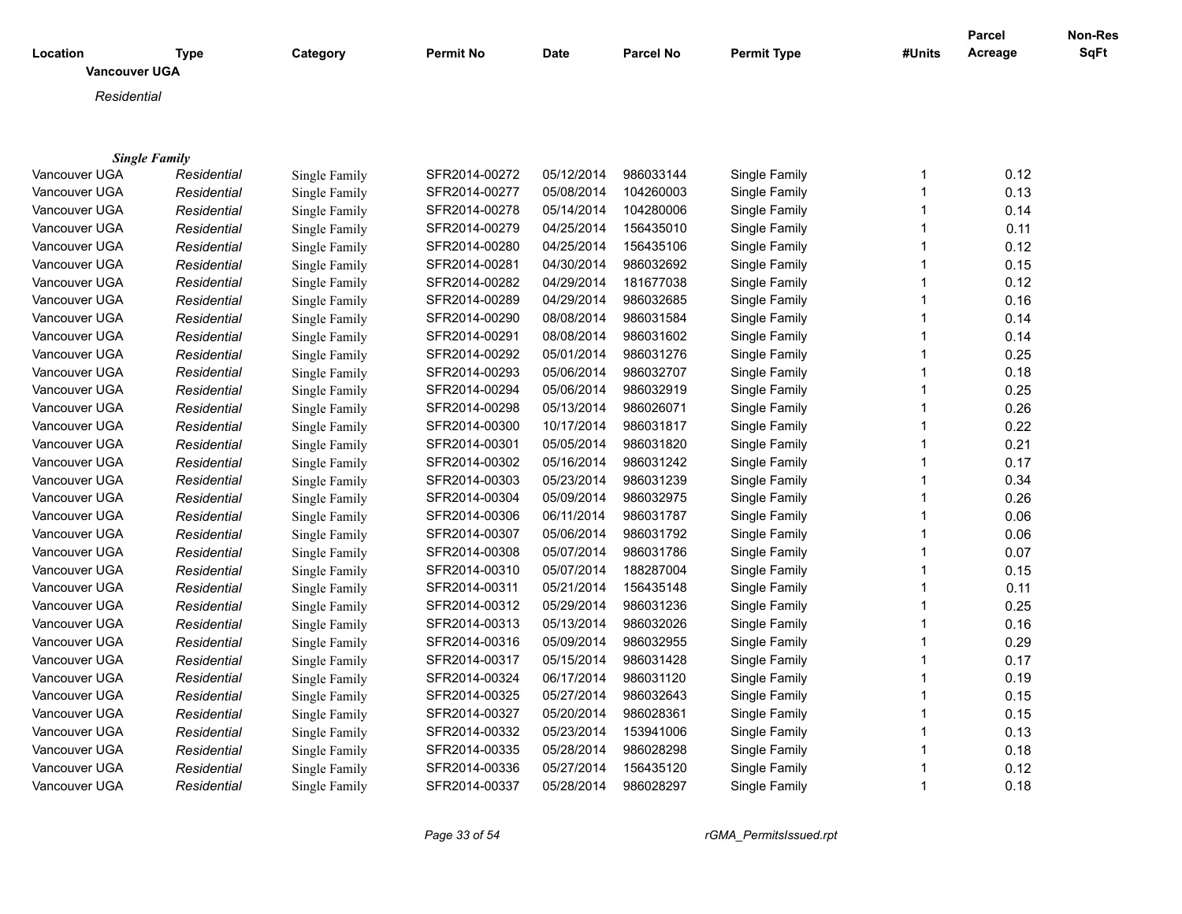| Location | Type | Category | Permit No | Date | Parcel No | Permit Type | #Units | Parcel Acreage | Non-Res SqFt |
|---|---|---|---|---|---|---|---|---|---|

**Vancouver UGA**

*Residential*

***Single Family***

| Location | Type | Category | Permit No | Date | Parcel No | Permit Type | #Units | Parcel Acreage | Non-Res SqFt |
|---|---|---|---|---|---|---|---|---|---|
| Vancouver UGA | *Residential* | Single Family | SFR2014-00272 | 05/12/2014 | 986033144 | Single Family | 1 | 0.12 | |
| Vancouver UGA | *Residential* | Single Family | SFR2014-00277 | 05/08/2014 | 104260003 | Single Family | 1 | 0.13 | |
| Vancouver UGA | *Residential* | Single Family | SFR2014-00278 | 05/14/2014 | 104280006 | Single Family | 1 | 0.14 | |
| Vancouver UGA | *Residential* | Single Family | SFR2014-00279 | 04/25/2014 | 156435010 | Single Family | 1 | 0.11 | |
| Vancouver UGA | *Residential* | Single Family | SFR2014-00280 | 04/25/2014 | 156435106 | Single Family | 1 | 0.12 | |
| Vancouver UGA | *Residential* | Single Family | SFR2014-00281 | 04/30/2014 | 986032692 | Single Family | 1 | 0.15 | |
| Vancouver UGA | *Residential* | Single Family | SFR2014-00282 | 04/29/2014 | 181677038 | Single Family | 1 | 0.12 | |
| Vancouver UGA | *Residential* | Single Family | SFR2014-00289 | 04/29/2014 | 986032685 | Single Family | 1 | 0.16 | |
| Vancouver UGA | *Residential* | Single Family | SFR2014-00290 | 08/08/2014 | 986031584 | Single Family | 1 | 0.14 | |
| Vancouver UGA | *Residential* | Single Family | SFR2014-00291 | 08/08/2014 | 986031602 | Single Family | 1 | 0.14 | |
| Vancouver UGA | *Residential* | Single Family | SFR2014-00292 | 05/01/2014 | 986031276 | Single Family | 1 | 0.25 | |
| Vancouver UGA | *Residential* | Single Family | SFR2014-00293 | 05/06/2014 | 986032707 | Single Family | 1 | 0.18 | |
| Vancouver UGA | *Residential* | Single Family | SFR2014-00294 | 05/06/2014 | 986032919 | Single Family | 1 | 0.25 | |
| Vancouver UGA | *Residential* | Single Family | SFR2014-00298 | 05/13/2014 | 986026071 | Single Family | 1 | 0.26 | |
| Vancouver UGA | *Residential* | Single Family | SFR2014-00300 | 10/17/2014 | 986031817 | Single Family | 1 | 0.22 | |
| Vancouver UGA | *Residential* | Single Family | SFR2014-00301 | 05/05/2014 | 986031820 | Single Family | 1 | 0.21 | |
| Vancouver UGA | *Residential* | Single Family | SFR2014-00302 | 05/16/2014 | 986031242 | Single Family | 1 | 0.17 | |
| Vancouver UGA | *Residential* | Single Family | SFR2014-00303 | 05/23/2014 | 986031239 | Single Family | 1 | 0.34 | |
| Vancouver UGA | *Residential* | Single Family | SFR2014-00304 | 05/09/2014 | 986032975 | Single Family | 1 | 0.26 | |
| Vancouver UGA | *Residential* | Single Family | SFR2014-00306 | 06/11/2014 | 986031787 | Single Family | 1 | 0.06 | |
| Vancouver UGA | *Residential* | Single Family | SFR2014-00307 | 05/06/2014 | 986031792 | Single Family | 1 | 0.06 | |
| Vancouver UGA | *Residential* | Single Family | SFR2014-00308 | 05/07/2014 | 986031786 | Single Family | 1 | 0.07 | |
| Vancouver UGA | *Residential* | Single Family | SFR2014-00310 | 05/07/2014 | 188287004 | Single Family | 1 | 0.15 | |
| Vancouver UGA | *Residential* | Single Family | SFR2014-00311 | 05/21/2014 | 156435148 | Single Family | 1 | 0.11 | |
| Vancouver UGA | *Residential* | Single Family | SFR2014-00312 | 05/29/2014 | 986031236 | Single Family | 1 | 0.25 | |
| Vancouver UGA | *Residential* | Single Family | SFR2014-00313 | 05/13/2014 | 986032026 | Single Family | 1 | 0.16 | |
| Vancouver UGA | *Residential* | Single Family | SFR2014-00316 | 05/09/2014 | 986032955 | Single Family | 1 | 0.29 | |
| Vancouver UGA | *Residential* | Single Family | SFR2014-00317 | 05/15/2014 | 986031428 | Single Family | 1 | 0.17 | |
| Vancouver UGA | *Residential* | Single Family | SFR2014-00324 | 06/17/2014 | 986031120 | Single Family | 1 | 0.19 | |
| Vancouver UGA | *Residential* | Single Family | SFR2014-00325 | 05/27/2014 | 986032643 | Single Family | 1 | 0.15 | |
| Vancouver UGA | *Residential* | Single Family | SFR2014-00327 | 05/20/2014 | 986028361 | Single Family | 1 | 0.15 | |
| Vancouver UGA | *Residential* | Single Family | SFR2014-00332 | 05/23/2014 | 153941006 | Single Family | 1 | 0.13 | |
| Vancouver UGA | *Residential* | Single Family | SFR2014-00335 | 05/28/2014 | 986028298 | Single Family | 1 | 0.18 | |
| Vancouver UGA | *Residential* | Single Family | SFR2014-00336 | 05/27/2014 | 156435120 | Single Family | 1 | 0.12 | |
| Vancouver UGA | *Residential* | Single Family | SFR2014-00337 | 05/28/2014 | 986028297 | Single Family | 1 | 0.18 | |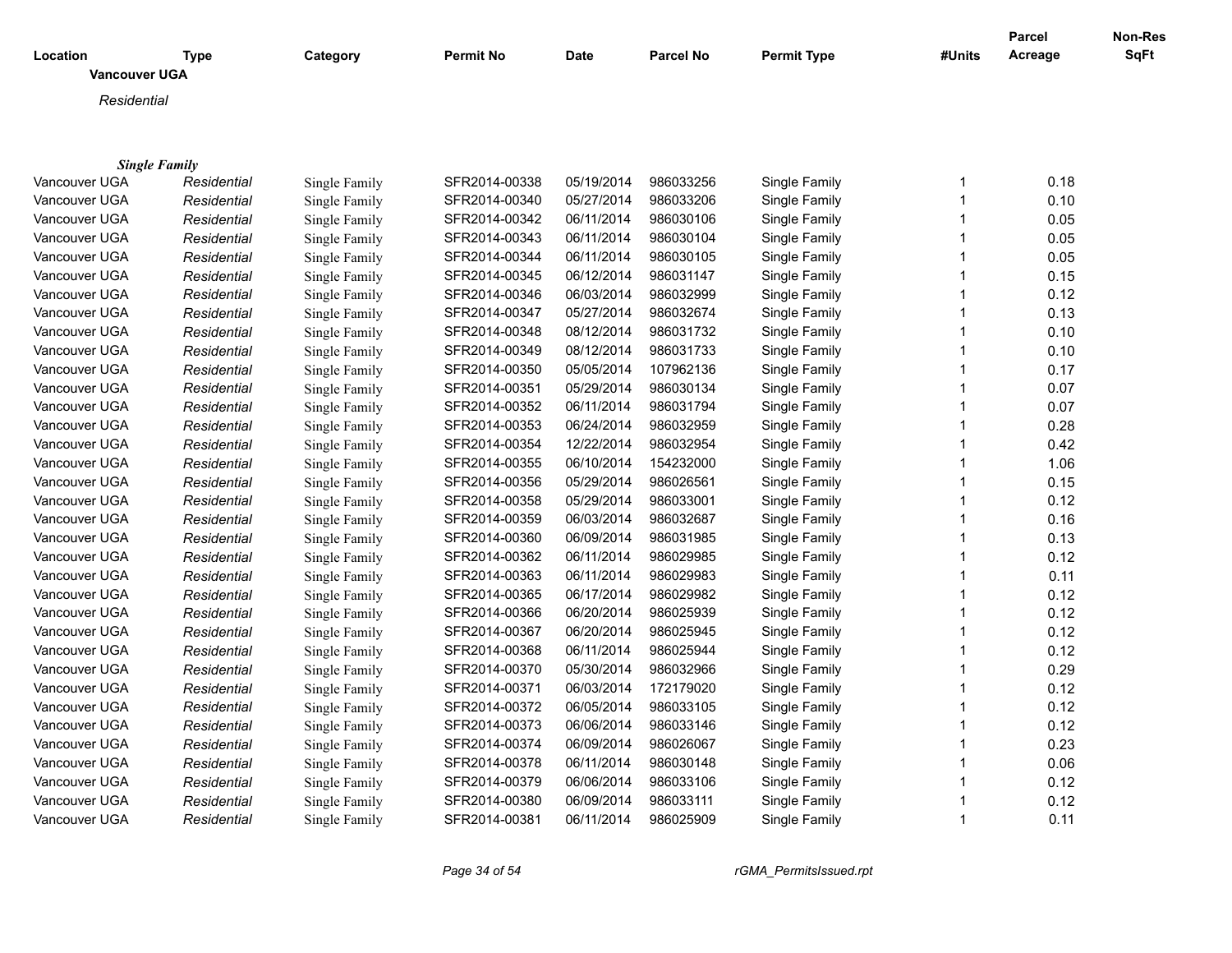| Location | Type | Category | Permit No | Date | Parcel No | Permit Type | #Units | Parcel Acreage | Non-Res SqFt |
|---|---|---|---|---|---|---|---|---|---|

**Vancouver UGA**

*Residential*

***Single Family***

| Location | Type | Category | Permit No | Date | Parcel No | Permit Type | #Units | Parcel Acreage | Non-Res SqFt |
|---|---|---|---|---|---|---|---|---|---|
| Vancouver UGA | *Residential* | Single Family | SFR2014-00338 | 05/19/2014 | 986033256 | Single Family | 1 | 0.18 | |
| Vancouver UGA | *Residential* | Single Family | SFR2014-00340 | 05/27/2014 | 986033206 | Single Family | 1 | 0.10 | |
| Vancouver UGA | *Residential* | Single Family | SFR2014-00342 | 06/11/2014 | 986030106 | Single Family | 1 | 0.05 | |
| Vancouver UGA | *Residential* | Single Family | SFR2014-00343 | 06/11/2014 | 986030104 | Single Family | 1 | 0.05 | |
| Vancouver UGA | *Residential* | Single Family | SFR2014-00344 | 06/11/2014 | 986030105 | Single Family | 1 | 0.05 | |
| Vancouver UGA | *Residential* | Single Family | SFR2014-00345 | 06/12/2014 | 986031147 | Single Family | 1 | 0.15 | |
| Vancouver UGA | *Residential* | Single Family | SFR2014-00346 | 06/03/2014 | 986032999 | Single Family | 1 | 0.12 | |
| Vancouver UGA | *Residential* | Single Family | SFR2014-00347 | 05/27/2014 | 986032674 | Single Family | 1 | 0.13 | |
| Vancouver UGA | *Residential* | Single Family | SFR2014-00348 | 08/12/2014 | 986031732 | Single Family | 1 | 0.10 | |
| Vancouver UGA | *Residential* | Single Family | SFR2014-00349 | 08/12/2014 | 986031733 | Single Family | 1 | 0.10 | |
| Vancouver UGA | *Residential* | Single Family | SFR2014-00350 | 05/05/2014 | 107962136 | Single Family | 1 | 0.17 | |
| Vancouver UGA | *Residential* | Single Family | SFR2014-00351 | 05/29/2014 | 986030134 | Single Family | 1 | 0.07 | |
| Vancouver UGA | *Residential* | Single Family | SFR2014-00352 | 06/11/2014 | 986031794 | Single Family | 1 | 0.07 | |
| Vancouver UGA | *Residential* | Single Family | SFR2014-00353 | 06/24/2014 | 986032959 | Single Family | 1 | 0.28 | |
| Vancouver UGA | *Residential* | Single Family | SFR2014-00354 | 12/22/2014 | 986032954 | Single Family | 1 | 0.42 | |
| Vancouver UGA | *Residential* | Single Family | SFR2014-00355 | 06/10/2014 | 154232000 | Single Family | 1 | 1.06 | |
| Vancouver UGA | *Residential* | Single Family | SFR2014-00356 | 05/29/2014 | 986026561 | Single Family | 1 | 0.15 | |
| Vancouver UGA | *Residential* | Single Family | SFR2014-00358 | 05/29/2014 | 986033001 | Single Family | 1 | 0.12 | |
| Vancouver UGA | *Residential* | Single Family | SFR2014-00359 | 06/03/2014 | 986032687 | Single Family | 1 | 0.16 | |
| Vancouver UGA | *Residential* | Single Family | SFR2014-00360 | 06/09/2014 | 986031985 | Single Family | 1 | 0.13 | |
| Vancouver UGA | *Residential* | Single Family | SFR2014-00362 | 06/11/2014 | 986029985 | Single Family | 1 | 0.12 | |
| Vancouver UGA | *Residential* | Single Family | SFR2014-00363 | 06/11/2014 | 986029983 | Single Family | 1 | 0.11 | |
| Vancouver UGA | *Residential* | Single Family | SFR2014-00365 | 06/17/2014 | 986029982 | Single Family | 1 | 0.12 | |
| Vancouver UGA | *Residential* | Single Family | SFR2014-00366 | 06/20/2014 | 986025939 | Single Family | 1 | 0.12 | |
| Vancouver UGA | *Residential* | Single Family | SFR2014-00367 | 06/20/2014 | 986025945 | Single Family | 1 | 0.12 | |
| Vancouver UGA | *Residential* | Single Family | SFR2014-00368 | 06/11/2014 | 986025944 | Single Family | 1 | 0.12 | |
| Vancouver UGA | *Residential* | Single Family | SFR2014-00370 | 05/30/2014 | 986032966 | Single Family | 1 | 0.29 | |
| Vancouver UGA | *Residential* | Single Family | SFR2014-00371 | 06/03/2014 | 172179020 | Single Family | 1 | 0.12 | |
| Vancouver UGA | *Residential* | Single Family | SFR2014-00372 | 06/05/2014 | 986033105 | Single Family | 1 | 0.12 | |
| Vancouver UGA | *Residential* | Single Family | SFR2014-00373 | 06/06/2014 | 986033146 | Single Family | 1 | 0.12 | |
| Vancouver UGA | *Residential* | Single Family | SFR2014-00374 | 06/09/2014 | 986026067 | Single Family | 1 | 0.23 | |
| Vancouver UGA | *Residential* | Single Family | SFR2014-00378 | 06/11/2014 | 986030148 | Single Family | 1 | 0.06 | |
| Vancouver UGA | *Residential* | Single Family | SFR2014-00379 | 06/06/2014 | 986033106 | Single Family | 1 | 0.12 | |
| Vancouver UGA | *Residential* | Single Family | SFR2014-00380 | 06/09/2014 | 986033111 | Single Family | 1 | 0.12 | |
| Vancouver UGA | *Residential* | Single Family | SFR2014-00381 | 06/11/2014 | 986025909 | Single Family | 1 | 0.11 | |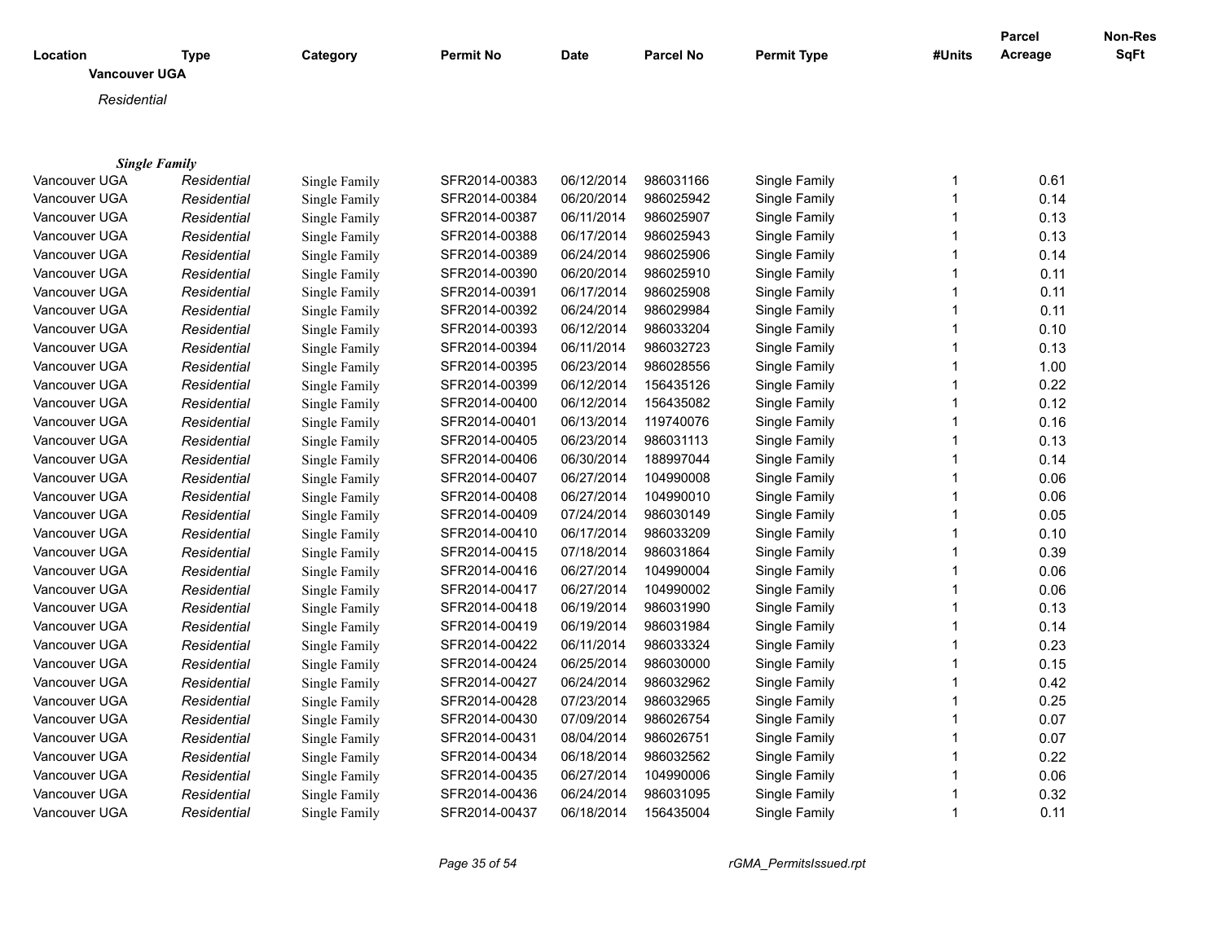| Location | Type | Category | Permit No | Date | Parcel No | Permit Type | #Units | Parcel Acreage | Non-Res SqFt |
|---|---|---|---|---|---|---|---|---|---|

**Vancouver UGA**

*Residential*

***Single Family***

| Location | Type | Category | Permit No | Date | Parcel No | Permit Type | #Units | Parcel Acreage | Non-Res SqFt |
|---|---|---|---|---|---|---|---|---|---|
| Vancouver UGA | *Residential* | Single Family | SFR2014-00383 | 06/12/2014 | 986031166 | Single Family | 1 | 0.61 | |
| Vancouver UGA | *Residential* | Single Family | SFR2014-00384 | 06/20/2014 | 986025942 | Single Family | 1 | 0.14 | |
| Vancouver UGA | *Residential* | Single Family | SFR2014-00387 | 06/11/2014 | 986025907 | Single Family | 1 | 0.13 | |
| Vancouver UGA | *Residential* | Single Family | SFR2014-00388 | 06/17/2014 | 986025943 | Single Family | 1 | 0.13 | |
| Vancouver UGA | *Residential* | Single Family | SFR2014-00389 | 06/24/2014 | 986025906 | Single Family | 1 | 0.14 | |
| Vancouver UGA | *Residential* | Single Family | SFR2014-00390 | 06/20/2014 | 986025910 | Single Family | 1 | 0.11 | |
| Vancouver UGA | *Residential* | Single Family | SFR2014-00391 | 06/17/2014 | 986025908 | Single Family | 1 | 0.11 | |
| Vancouver UGA | *Residential* | Single Family | SFR2014-00392 | 06/24/2014 | 986029984 | Single Family | 1 | 0.11 | |
| Vancouver UGA | *Residential* | Single Family | SFR2014-00393 | 06/12/2014 | 986033204 | Single Family | 1 | 0.10 | |
| Vancouver UGA | *Residential* | Single Family | SFR2014-00394 | 06/11/2014 | 986032723 | Single Family | 1 | 0.13 | |
| Vancouver UGA | *Residential* | Single Family | SFR2014-00395 | 06/23/2014 | 986028556 | Single Family | 1 | 1.00 | |
| Vancouver UGA | *Residential* | Single Family | SFR2014-00399 | 06/12/2014 | 156435126 | Single Family | 1 | 0.22 | |
| Vancouver UGA | *Residential* | Single Family | SFR2014-00400 | 06/12/2014 | 156435082 | Single Family | 1 | 0.12 | |
| Vancouver UGA | *Residential* | Single Family | SFR2014-00401 | 06/13/2014 | 119740076 | Single Family | 1 | 0.16 | |
| Vancouver UGA | *Residential* | Single Family | SFR2014-00405 | 06/23/2014 | 986031113 | Single Family | 1 | 0.13 | |
| Vancouver UGA | *Residential* | Single Family | SFR2014-00406 | 06/30/2014 | 188997044 | Single Family | 1 | 0.14 | |
| Vancouver UGA | *Residential* | Single Family | SFR2014-00407 | 06/27/2014 | 104990008 | Single Family | 1 | 0.06 | |
| Vancouver UGA | *Residential* | Single Family | SFR2014-00408 | 06/27/2014 | 104990010 | Single Family | 1 | 0.06 | |
| Vancouver UGA | *Residential* | Single Family | SFR2014-00409 | 07/24/2014 | 986030149 | Single Family | 1 | 0.05 | |
| Vancouver UGA | *Residential* | Single Family | SFR2014-00410 | 06/17/2014 | 986033209 | Single Family | 1 | 0.10 | |
| Vancouver UGA | *Residential* | Single Family | SFR2014-00415 | 07/18/2014 | 986031864 | Single Family | 1 | 0.39 | |
| Vancouver UGA | *Residential* | Single Family | SFR2014-00416 | 06/27/2014 | 104990004 | Single Family | 1 | 0.06 | |
| Vancouver UGA | *Residential* | Single Family | SFR2014-00417 | 06/27/2014 | 104990002 | Single Family | 1 | 0.06 | |
| Vancouver UGA | *Residential* | Single Family | SFR2014-00418 | 06/19/2014 | 986031990 | Single Family | 1 | 0.13 | |
| Vancouver UGA | *Residential* | Single Family | SFR2014-00419 | 06/19/2014 | 986031984 | Single Family | 1 | 0.14 | |
| Vancouver UGA | *Residential* | Single Family | SFR2014-00422 | 06/11/2014 | 986033324 | Single Family | 1 | 0.23 | |
| Vancouver UGA | *Residential* | Single Family | SFR2014-00424 | 06/25/2014 | 986030000 | Single Family | 1 | 0.15 | |
| Vancouver UGA | *Residential* | Single Family | SFR2014-00427 | 06/24/2014 | 986032962 | Single Family | 1 | 0.42 | |
| Vancouver UGA | *Residential* | Single Family | SFR2014-00428 | 07/23/2014 | 986032965 | Single Family | 1 | 0.25 | |
| Vancouver UGA | *Residential* | Single Family | SFR2014-00430 | 07/09/2014 | 986026754 | Single Family | 1 | 0.07 | |
| Vancouver UGA | *Residential* | Single Family | SFR2014-00431 | 08/04/2014 | 986026751 | Single Family | 1 | 0.07 | |
| Vancouver UGA | *Residential* | Single Family | SFR2014-00434 | 06/18/2014 | 986032562 | Single Family | 1 | 0.22 | |
| Vancouver UGA | *Residential* | Single Family | SFR2014-00435 | 06/27/2014 | 104990006 | Single Family | 1 | 0.06 | |
| Vancouver UGA | *Residential* | Single Family | SFR2014-00436 | 06/24/2014 | 986031095 | Single Family | 1 | 0.32 | |
| Vancouver UGA | *Residential* | Single Family | SFR2014-00437 | 06/18/2014 | 156435004 | Single Family | 1 | 0.11 | |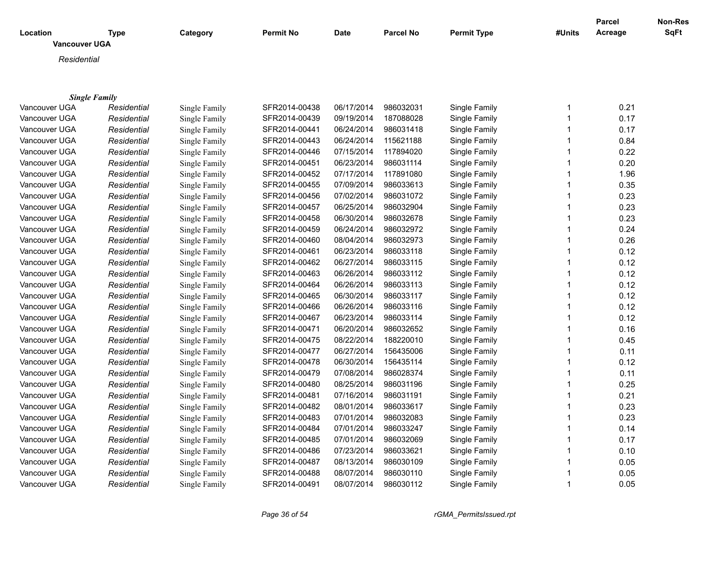| Location | Type | Category | Permit No | Date | Parcel No | Permit Type | #Units | Parcel Acreage | Non-Res SqFt |
|---|---|---|---|---|---|---|---|---|---|
| **Vancouver UGA** | | | | | | | | | |
| *Residential* | | | | | | | | | |
| ***Single Family*** | | | | | | | | | |
| Vancouver UGA | *Residential* | Single Family | SFR2014-00438 | 06/17/2014 | 986032031 | Single Family | 1 | 0.21 | |
| Vancouver UGA | *Residential* | Single Family | SFR2014-00439 | 09/19/2014 | 187088028 | Single Family | 1 | 0.17 | |
| Vancouver UGA | *Residential* | Single Family | SFR2014-00441 | 06/24/2014 | 986031418 | Single Family | 1 | 0.17 | |
| Vancouver UGA | *Residential* | Single Family | SFR2014-00443 | 06/24/2014 | 115621188 | Single Family | 1 | 0.84 | |
| Vancouver UGA | *Residential* | Single Family | SFR2014-00446 | 07/15/2014 | 117894020 | Single Family | 1 | 0.22 | |
| Vancouver UGA | *Residential* | Single Family | SFR2014-00451 | 06/23/2014 | 986031114 | Single Family | 1 | 0.20 | |
| Vancouver UGA | *Residential* | Single Family | SFR2014-00452 | 07/17/2014 | 117891080 | Single Family | 1 | 1.96 | |
| Vancouver UGA | *Residential* | Single Family | SFR2014-00455 | 07/09/2014 | 986033613 | Single Family | 1 | 0.35 | |
| Vancouver UGA | *Residential* | Single Family | SFR2014-00456 | 07/02/2014 | 986031072 | Single Family | 1 | 0.23 | |
| Vancouver UGA | *Residential* | Single Family | SFR2014-00457 | 06/25/2014 | 986032904 | Single Family | 1 | 0.23 | |
| Vancouver UGA | *Residential* | Single Family | SFR2014-00458 | 06/30/2014 | 986032678 | Single Family | 1 | 0.23 | |
| Vancouver UGA | *Residential* | Single Family | SFR2014-00459 | 06/24/2014 | 986032972 | Single Family | 1 | 0.24 | |
| Vancouver UGA | *Residential* | Single Family | SFR2014-00460 | 08/04/2014 | 986032973 | Single Family | 1 | 0.26 | |
| Vancouver UGA | *Residential* | Single Family | SFR2014-00461 | 06/23/2014 | 986033118 | Single Family | 1 | 0.12 | |
| Vancouver UGA | *Residential* | Single Family | SFR2014-00462 | 06/27/2014 | 986033115 | Single Family | 1 | 0.12 | |
| Vancouver UGA | *Residential* | Single Family | SFR2014-00463 | 06/26/2014 | 986033112 | Single Family | 1 | 0.12 | |
| Vancouver UGA | *Residential* | Single Family | SFR2014-00464 | 06/26/2014 | 986033113 | Single Family | 1 | 0.12 | |
| Vancouver UGA | *Residential* | Single Family | SFR2014-00465 | 06/30/2014 | 986033117 | Single Family | 1 | 0.12 | |
| Vancouver UGA | *Residential* | Single Family | SFR2014-00466 | 06/26/2014 | 986033116 | Single Family | 1 | 0.12 | |
| Vancouver UGA | *Residential* | Single Family | SFR2014-00467 | 06/23/2014 | 986033114 | Single Family | 1 | 0.12 | |
| Vancouver UGA | *Residential* | Single Family | SFR2014-00471 | 06/20/2014 | 986032652 | Single Family | 1 | 0.16 | |
| Vancouver UGA | *Residential* | Single Family | SFR2014-00475 | 08/22/2014 | 188220010 | Single Family | 1 | 0.45 | |
| Vancouver UGA | *Residential* | Single Family | SFR2014-00477 | 06/27/2014 | 156435006 | Single Family | 1 | 0.11 | |
| Vancouver UGA | *Residential* | Single Family | SFR2014-00478 | 06/30/2014 | 156435114 | Single Family | 1 | 0.12 | |
| Vancouver UGA | *Residential* | Single Family | SFR2014-00479 | 07/08/2014 | 986028374 | Single Family | 1 | 0.11 | |
| Vancouver UGA | *Residential* | Single Family | SFR2014-00480 | 08/25/2014 | 986031196 | Single Family | 1 | 0.25 | |
| Vancouver UGA | *Residential* | Single Family | SFR2014-00481 | 07/16/2014 | 986031191 | Single Family | 1 | 0.21 | |
| Vancouver UGA | *Residential* | Single Family | SFR2014-00482 | 08/01/2014 | 986033617 | Single Family | 1 | 0.23 | |
| Vancouver UGA | *Residential* | Single Family | SFR2014-00483 | 07/01/2014 | 986032083 | Single Family | 1 | 0.23 | |
| Vancouver UGA | *Residential* | Single Family | SFR2014-00484 | 07/01/2014 | 986033247 | Single Family | 1 | 0.14 | |
| Vancouver UGA | *Residential* | Single Family | SFR2014-00485 | 07/01/2014 | 986032069 | Single Family | 1 | 0.17 | |
| Vancouver UGA | *Residential* | Single Family | SFR2014-00486 | 07/23/2014 | 986033621 | Single Family | 1 | 0.10 | |
| Vancouver UGA | *Residential* | Single Family | SFR2014-00487 | 08/13/2014 | 986030109 | Single Family | 1 | 0.05 | |
| Vancouver UGA | *Residential* | Single Family | SFR2014-00488 | 08/07/2014 | 986030110 | Single Family | 1 | 0.05 | |
| Vancouver UGA | *Residential* | Single Family | SFR2014-00491 | 08/07/2014 | 986030112 | Single Family | 1 | 0.05 | |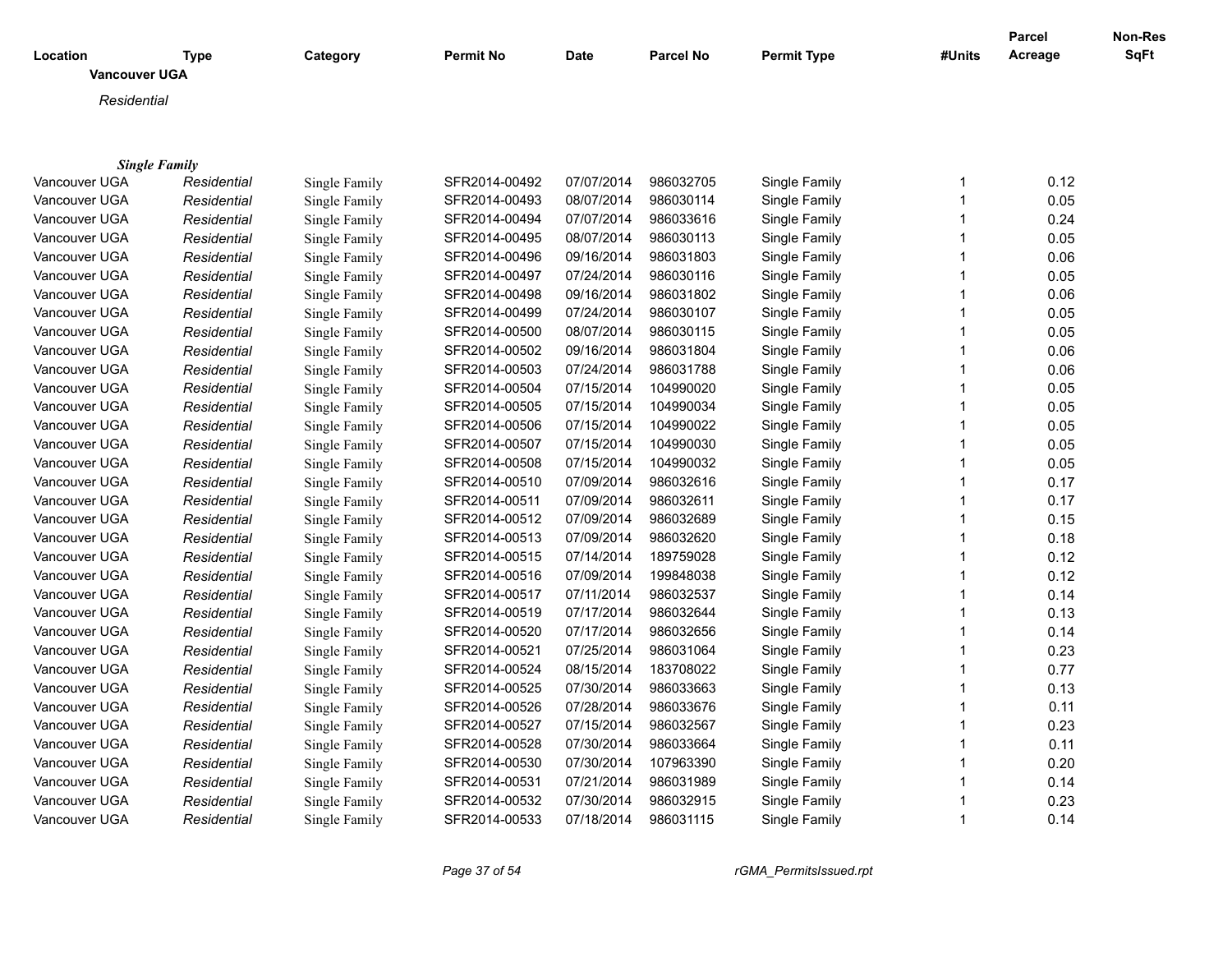| Location | Type | Category | Permit No | Date | Parcel No | Permit Type | #Units | Parcel Acreage | Non-Res SqFt |
|---|---|---|---|---|---|---|---|---|---|

**Vancouver UGA**

*Residential*

***Single Family***

| Location | Type | Category | Permit No | Date | Parcel No | Permit Type | #Units | Parcel Acreage | Non-Res SqFt |
|---|---|---|---|---|---|---|---|---|---|
| Vancouver UGA | *Residential* | Single Family | SFR2014-00492 | 07/07/2014 | 986032705 | Single Family | 1 | 0.12 | |
| Vancouver UGA | *Residential* | Single Family | SFR2014-00493 | 08/07/2014 | 986030114 | Single Family | 1 | 0.05 | |
| Vancouver UGA | *Residential* | Single Family | SFR2014-00494 | 07/07/2014 | 986033616 | Single Family | 1 | 0.24 | |
| Vancouver UGA | *Residential* | Single Family | SFR2014-00495 | 08/07/2014 | 986030113 | Single Family | 1 | 0.05 | |
| Vancouver UGA | *Residential* | Single Family | SFR2014-00496 | 09/16/2014 | 986031803 | Single Family | 1 | 0.06 | |
| Vancouver UGA | *Residential* | Single Family | SFR2014-00497 | 07/24/2014 | 986030116 | Single Family | 1 | 0.05 | |
| Vancouver UGA | *Residential* | Single Family | SFR2014-00498 | 09/16/2014 | 986031802 | Single Family | 1 | 0.06 | |
| Vancouver UGA | *Residential* | Single Family | SFR2014-00499 | 07/24/2014 | 986030107 | Single Family | 1 | 0.05 | |
| Vancouver UGA | *Residential* | Single Family | SFR2014-00500 | 08/07/2014 | 986030115 | Single Family | 1 | 0.05 | |
| Vancouver UGA | *Residential* | Single Family | SFR2014-00502 | 09/16/2014 | 986031804 | Single Family | 1 | 0.06 | |
| Vancouver UGA | *Residential* | Single Family | SFR2014-00503 | 07/24/2014 | 986031788 | Single Family | 1 | 0.06 | |
| Vancouver UGA | *Residential* | Single Family | SFR2014-00504 | 07/15/2014 | 104990020 | Single Family | 1 | 0.05 | |
| Vancouver UGA | *Residential* | Single Family | SFR2014-00505 | 07/15/2014 | 104990034 | Single Family | 1 | 0.05 | |
| Vancouver UGA | *Residential* | Single Family | SFR2014-00506 | 07/15/2014 | 104990022 | Single Family | 1 | 0.05 | |
| Vancouver UGA | *Residential* | Single Family | SFR2014-00507 | 07/15/2014 | 104990030 | Single Family | 1 | 0.05 | |
| Vancouver UGA | *Residential* | Single Family | SFR2014-00508 | 07/15/2014 | 104990032 | Single Family | 1 | 0.05 | |
| Vancouver UGA | *Residential* | Single Family | SFR2014-00510 | 07/09/2014 | 986032616 | Single Family | 1 | 0.17 | |
| Vancouver UGA | *Residential* | Single Family | SFR2014-00511 | 07/09/2014 | 986032611 | Single Family | 1 | 0.17 | |
| Vancouver UGA | *Residential* | Single Family | SFR2014-00512 | 07/09/2014 | 986032689 | Single Family | 1 | 0.15 | |
| Vancouver UGA | *Residential* | Single Family | SFR2014-00513 | 07/09/2014 | 986032620 | Single Family | 1 | 0.18 | |
| Vancouver UGA | *Residential* | Single Family | SFR2014-00515 | 07/14/2014 | 189759028 | Single Family | 1 | 0.12 | |
| Vancouver UGA | *Residential* | Single Family | SFR2014-00516 | 07/09/2014 | 199848038 | Single Family | 1 | 0.12 | |
| Vancouver UGA | *Residential* | Single Family | SFR2014-00517 | 07/11/2014 | 986032537 | Single Family | 1 | 0.14 | |
| Vancouver UGA | *Residential* | Single Family | SFR2014-00519 | 07/17/2014 | 986032644 | Single Family | 1 | 0.13 | |
| Vancouver UGA | *Residential* | Single Family | SFR2014-00520 | 07/17/2014 | 986032656 | Single Family | 1 | 0.14 | |
| Vancouver UGA | *Residential* | Single Family | SFR2014-00521 | 07/25/2014 | 986031064 | Single Family | 1 | 0.23 | |
| Vancouver UGA | *Residential* | Single Family | SFR2014-00524 | 08/15/2014 | 183708022 | Single Family | 1 | 0.77 | |
| Vancouver UGA | *Residential* | Single Family | SFR2014-00525 | 07/30/2014 | 986033663 | Single Family | 1 | 0.13 | |
| Vancouver UGA | *Residential* | Single Family | SFR2014-00526 | 07/28/2014 | 986033676 | Single Family | 1 | 0.11 | |
| Vancouver UGA | *Residential* | Single Family | SFR2014-00527 | 07/15/2014 | 986032567 | Single Family | 1 | 0.23 | |
| Vancouver UGA | *Residential* | Single Family | SFR2014-00528 | 07/30/2014 | 986033664 | Single Family | 1 | 0.11 | |
| Vancouver UGA | *Residential* | Single Family | SFR2014-00530 | 07/30/2014 | 107963390 | Single Family | 1 | 0.20 | |
| Vancouver UGA | *Residential* | Single Family | SFR2014-00531 | 07/21/2014 | 986031989 | Single Family | 1 | 0.14 | |
| Vancouver UGA | *Residential* | Single Family | SFR2014-00532 | 07/30/2014 | 986032915 | Single Family | 1 | 0.23 | |
| Vancouver UGA | *Residential* | Single Family | SFR2014-00533 | 07/18/2014 | 986031115 | Single Family | 1 | 0.14 | |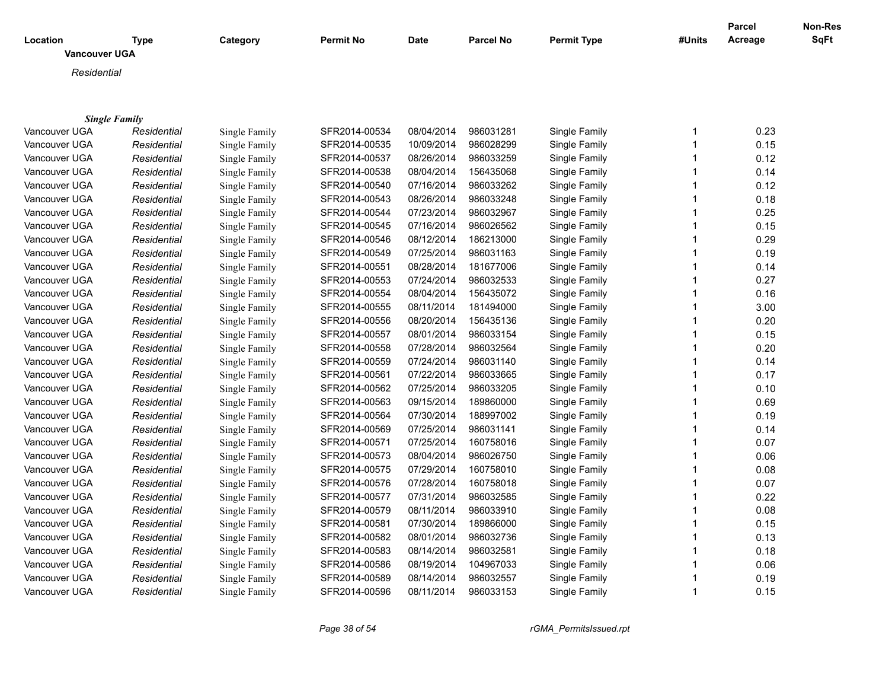| Location | Type | Category | Permit No | Date | Parcel No | Permit Type | #Units | Parcel Acreage | Non-Res SqFt |
|---|---|---|---|---|---|---|---|---|---|
| **Vancouver UGA** | | | | | | | | | |
| *Residential* | | | | | | | | | |
| ***Single Family*** | | | | | | | | | |
| Vancouver UGA | *Residential* | Single Family | SFR2014-00534 | 08/04/2014 | 986031281 | Single Family | 1 | 0.23 | |
| Vancouver UGA | *Residential* | Single Family | SFR2014-00535 | 10/09/2014 | 986028299 | Single Family | 1 | 0.15 | |
| Vancouver UGA | *Residential* | Single Family | SFR2014-00537 | 08/26/2014 | 986033259 | Single Family | 1 | 0.12 | |
| Vancouver UGA | *Residential* | Single Family | SFR2014-00538 | 08/04/2014 | 156435068 | Single Family | 1 | 0.14 | |
| Vancouver UGA | *Residential* | Single Family | SFR2014-00540 | 07/16/2014 | 986033262 | Single Family | 1 | 0.12 | |
| Vancouver UGA | *Residential* | Single Family | SFR2014-00543 | 08/26/2014 | 986033248 | Single Family | 1 | 0.18 | |
| Vancouver UGA | *Residential* | Single Family | SFR2014-00544 | 07/23/2014 | 986032967 | Single Family | 1 | 0.25 | |
| Vancouver UGA | *Residential* | Single Family | SFR2014-00545 | 07/16/2014 | 986026562 | Single Family | 1 | 0.15 | |
| Vancouver UGA | *Residential* | Single Family | SFR2014-00546 | 08/12/2014 | 186213000 | Single Family | 1 | 0.29 | |
| Vancouver UGA | *Residential* | Single Family | SFR2014-00549 | 07/25/2014 | 986031163 | Single Family | 1 | 0.19 | |
| Vancouver UGA | *Residential* | Single Family | SFR2014-00551 | 08/28/2014 | 181677006 | Single Family | 1 | 0.14 | |
| Vancouver UGA | *Residential* | Single Family | SFR2014-00553 | 07/24/2014 | 986032533 | Single Family | 1 | 0.27 | |
| Vancouver UGA | *Residential* | Single Family | SFR2014-00554 | 08/04/2014 | 156435072 | Single Family | 1 | 0.16 | |
| Vancouver UGA | *Residential* | Single Family | SFR2014-00555 | 08/11/2014 | 181494000 | Single Family | 1 | 3.00 | |
| Vancouver UGA | *Residential* | Single Family | SFR2014-00556 | 08/20/2014 | 156435136 | Single Family | 1 | 0.20 | |
| Vancouver UGA | *Residential* | Single Family | SFR2014-00557 | 08/01/2014 | 986033154 | Single Family | 1 | 0.15 | |
| Vancouver UGA | *Residential* | Single Family | SFR2014-00558 | 07/28/2014 | 986032564 | Single Family | 1 | 0.20 | |
| Vancouver UGA | *Residential* | Single Family | SFR2014-00559 | 07/24/2014 | 986031140 | Single Family | 1 | 0.14 | |
| Vancouver UGA | *Residential* | Single Family | SFR2014-00561 | 07/22/2014 | 986033665 | Single Family | 1 | 0.17 | |
| Vancouver UGA | *Residential* | Single Family | SFR2014-00562 | 07/25/2014 | 986033205 | Single Family | 1 | 0.10 | |
| Vancouver UGA | *Residential* | Single Family | SFR2014-00563 | 09/15/2014 | 189860000 | Single Family | 1 | 0.69 | |
| Vancouver UGA | *Residential* | Single Family | SFR2014-00564 | 07/30/2014 | 188997002 | Single Family | 1 | 0.19 | |
| Vancouver UGA | *Residential* | Single Family | SFR2014-00569 | 07/25/2014 | 986031141 | Single Family | 1 | 0.14 | |
| Vancouver UGA | *Residential* | Single Family | SFR2014-00571 | 07/25/2014 | 160758016 | Single Family | 1 | 0.07 | |
| Vancouver UGA | *Residential* | Single Family | SFR2014-00573 | 08/04/2014 | 986026750 | Single Family | 1 | 0.06 | |
| Vancouver UGA | *Residential* | Single Family | SFR2014-00575 | 07/29/2014 | 160758010 | Single Family | 1 | 0.08 | |
| Vancouver UGA | *Residential* | Single Family | SFR2014-00576 | 07/28/2014 | 160758018 | Single Family | 1 | 0.07 | |
| Vancouver UGA | *Residential* | Single Family | SFR2014-00577 | 07/31/2014 | 986032585 | Single Family | 1 | 0.22 | |
| Vancouver UGA | *Residential* | Single Family | SFR2014-00579 | 08/11/2014 | 986033910 | Single Family | 1 | 0.08 | |
| Vancouver UGA | *Residential* | Single Family | SFR2014-00581 | 07/30/2014 | 189866000 | Single Family | 1 | 0.15 | |
| Vancouver UGA | *Residential* | Single Family | SFR2014-00582 | 08/01/2014 | 986032736 | Single Family | 1 | 0.13 | |
| Vancouver UGA | *Residential* | Single Family | SFR2014-00583 | 08/14/2014 | 986032581 | Single Family | 1 | 0.18 | |
| Vancouver UGA | *Residential* | Single Family | SFR2014-00586 | 08/19/2014 | 104967033 | Single Family | 1 | 0.06 | |
| Vancouver UGA | *Residential* | Single Family | SFR2014-00589 | 08/14/2014 | 986032557 | Single Family | 1 | 0.19 | |
| Vancouver UGA | *Residential* | Single Family | SFR2014-00596 | 08/11/2014 | 986033153 | Single Family | 1 | 0.15 | |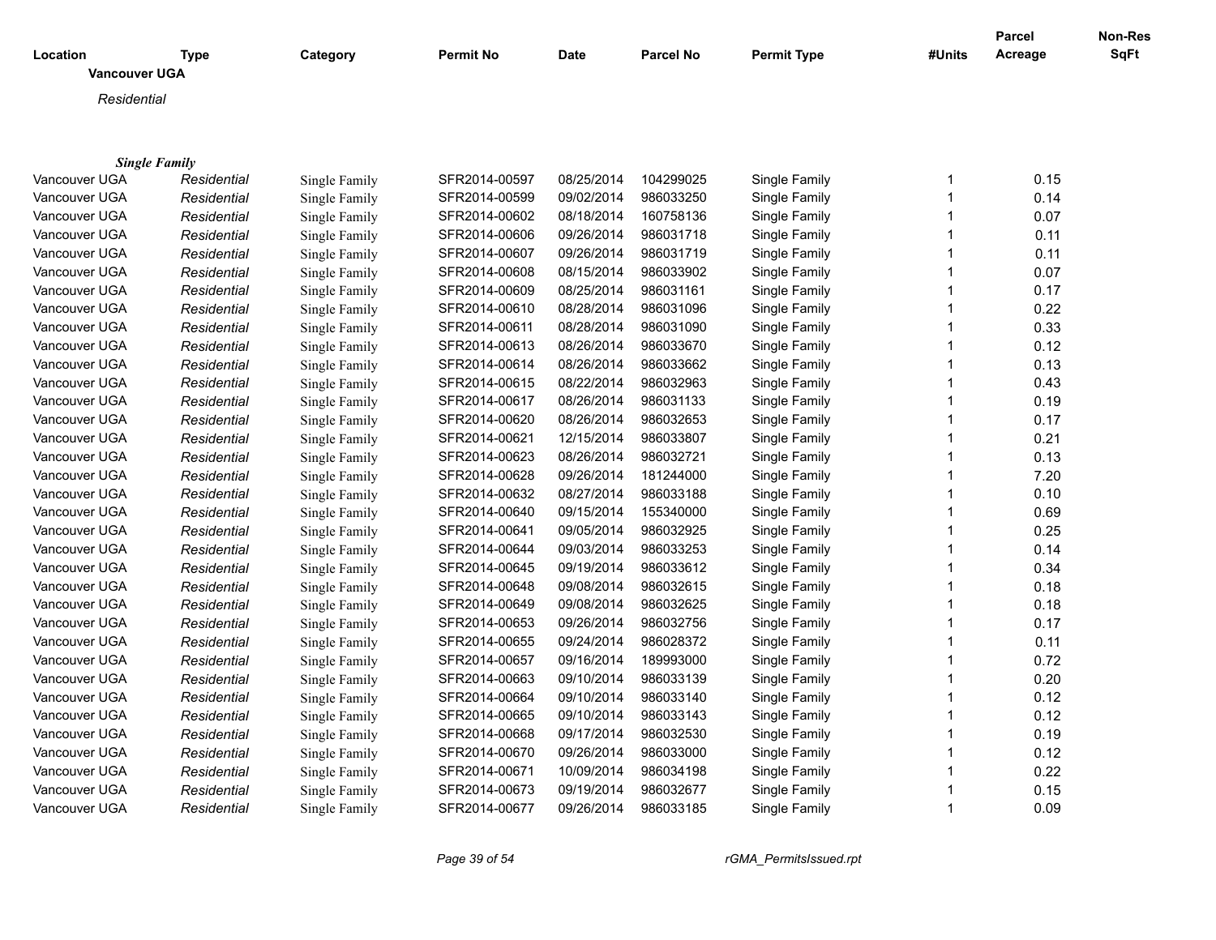| Location | Type | Category | Permit No | Date | Parcel No | Permit Type | #Units | Parcel Acreage | Non-Res SqFt |
|---|---|---|---|---|---|---|---|---|---|

**Vancouver UGA**

*Residential*

***Single Family***

| Location | Type | Category | Permit No | Date | Parcel No | Permit Type | #Units | Parcel Acreage | Non-Res SqFt |
|---|---|---|---|---|---|---|---|---|---|
| Vancouver UGA | *Residential* | Single Family | SFR2014-00597 | 08/25/2014 | 104299025 | Single Family | 1 | 0.15 | |
| Vancouver UGA | *Residential* | Single Family | SFR2014-00599 | 09/02/2014 | 986033250 | Single Family | 1 | 0.14 | |
| Vancouver UGA | *Residential* | Single Family | SFR2014-00602 | 08/18/2014 | 160758136 | Single Family | 1 | 0.07 | |
| Vancouver UGA | *Residential* | Single Family | SFR2014-00606 | 09/26/2014 | 986031718 | Single Family | 1 | 0.11 | |
| Vancouver UGA | *Residential* | Single Family | SFR2014-00607 | 09/26/2014 | 986031719 | Single Family | 1 | 0.11 | |
| Vancouver UGA | *Residential* | Single Family | SFR2014-00608 | 08/15/2014 | 986033902 | Single Family | 1 | 0.07 | |
| Vancouver UGA | *Residential* | Single Family | SFR2014-00609 | 08/25/2014 | 986031161 | Single Family | 1 | 0.17 | |
| Vancouver UGA | *Residential* | Single Family | SFR2014-00610 | 08/28/2014 | 986031096 | Single Family | 1 | 0.22 | |
| Vancouver UGA | *Residential* | Single Family | SFR2014-00611 | 08/28/2014 | 986031090 | Single Family | 1 | 0.33 | |
| Vancouver UGA | *Residential* | Single Family | SFR2014-00613 | 08/26/2014 | 986033670 | Single Family | 1 | 0.12 | |
| Vancouver UGA | *Residential* | Single Family | SFR2014-00614 | 08/26/2014 | 986033662 | Single Family | 1 | 0.13 | |
| Vancouver UGA | *Residential* | Single Family | SFR2014-00615 | 08/22/2014 | 986032963 | Single Family | 1 | 0.43 | |
| Vancouver UGA | *Residential* | Single Family | SFR2014-00617 | 08/26/2014 | 986031133 | Single Family | 1 | 0.19 | |
| Vancouver UGA | *Residential* | Single Family | SFR2014-00620 | 08/26/2014 | 986032653 | Single Family | 1 | 0.17 | |
| Vancouver UGA | *Residential* | Single Family | SFR2014-00621 | 12/15/2014 | 986033807 | Single Family | 1 | 0.21 | |
| Vancouver UGA | *Residential* | Single Family | SFR2014-00623 | 08/26/2014 | 986032721 | Single Family | 1 | 0.13 | |
| Vancouver UGA | *Residential* | Single Family | SFR2014-00628 | 09/26/2014 | 181244000 | Single Family | 1 | 7.20 | |
| Vancouver UGA | *Residential* | Single Family | SFR2014-00632 | 08/27/2014 | 986033188 | Single Family | 1 | 0.10 | |
| Vancouver UGA | *Residential* | Single Family | SFR2014-00640 | 09/15/2014 | 155340000 | Single Family | 1 | 0.69 | |
| Vancouver UGA | *Residential* | Single Family | SFR2014-00641 | 09/05/2014 | 986032925 | Single Family | 1 | 0.25 | |
| Vancouver UGA | *Residential* | Single Family | SFR2014-00644 | 09/03/2014 | 986033253 | Single Family | 1 | 0.14 | |
| Vancouver UGA | *Residential* | Single Family | SFR2014-00645 | 09/19/2014 | 986033612 | Single Family | 1 | 0.34 | |
| Vancouver UGA | *Residential* | Single Family | SFR2014-00648 | 09/08/2014 | 986032615 | Single Family | 1 | 0.18 | |
| Vancouver UGA | *Residential* | Single Family | SFR2014-00649 | 09/08/2014 | 986032625 | Single Family | 1 | 0.18 | |
| Vancouver UGA | *Residential* | Single Family | SFR2014-00653 | 09/26/2014 | 986032756 | Single Family | 1 | 0.17 | |
| Vancouver UGA | *Residential* | Single Family | SFR2014-00655 | 09/24/2014 | 986028372 | Single Family | 1 | 0.11 | |
| Vancouver UGA | *Residential* | Single Family | SFR2014-00657 | 09/16/2014 | 189993000 | Single Family | 1 | 0.72 | |
| Vancouver UGA | *Residential* | Single Family | SFR2014-00663 | 09/10/2014 | 986033139 | Single Family | 1 | 0.20 | |
| Vancouver UGA | *Residential* | Single Family | SFR2014-00664 | 09/10/2014 | 986033140 | Single Family | 1 | 0.12 | |
| Vancouver UGA | *Residential* | Single Family | SFR2014-00665 | 09/10/2014 | 986033143 | Single Family | 1 | 0.12 | |
| Vancouver UGA | *Residential* | Single Family | SFR2014-00668 | 09/17/2014 | 986032530 | Single Family | 1 | 0.19 | |
| Vancouver UGA | *Residential* | Single Family | SFR2014-00670 | 09/26/2014 | 986033000 | Single Family | 1 | 0.12 | |
| Vancouver UGA | *Residential* | Single Family | SFR2014-00671 | 10/09/2014 | 986034198 | Single Family | 1 | 0.22 | |
| Vancouver UGA | *Residential* | Single Family | SFR2014-00673 | 09/19/2014 | 986032677 | Single Family | 1 | 0.15 | |
| Vancouver UGA | *Residential* | Single Family | SFR2014-00677 | 09/26/2014 | 986033185 | Single Family | 1 | 0.09 | |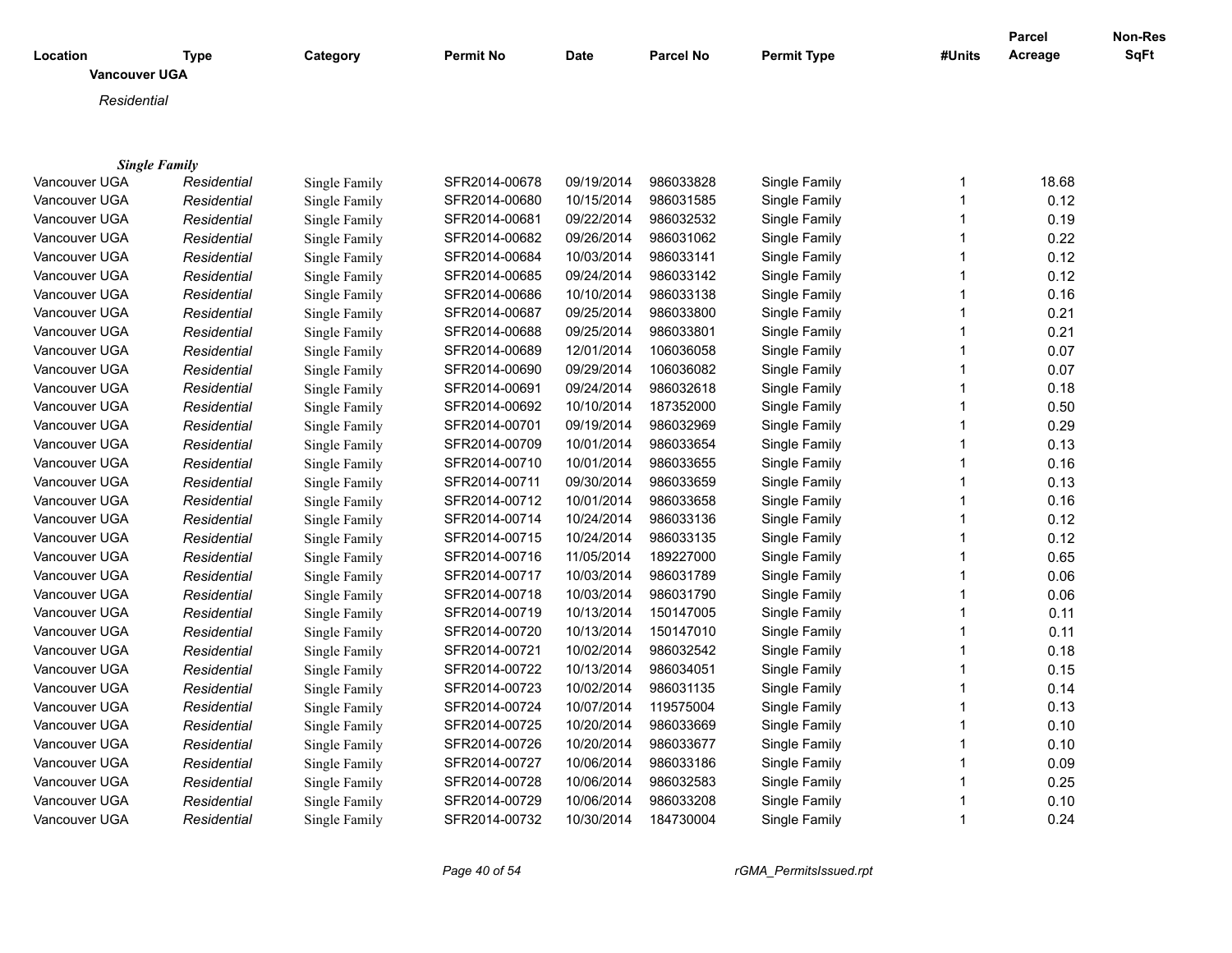| Location | Type | Category | Permit No | Date | Parcel No | Permit Type | #Units | Parcel Acreage | Non-Res SqFt |
|---|---|---|---|---|---|---|---|---|---|

**Vancouver UGA**

*Residential*

***Single Family***

| Location | Type | Category | Permit No | Date | Parcel No | Permit Type | #Units | Parcel Acreage | Non-Res SqFt |
|---|---|---|---|---|---|---|---|---|---|
| Vancouver UGA | *Residential* | Single Family | SFR2014-00678 | 09/19/2014 | 986033828 | Single Family | 1 | 18.68 | |
| Vancouver UGA | *Residential* | Single Family | SFR2014-00680 | 10/15/2014 | 986031585 | Single Family | 1 | 0.12 | |
| Vancouver UGA | *Residential* | Single Family | SFR2014-00681 | 09/22/2014 | 986032532 | Single Family | 1 | 0.19 | |
| Vancouver UGA | *Residential* | Single Family | SFR2014-00682 | 09/26/2014 | 986031062 | Single Family | 1 | 0.22 | |
| Vancouver UGA | *Residential* | Single Family | SFR2014-00684 | 10/03/2014 | 986033141 | Single Family | 1 | 0.12 | |
| Vancouver UGA | *Residential* | Single Family | SFR2014-00685 | 09/24/2014 | 986033142 | Single Family | 1 | 0.12 | |
| Vancouver UGA | *Residential* | Single Family | SFR2014-00686 | 10/10/2014 | 986033138 | Single Family | 1 | 0.16 | |
| Vancouver UGA | *Residential* | Single Family | SFR2014-00687 | 09/25/2014 | 986033800 | Single Family | 1 | 0.21 | |
| Vancouver UGA | *Residential* | Single Family | SFR2014-00688 | 09/25/2014 | 986033801 | Single Family | 1 | 0.21 | |
| Vancouver UGA | *Residential* | Single Family | SFR2014-00689 | 12/01/2014 | 106036058 | Single Family | 1 | 0.07 | |
| Vancouver UGA | *Residential* | Single Family | SFR2014-00690 | 09/29/2014 | 106036082 | Single Family | 1 | 0.07 | |
| Vancouver UGA | *Residential* | Single Family | SFR2014-00691 | 09/24/2014 | 986032618 | Single Family | 1 | 0.18 | |
| Vancouver UGA | *Residential* | Single Family | SFR2014-00692 | 10/10/2014 | 187352000 | Single Family | 1 | 0.50 | |
| Vancouver UGA | *Residential* | Single Family | SFR2014-00701 | 09/19/2014 | 986032969 | Single Family | 1 | 0.29 | |
| Vancouver UGA | *Residential* | Single Family | SFR2014-00709 | 10/01/2014 | 986033654 | Single Family | 1 | 0.13 | |
| Vancouver UGA | *Residential* | Single Family | SFR2014-00710 | 10/01/2014 | 986033655 | Single Family | 1 | 0.16 | |
| Vancouver UGA | *Residential* | Single Family | SFR2014-00711 | 09/30/2014 | 986033659 | Single Family | 1 | 0.13 | |
| Vancouver UGA | *Residential* | Single Family | SFR2014-00712 | 10/01/2014 | 986033658 | Single Family | 1 | 0.16 | |
| Vancouver UGA | *Residential* | Single Family | SFR2014-00714 | 10/24/2014 | 986033136 | Single Family | 1 | 0.12 | |
| Vancouver UGA | *Residential* | Single Family | SFR2014-00715 | 10/24/2014 | 986033135 | Single Family | 1 | 0.12 | |
| Vancouver UGA | *Residential* | Single Family | SFR2014-00716 | 11/05/2014 | 189227000 | Single Family | 1 | 0.65 | |
| Vancouver UGA | *Residential* | Single Family | SFR2014-00717 | 10/03/2014 | 986031789 | Single Family | 1 | 0.06 | |
| Vancouver UGA | *Residential* | Single Family | SFR2014-00718 | 10/03/2014 | 986031790 | Single Family | 1 | 0.06 | |
| Vancouver UGA | *Residential* | Single Family | SFR2014-00719 | 10/13/2014 | 150147005 | Single Family | 1 | 0.11 | |
| Vancouver UGA | *Residential* | Single Family | SFR2014-00720 | 10/13/2014 | 150147010 | Single Family | 1 | 0.11 | |
| Vancouver UGA | *Residential* | Single Family | SFR2014-00721 | 10/02/2014 | 986032542 | Single Family | 1 | 0.18 | |
| Vancouver UGA | *Residential* | Single Family | SFR2014-00722 | 10/13/2014 | 986034051 | Single Family | 1 | 0.15 | |
| Vancouver UGA | *Residential* | Single Family | SFR2014-00723 | 10/02/2014 | 986031135 | Single Family | 1 | 0.14 | |
| Vancouver UGA | *Residential* | Single Family | SFR2014-00724 | 10/07/2014 | 119575004 | Single Family | 1 | 0.13 | |
| Vancouver UGA | *Residential* | Single Family | SFR2014-00725 | 10/20/2014 | 986033669 | Single Family | 1 | 0.10 | |
| Vancouver UGA | *Residential* | Single Family | SFR2014-00726 | 10/20/2014 | 986033677 | Single Family | 1 | 0.10 | |
| Vancouver UGA | *Residential* | Single Family | SFR2014-00727 | 10/06/2014 | 986033186 | Single Family | 1 | 0.09 | |
| Vancouver UGA | *Residential* | Single Family | SFR2014-00728 | 10/06/2014 | 986032583 | Single Family | 1 | 0.25 | |
| Vancouver UGA | *Residential* | Single Family | SFR2014-00729 | 10/06/2014 | 986033208 | Single Family | 1 | 0.10 | |
| Vancouver UGA | *Residential* | Single Family | SFR2014-00732 | 10/30/2014 | 184730004 | Single Family | 1 | 0.24 | |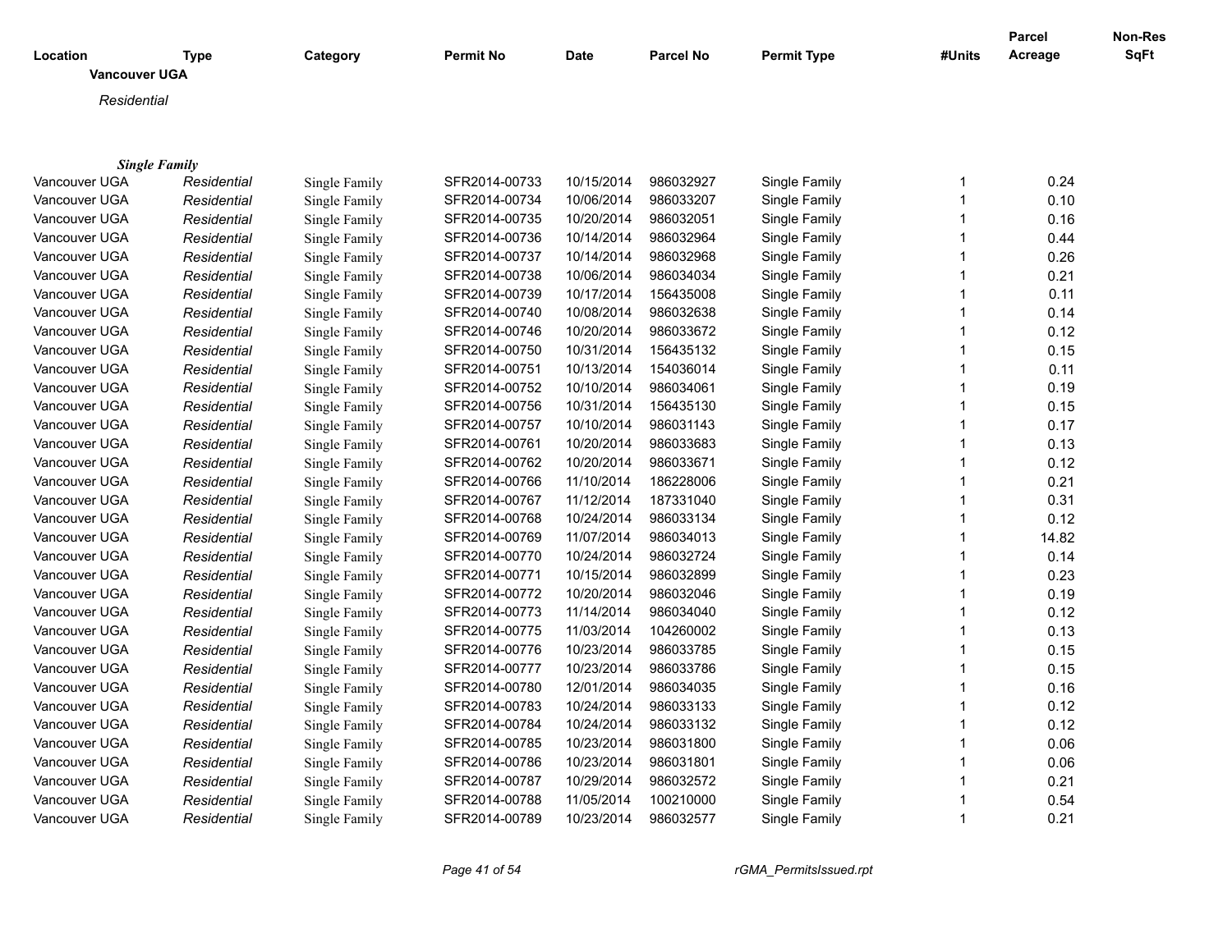**Vancouver UGA**

*Residential*

***Single Family***

| Location | Type | Category | Permit No | Date | Parcel No | Permit Type | #Units | Parcel Acreage | Non-Res SqFt |
|---|---|---|---|---|---|---|---|---|---|
| Vancouver UGA | *Residential* | Single Family | SFR2014-00733 | 10/15/2014 | 986032927 | Single Family | 1 | 0.24 | |
| Vancouver UGA | *Residential* | Single Family | SFR2014-00734 | 10/06/2014 | 986033207 | Single Family | 1 | 0.10 | |
| Vancouver UGA | *Residential* | Single Family | SFR2014-00735 | 10/20/2014 | 986032051 | Single Family | 1 | 0.16 | |
| Vancouver UGA | *Residential* | Single Family | SFR2014-00736 | 10/14/2014 | 986032964 | Single Family | 1 | 0.44 | |
| Vancouver UGA | *Residential* | Single Family | SFR2014-00737 | 10/14/2014 | 986032968 | Single Family | 1 | 0.26 | |
| Vancouver UGA | *Residential* | Single Family | SFR2014-00738 | 10/06/2014 | 986034034 | Single Family | 1 | 0.21 | |
| Vancouver UGA | *Residential* | Single Family | SFR2014-00739 | 10/17/2014 | 156435008 | Single Family | 1 | 0.11 | |
| Vancouver UGA | *Residential* | Single Family | SFR2014-00740 | 10/08/2014 | 986032638 | Single Family | 1 | 0.14 | |
| Vancouver UGA | *Residential* | Single Family | SFR2014-00746 | 10/20/2014 | 986033672 | Single Family | 1 | 0.12 | |
| Vancouver UGA | *Residential* | Single Family | SFR2014-00750 | 10/31/2014 | 156435132 | Single Family | 1 | 0.15 | |
| Vancouver UGA | *Residential* | Single Family | SFR2014-00751 | 10/13/2014 | 154036014 | Single Family | 1 | 0.11 | |
| Vancouver UGA | *Residential* | Single Family | SFR2014-00752 | 10/10/2014 | 986034061 | Single Family | 1 | 0.19 | |
| Vancouver UGA | *Residential* | Single Family | SFR2014-00756 | 10/31/2014 | 156435130 | Single Family | 1 | 0.15 | |
| Vancouver UGA | *Residential* | Single Family | SFR2014-00757 | 10/10/2014 | 986031143 | Single Family | 1 | 0.17 | |
| Vancouver UGA | *Residential* | Single Family | SFR2014-00761 | 10/20/2014 | 986033683 | Single Family | 1 | 0.13 | |
| Vancouver UGA | *Residential* | Single Family | SFR2014-00762 | 10/20/2014 | 986033671 | Single Family | 1 | 0.12 | |
| Vancouver UGA | *Residential* | Single Family | SFR2014-00766 | 11/10/2014 | 186228006 | Single Family | 1 | 0.21 | |
| Vancouver UGA | *Residential* | Single Family | SFR2014-00767 | 11/12/2014 | 187331040 | Single Family | 1 | 0.31 | |
| Vancouver UGA | *Residential* | Single Family | SFR2014-00768 | 10/24/2014 | 986033134 | Single Family | 1 | 0.12 | |
| Vancouver UGA | *Residential* | Single Family | SFR2014-00769 | 11/07/2014 | 986034013 | Single Family | 1 | 14.82 | |
| Vancouver UGA | *Residential* | Single Family | SFR2014-00770 | 10/24/2014 | 986032724 | Single Family | 1 | 0.14 | |
| Vancouver UGA | *Residential* | Single Family | SFR2014-00771 | 10/15/2014 | 986032899 | Single Family | 1 | 0.23 | |
| Vancouver UGA | *Residential* | Single Family | SFR2014-00772 | 10/20/2014 | 986032046 | Single Family | 1 | 0.19 | |
| Vancouver UGA | *Residential* | Single Family | SFR2014-00773 | 11/14/2014 | 986034040 | Single Family | 1 | 0.12 | |
| Vancouver UGA | *Residential* | Single Family | SFR2014-00775 | 11/03/2014 | 104260002 | Single Family | 1 | 0.13 | |
| Vancouver UGA | *Residential* | Single Family | SFR2014-00776 | 10/23/2014 | 986033785 | Single Family | 1 | 0.15 | |
| Vancouver UGA | *Residential* | Single Family | SFR2014-00777 | 10/23/2014 | 986033786 | Single Family | 1 | 0.15 | |
| Vancouver UGA | *Residential* | Single Family | SFR2014-00780 | 12/01/2014 | 986034035 | Single Family | 1 | 0.16 | |
| Vancouver UGA | *Residential* | Single Family | SFR2014-00783 | 10/24/2014 | 986033133 | Single Family | 1 | 0.12 | |
| Vancouver UGA | *Residential* | Single Family | SFR2014-00784 | 10/24/2014 | 986033132 | Single Family | 1 | 0.12 | |
| Vancouver UGA | *Residential* | Single Family | SFR2014-00785 | 10/23/2014 | 986031800 | Single Family | 1 | 0.06 | |
| Vancouver UGA | *Residential* | Single Family | SFR2014-00786 | 10/23/2014 | 986031801 | Single Family | 1 | 0.06 | |
| Vancouver UGA | *Residential* | Single Family | SFR2014-00787 | 10/29/2014 | 986032572 | Single Family | 1 | 0.21 | |
| Vancouver UGA | *Residential* | Single Family | SFR2014-00788 | 11/05/2014 | 100210000 | Single Family | 1 | 0.54 | |
| Vancouver UGA | *Residential* | Single Family | SFR2014-00789 | 10/23/2014 | 986032577 | Single Family | 1 | 0.21 | |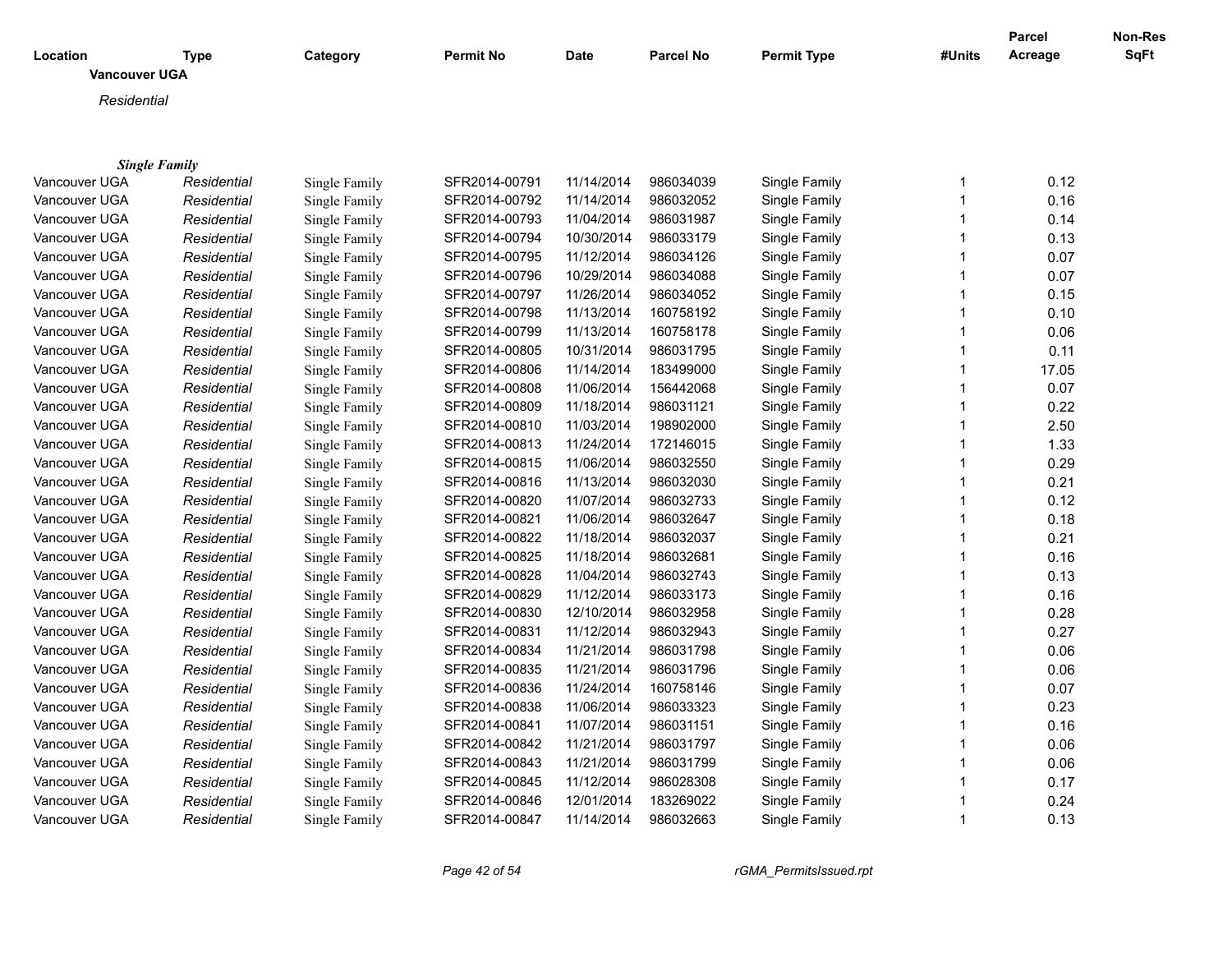| Location | Type | Category | Permit No | Date | Parcel No | Permit Type | #Units | Parcel Acreage | Non-Res SqFt |
|---|---|---|---|---|---|---|---|---|---|

**Vancouver UGA**

*Residential*

***Single Family***

| Location | Type | Category | Permit No | Date | Parcel No | Permit Type | #Units | Parcel Acreage | Non-Res SqFt |
|---|---|---|---|---|---|---|---|---|---|
| Vancouver UGA | *Residential* | Single Family | SFR2014-00791 | 11/14/2014 | 986034039 | Single Family | 1 | 0.12 | |
| Vancouver UGA | *Residential* | Single Family | SFR2014-00792 | 11/14/2014 | 986032052 | Single Family | 1 | 0.16 | |
| Vancouver UGA | *Residential* | Single Family | SFR2014-00793 | 11/04/2014 | 986031987 | Single Family | 1 | 0.14 | |
| Vancouver UGA | *Residential* | Single Family | SFR2014-00794 | 10/30/2014 | 986033179 | Single Family | 1 | 0.13 | |
| Vancouver UGA | *Residential* | Single Family | SFR2014-00795 | 11/12/2014 | 986034126 | Single Family | 1 | 0.07 | |
| Vancouver UGA | *Residential* | Single Family | SFR2014-00796 | 10/29/2014 | 986034088 | Single Family | 1 | 0.07 | |
| Vancouver UGA | *Residential* | Single Family | SFR2014-00797 | 11/26/2014 | 986034052 | Single Family | 1 | 0.15 | |
| Vancouver UGA | *Residential* | Single Family | SFR2014-00798 | 11/13/2014 | 160758192 | Single Family | 1 | 0.10 | |
| Vancouver UGA | *Residential* | Single Family | SFR2014-00799 | 11/13/2014 | 160758178 | Single Family | 1 | 0.06 | |
| Vancouver UGA | *Residential* | Single Family | SFR2014-00805 | 10/31/2014 | 986031795 | Single Family | 1 | 0.11 | |
| Vancouver UGA | *Residential* | Single Family | SFR2014-00806 | 11/14/2014 | 183499000 | Single Family | 1 | 17.05 | |
| Vancouver UGA | *Residential* | Single Family | SFR2014-00808 | 11/06/2014 | 156442068 | Single Family | 1 | 0.07 | |
| Vancouver UGA | *Residential* | Single Family | SFR2014-00809 | 11/18/2014 | 986031121 | Single Family | 1 | 0.22 | |
| Vancouver UGA | *Residential* | Single Family | SFR2014-00810 | 11/03/2014 | 198902000 | Single Family | 1 | 2.50 | |
| Vancouver UGA | *Residential* | Single Family | SFR2014-00813 | 11/24/2014 | 172146015 | Single Family | 1 | 1.33 | |
| Vancouver UGA | *Residential* | Single Family | SFR2014-00815 | 11/06/2014 | 986032550 | Single Family | 1 | 0.29 | |
| Vancouver UGA | *Residential* | Single Family | SFR2014-00816 | 11/13/2014 | 986032030 | Single Family | 1 | 0.21 | |
| Vancouver UGA | *Residential* | Single Family | SFR2014-00820 | 11/07/2014 | 986032733 | Single Family | 1 | 0.12 | |
| Vancouver UGA | *Residential* | Single Family | SFR2014-00821 | 11/06/2014 | 986032647 | Single Family | 1 | 0.18 | |
| Vancouver UGA | *Residential* | Single Family | SFR2014-00822 | 11/18/2014 | 986032037 | Single Family | 1 | 0.21 | |
| Vancouver UGA | *Residential* | Single Family | SFR2014-00825 | 11/18/2014 | 986032681 | Single Family | 1 | 0.16 | |
| Vancouver UGA | *Residential* | Single Family | SFR2014-00828 | 11/04/2014 | 986032743 | Single Family | 1 | 0.13 | |
| Vancouver UGA | *Residential* | Single Family | SFR2014-00829 | 11/12/2014 | 986033173 | Single Family | 1 | 0.16 | |
| Vancouver UGA | *Residential* | Single Family | SFR2014-00830 | 12/10/2014 | 986032958 | Single Family | 1 | 0.28 | |
| Vancouver UGA | *Residential* | Single Family | SFR2014-00831 | 11/12/2014 | 986032943 | Single Family | 1 | 0.27 | |
| Vancouver UGA | *Residential* | Single Family | SFR2014-00834 | 11/21/2014 | 986031798 | Single Family | 1 | 0.06 | |
| Vancouver UGA | *Residential* | Single Family | SFR2014-00835 | 11/21/2014 | 986031796 | Single Family | 1 | 0.06 | |
| Vancouver UGA | *Residential* | Single Family | SFR2014-00836 | 11/24/2014 | 160758146 | Single Family | 1 | 0.07 | |
| Vancouver UGA | *Residential* | Single Family | SFR2014-00838 | 11/06/2014 | 986033323 | Single Family | 1 | 0.23 | |
| Vancouver UGA | *Residential* | Single Family | SFR2014-00841 | 11/07/2014 | 986031151 | Single Family | 1 | 0.16 | |
| Vancouver UGA | *Residential* | Single Family | SFR2014-00842 | 11/21/2014 | 986031797 | Single Family | 1 | 0.06 | |
| Vancouver UGA | *Residential* | Single Family | SFR2014-00843 | 11/21/2014 | 986031799 | Single Family | 1 | 0.06 | |
| Vancouver UGA | *Residential* | Single Family | SFR2014-00845 | 11/12/2014 | 986028308 | Single Family | 1 | 0.17 | |
| Vancouver UGA | *Residential* | Single Family | SFR2014-00846 | 12/01/2014 | 183269022 | Single Family | 1 | 0.24 | |
| Vancouver UGA | *Residential* | Single Family | SFR2014-00847 | 11/14/2014 | 986032663 | Single Family | 1 | 0.13 | |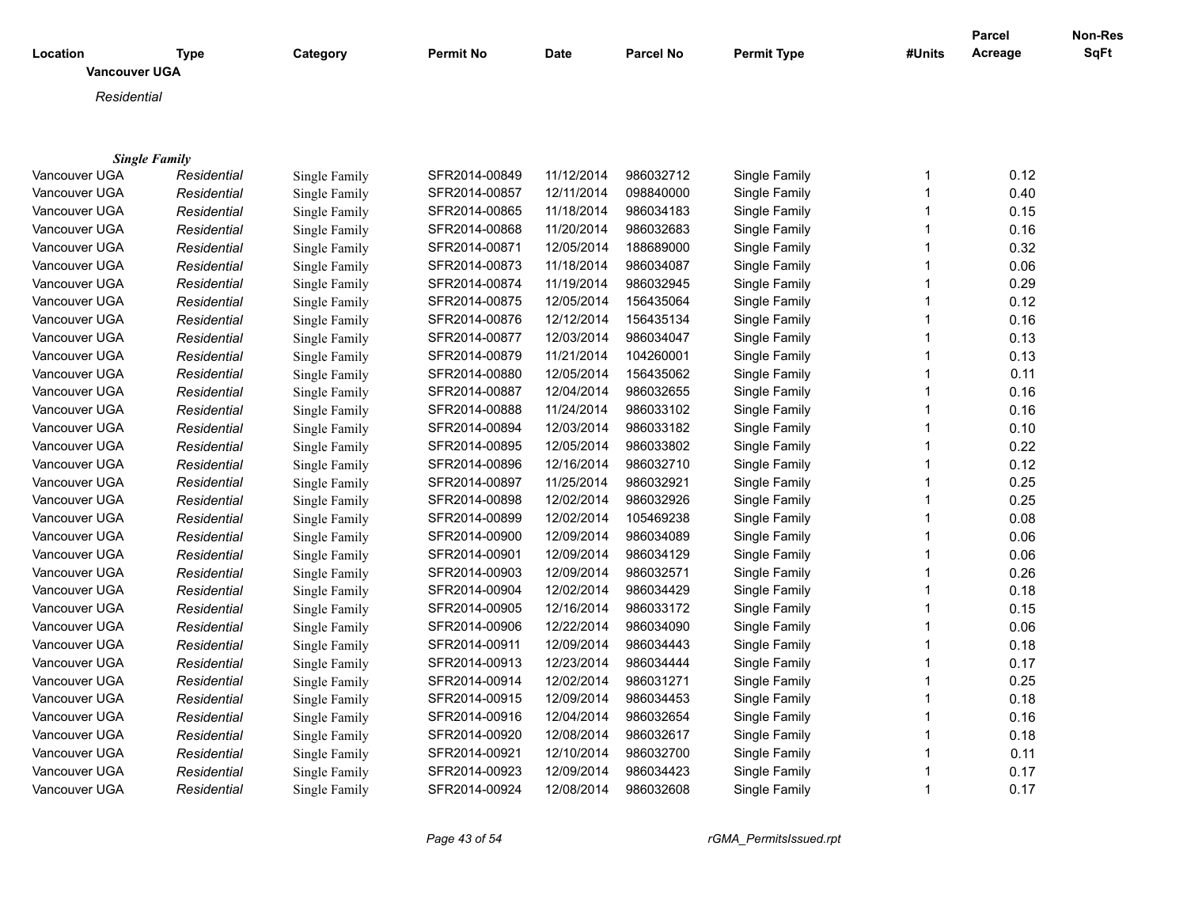| Location | Type | Category | Permit No | Date | Parcel No | Permit Type | #Units | Parcel Acreage | Non-Res SqFt |
|---|---|---|---|---|---|---|---|---|---|

**Vancouver UGA**

*Residential*

***Single Family***

| Location | Type | Category | Permit No | Date | Parcel No | Permit Type | #Units | Parcel Acreage | Non-Res SqFt |
|---|---|---|---|---|---|---|---|---|---|
| Vancouver UGA | *Residential* | Single Family | SFR2014-00849 | 11/12/2014 | 986032712 | Single Family | 1 | 0.12 | |
| Vancouver UGA | *Residential* | Single Family | SFR2014-00857 | 12/11/2014 | 098840000 | Single Family | 1 | 0.40 | |
| Vancouver UGA | *Residential* | Single Family | SFR2014-00865 | 11/18/2014 | 986034183 | Single Family | 1 | 0.15 | |
| Vancouver UGA | *Residential* | Single Family | SFR2014-00868 | 11/20/2014 | 986032683 | Single Family | 1 | 0.16 | |
| Vancouver UGA | *Residential* | Single Family | SFR2014-00871 | 12/05/2014 | 188689000 | Single Family | 1 | 0.32 | |
| Vancouver UGA | *Residential* | Single Family | SFR2014-00873 | 11/18/2014 | 986034087 | Single Family | 1 | 0.06 | |
| Vancouver UGA | *Residential* | Single Family | SFR2014-00874 | 11/19/2014 | 986032945 | Single Family | 1 | 0.29 | |
| Vancouver UGA | *Residential* | Single Family | SFR2014-00875 | 12/05/2014 | 156435064 | Single Family | 1 | 0.12 | |
| Vancouver UGA | *Residential* | Single Family | SFR2014-00876 | 12/12/2014 | 156435134 | Single Family | 1 | 0.16 | |
| Vancouver UGA | *Residential* | Single Family | SFR2014-00877 | 12/03/2014 | 986034047 | Single Family | 1 | 0.13 | |
| Vancouver UGA | *Residential* | Single Family | SFR2014-00879 | 11/21/2014 | 104260001 | Single Family | 1 | 0.13 | |
| Vancouver UGA | *Residential* | Single Family | SFR2014-00880 | 12/05/2014 | 156435062 | Single Family | 1 | 0.11 | |
| Vancouver UGA | *Residential* | Single Family | SFR2014-00887 | 12/04/2014 | 986032655 | Single Family | 1 | 0.16 | |
| Vancouver UGA | *Residential* | Single Family | SFR2014-00888 | 11/24/2014 | 986033102 | Single Family | 1 | 0.16 | |
| Vancouver UGA | *Residential* | Single Family | SFR2014-00894 | 12/03/2014 | 986033182 | Single Family | 1 | 0.10 | |
| Vancouver UGA | *Residential* | Single Family | SFR2014-00895 | 12/05/2014 | 986033802 | Single Family | 1 | 0.22 | |
| Vancouver UGA | *Residential* | Single Family | SFR2014-00896 | 12/16/2014 | 986032710 | Single Family | 1 | 0.12 | |
| Vancouver UGA | *Residential* | Single Family | SFR2014-00897 | 11/25/2014 | 986032921 | Single Family | 1 | 0.25 | |
| Vancouver UGA | *Residential* | Single Family | SFR2014-00898 | 12/02/2014 | 986032926 | Single Family | 1 | 0.25 | |
| Vancouver UGA | *Residential* | Single Family | SFR2014-00899 | 12/02/2014 | 105469238 | Single Family | 1 | 0.08 | |
| Vancouver UGA | *Residential* | Single Family | SFR2014-00900 | 12/09/2014 | 986034089 | Single Family | 1 | 0.06 | |
| Vancouver UGA | *Residential* | Single Family | SFR2014-00901 | 12/09/2014 | 986034129 | Single Family | 1 | 0.06 | |
| Vancouver UGA | *Residential* | Single Family | SFR2014-00903 | 12/09/2014 | 986032571 | Single Family | 1 | 0.26 | |
| Vancouver UGA | *Residential* | Single Family | SFR2014-00904 | 12/02/2014 | 986034429 | Single Family | 1 | 0.18 | |
| Vancouver UGA | *Residential* | Single Family | SFR2014-00905 | 12/16/2014 | 986033172 | Single Family | 1 | 0.15 | |
| Vancouver UGA | *Residential* | Single Family | SFR2014-00906 | 12/22/2014 | 986034090 | Single Family | 1 | 0.06 | |
| Vancouver UGA | *Residential* | Single Family | SFR2014-00911 | 12/09/2014 | 986034443 | Single Family | 1 | 0.18 | |
| Vancouver UGA | *Residential* | Single Family | SFR2014-00913 | 12/23/2014 | 986034444 | Single Family | 1 | 0.17 | |
| Vancouver UGA | *Residential* | Single Family | SFR2014-00914 | 12/02/2014 | 986031271 | Single Family | 1 | 0.25 | |
| Vancouver UGA | *Residential* | Single Family | SFR2014-00915 | 12/09/2014 | 986034453 | Single Family | 1 | 0.18 | |
| Vancouver UGA | *Residential* | Single Family | SFR2014-00916 | 12/04/2014 | 986032654 | Single Family | 1 | 0.16 | |
| Vancouver UGA | *Residential* | Single Family | SFR2014-00920 | 12/08/2014 | 986032617 | Single Family | 1 | 0.18 | |
| Vancouver UGA | *Residential* | Single Family | SFR2014-00921 | 12/10/2014 | 986032700 | Single Family | 1 | 0.11 | |
| Vancouver UGA | *Residential* | Single Family | SFR2014-00923 | 12/09/2014 | 986034423 | Single Family | 1 | 0.17 | |
| Vancouver UGA | *Residential* | Single Family | SFR2014-00924 | 12/08/2014 | 986032608 | Single Family | 1 | 0.17 | |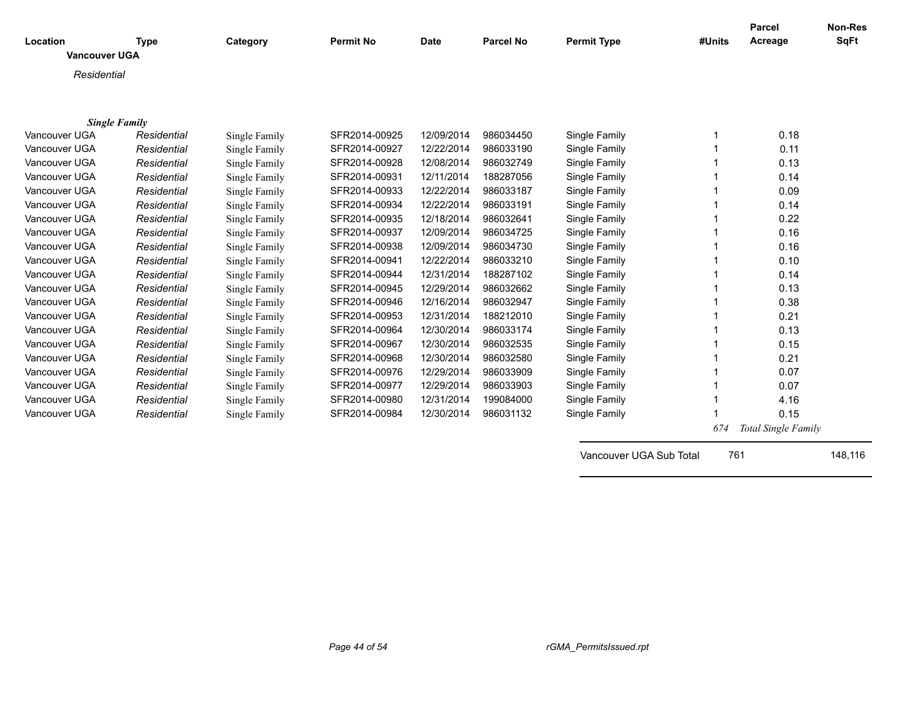| Location | Type | Category | Permit No | Date | Parcel No | Permit Type | #Units | Parcel Acreage | Non-Res SqFt |
|---|---|---|---|---|---|---|---|---|---|
| **Vancouver UGA** | | | | | | | | | |
| *Residential* | | | | | | | | | |
| ***Single Family*** | | | | | | | | | |
| Vancouver UGA | *Residential* | Single Family | SFR2014-00925 | 12/09/2014 | 986034450 | Single Family | 1 | 0.18 | |
| Vancouver UGA | *Residential* | Single Family | SFR2014-00927 | 12/22/2014 | 986033190 | Single Family | 1 | 0.11 | |
| Vancouver UGA | *Residential* | Single Family | SFR2014-00928 | 12/08/2014 | 986032749 | Single Family | 1 | 0.13 | |
| Vancouver UGA | *Residential* | Single Family | SFR2014-00931 | 12/11/2014 | 188287056 | Single Family | 1 | 0.14 | |
| Vancouver UGA | *Residential* | Single Family | SFR2014-00933 | 12/22/2014 | 986033187 | Single Family | 1 | 0.09 | |
| Vancouver UGA | *Residential* | Single Family | SFR2014-00934 | 12/22/2014 | 986033191 | Single Family | 1 | 0.14 | |
| Vancouver UGA | *Residential* | Single Family | SFR2014-00935 | 12/18/2014 | 986032641 | Single Family | 1 | 0.22 | |
| Vancouver UGA | *Residential* | Single Family | SFR2014-00937 | 12/09/2014 | 986034725 | Single Family | 1 | 0.16 | |
| Vancouver UGA | *Residential* | Single Family | SFR2014-00938 | 12/09/2014 | 986034730 | Single Family | 1 | 0.16 | |
| Vancouver UGA | *Residential* | Single Family | SFR2014-00941 | 12/22/2014 | 986033210 | Single Family | 1 | 0.10 | |
| Vancouver UGA | *Residential* | Single Family | SFR2014-00944 | 12/31/2014 | 188287102 | Single Family | 1 | 0.14 | |
| Vancouver UGA | *Residential* | Single Family | SFR2014-00945 | 12/29/2014 | 986032662 | Single Family | 1 | 0.13 | |
| Vancouver UGA | *Residential* | Single Family | SFR2014-00946 | 12/16/2014 | 986032947 | Single Family | 1 | 0.38 | |
| Vancouver UGA | *Residential* | Single Family | SFR2014-00953 | 12/31/2014 | 188212010 | Single Family | 1 | 0.21 | |
| Vancouver UGA | *Residential* | Single Family | SFR2014-00964 | 12/30/2014 | 986033174 | Single Family | 1 | 0.13 | |
| Vancouver UGA | *Residential* | Single Family | SFR2014-00967 | 12/30/2014 | 986032535 | Single Family | 1 | 0.15 | |
| Vancouver UGA | *Residential* | Single Family | SFR2014-00968 | 12/30/2014 | 986032580 | Single Family | 1 | 0.21 | |
| Vancouver UGA | *Residential* | Single Family | SFR2014-00976 | 12/29/2014 | 986033909 | Single Family | 1 | 0.07 | |
| Vancouver UGA | *Residential* | Single Family | SFR2014-00977 | 12/29/2014 | 986033903 | Single Family | 1 | 0.07 | |
| Vancouver UGA | *Residential* | Single Family | SFR2014-00980 | 12/31/2014 | 199084000 | Single Family | 1 | 4.16 | |
| Vancouver UGA | *Residential* | Single Family | SFR2014-00984 | 12/30/2014 | 986031132 | Single Family | 1 | 0.15 | |
| | | | | | | | *674* | *Total Single Family* | |
| | | | | | | Vancouver UGA Sub Total | 761 | | 148,116 |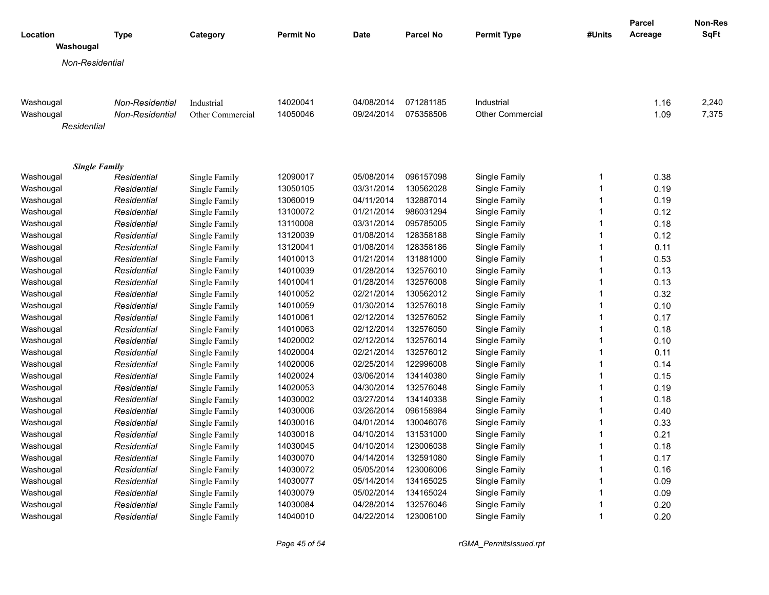| Location | Type | Category | Permit No | Date | Parcel No | Permit Type | #Units | Parcel Acreage | Non-Res SqFt |
|---|---|---|---|---|---|---|---|---|---|
| **Washougal** | | | | | | | | | |
| *Non-Residential* | | | | | | | | | |
| Washougal | *Non-Residential* | Industrial | 14020041 | 04/08/2014 | 071281185 | Industrial | | 1.16 | 2,240 |
| Washougal | *Non-Residential* | Other Commercial | 14050046 | 09/24/2014 | 075358506 | Other Commercial | | 1.09 | 7,375 |
| *Residential* | | | | | | | | | |
| ***Single Family*** | | | | | | | | | |
| Washougal | *Residential* | Single Family | 12090017 | 05/08/2014 | 096157098 | Single Family | 1 | 0.38 | |
| Washougal | *Residential* | Single Family | 13050105 | 03/31/2014 | 130562028 | Single Family | 1 | 0.19 | |
| Washougal | *Residential* | Single Family | 13060019 | 04/11/2014 | 132887014 | Single Family | 1 | 0.19 | |
| Washougal | *Residential* | Single Family | 13100072 | 01/21/2014 | 986031294 | Single Family | 1 | 0.12 | |
| Washougal | *Residential* | Single Family | 13110008 | 03/31/2014 | 095785005 | Single Family | 1 | 0.18 | |
| Washougal | *Residential* | Single Family | 13120039 | 01/08/2014 | 128358188 | Single Family | 1 | 0.12 | |
| Washougal | *Residential* | Single Family | 13120041 | 01/08/2014 | 128358186 | Single Family | 1 | 0.11 | |
| Washougal | *Residential* | Single Family | 14010013 | 01/21/2014 | 131881000 | Single Family | 1 | 0.53 | |
| Washougal | *Residential* | Single Family | 14010039 | 01/28/2014 | 132576010 | Single Family | 1 | 0.13 | |
| Washougal | *Residential* | Single Family | 14010041 | 01/28/2014 | 132576008 | Single Family | 1 | 0.13 | |
| Washougal | *Residential* | Single Family | 14010052 | 02/21/2014 | 130562012 | Single Family | 1 | 0.32 | |
| Washougal | *Residential* | Single Family | 14010059 | 01/30/2014 | 132576018 | Single Family | 1 | 0.10 | |
| Washougal | *Residential* | Single Family | 14010061 | 02/12/2014 | 132576052 | Single Family | 1 | 0.17 | |
| Washougal | *Residential* | Single Family | 14010063 | 02/12/2014 | 132576050 | Single Family | 1 | 0.18 | |
| Washougal | *Residential* | Single Family | 14020002 | 02/12/2014 | 132576014 | Single Family | 1 | 0.10 | |
| Washougal | *Residential* | Single Family | 14020004 | 02/21/2014 | 132576012 | Single Family | 1 | 0.11 | |
| Washougal | *Residential* | Single Family | 14020006 | 02/25/2014 | 122996008 | Single Family | 1 | 0.14 | |
| Washougal | *Residential* | Single Family | 14020024 | 03/06/2014 | 134140380 | Single Family | 1 | 0.15 | |
| Washougal | *Residential* | Single Family | 14020053 | 04/30/2014 | 132576048 | Single Family | 1 | 0.19 | |
| Washougal | *Residential* | Single Family | 14030002 | 03/27/2014 | 134140338 | Single Family | 1 | 0.18 | |
| Washougal | *Residential* | Single Family | 14030006 | 03/26/2014 | 096158984 | Single Family | 1 | 0.40 | |
| Washougal | *Residential* | Single Family | 14030016 | 04/01/2014 | 130046076 | Single Family | 1 | 0.33 | |
| Washougal | *Residential* | Single Family | 14030018 | 04/10/2014 | 131531000 | Single Family | 1 | 0.21 | |
| Washougal | *Residential* | Single Family | 14030045 | 04/10/2014 | 123006038 | Single Family | 1 | 0.18 | |
| Washougal | *Residential* | Single Family | 14030070 | 04/14/2014 | 132591080 | Single Family | 1 | 0.17 | |
| Washougal | *Residential* | Single Family | 14030072 | 05/05/2014 | 123006006 | Single Family | 1 | 0.16 | |
| Washougal | *Residential* | Single Family | 14030077 | 05/14/2014 | 134165025 | Single Family | 1 | 0.09 | |
| Washougal | *Residential* | Single Family | 14030079 | 05/02/2014 | 134165024 | Single Family | 1 | 0.09 | |
| Washougal | *Residential* | Single Family | 14030084 | 04/28/2014 | 132576046 | Single Family | 1 | 0.20 | |
| Washougal | *Residential* | Single Family | 14040010 | 04/22/2014 | 123006100 | Single Family | 1 | 0.20 | |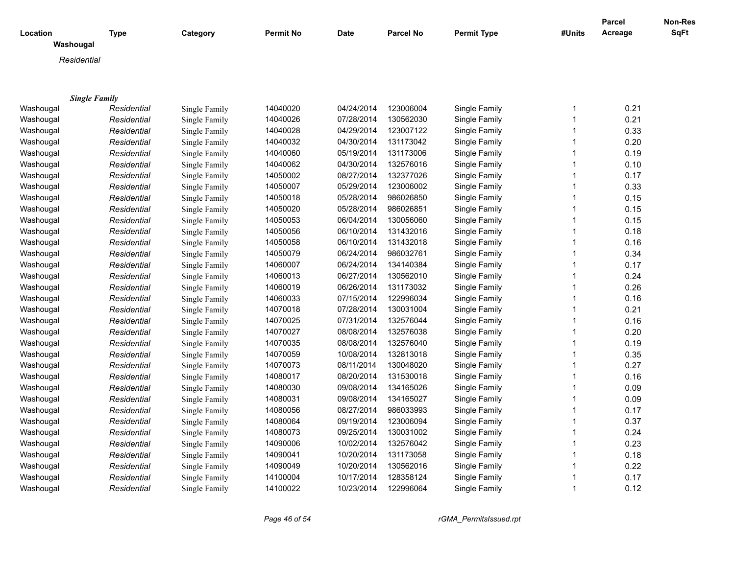| Location | Type | Category | Permit No | Date | Parcel No | Permit Type | #Units | Parcel Acreage | Non-Res SqFt |
|---|---|---|---|---|---|---|---|---|---|
| **Washougal** | | | | | | | | | |
| *Residential* | | | | | | | | | |
| ***Single Family*** | | | | | | | | | |
| Washougal | *Residential* | Single Family | 14040020 | 04/24/2014 | 123006004 | Single Family | 1 | 0.21 | |
| Washougal | *Residential* | Single Family | 14040026 | 07/28/2014 | 130562030 | Single Family | 1 | 0.21 | |
| Washougal | *Residential* | Single Family | 14040028 | 04/29/2014 | 123007122 | Single Family | 1 | 0.33 | |
| Washougal | *Residential* | Single Family | 14040032 | 04/30/2014 | 131173042 | Single Family | 1 | 0.20 | |
| Washougal | *Residential* | Single Family | 14040060 | 05/19/2014 | 131173006 | Single Family | 1 | 0.19 | |
| Washougal | *Residential* | Single Family | 14040062 | 04/30/2014 | 132576016 | Single Family | 1 | 0.10 | |
| Washougal | *Residential* | Single Family | 14050002 | 08/27/2014 | 132377026 | Single Family | 1 | 0.17 | |
| Washougal | *Residential* | Single Family | 14050007 | 05/29/2014 | 123006002 | Single Family | 1 | 0.33 | |
| Washougal | *Residential* | Single Family | 14050018 | 05/28/2014 | 986026850 | Single Family | 1 | 0.15 | |
| Washougal | *Residential* | Single Family | 14050020 | 05/28/2014 | 986026851 | Single Family | 1 | 0.15 | |
| Washougal | *Residential* | Single Family | 14050053 | 06/04/2014 | 130056060 | Single Family | 1 | 0.15 | |
| Washougal | *Residential* | Single Family | 14050056 | 06/10/2014 | 131432016 | Single Family | 1 | 0.18 | |
| Washougal | *Residential* | Single Family | 14050058 | 06/10/2014 | 131432018 | Single Family | 1 | 0.16 | |
| Washougal | *Residential* | Single Family | 14050079 | 06/24/2014 | 986032761 | Single Family | 1 | 0.34 | |
| Washougal | *Residential* | Single Family | 14060007 | 06/24/2014 | 134140384 | Single Family | 1 | 0.17 | |
| Washougal | *Residential* | Single Family | 14060013 | 06/27/2014 | 130562010 | Single Family | 1 | 0.24 | |
| Washougal | *Residential* | Single Family | 14060019 | 06/26/2014 | 131173032 | Single Family | 1 | 0.26 | |
| Washougal | *Residential* | Single Family | 14060033 | 07/15/2014 | 122996034 | Single Family | 1 | 0.16 | |
| Washougal | *Residential* | Single Family | 14070018 | 07/28/2014 | 130031004 | Single Family | 1 | 0.21 | |
| Washougal | *Residential* | Single Family | 14070025 | 07/31/2014 | 132576044 | Single Family | 1 | 0.16 | |
| Washougal | *Residential* | Single Family | 14070027 | 08/08/2014 | 132576038 | Single Family | 1 | 0.20 | |
| Washougal | *Residential* | Single Family | 14070035 | 08/08/2014 | 132576040 | Single Family | 1 | 0.19 | |
| Washougal | *Residential* | Single Family | 14070059 | 10/08/2014 | 132813018 | Single Family | 1 | 0.35 | |
| Washougal | *Residential* | Single Family | 14070073 | 08/11/2014 | 130048020 | Single Family | 1 | 0.27 | |
| Washougal | *Residential* | Single Family | 14080017 | 08/20/2014 | 131530018 | Single Family | 1 | 0.16 | |
| Washougal | *Residential* | Single Family | 14080030 | 09/08/2014 | 134165026 | Single Family | 1 | 0.09 | |
| Washougal | *Residential* | Single Family | 14080031 | 09/08/2014 | 134165027 | Single Family | 1 | 0.09 | |
| Washougal | *Residential* | Single Family | 14080056 | 08/27/2014 | 986033993 | Single Family | 1 | 0.17 | |
| Washougal | *Residential* | Single Family | 14080064 | 09/19/2014 | 123006094 | Single Family | 1 | 0.37 | |
| Washougal | *Residential* | Single Family | 14080073 | 09/25/2014 | 130031002 | Single Family | 1 | 0.24 | |
| Washougal | *Residential* | Single Family | 14090006 | 10/02/2014 | 132576042 | Single Family | 1 | 0.23 | |
| Washougal | *Residential* | Single Family | 14090041 | 10/20/2014 | 131173058 | Single Family | 1 | 0.18 | |
| Washougal | *Residential* | Single Family | 14090049 | 10/20/2014 | 130562016 | Single Family | 1 | 0.22 | |
| Washougal | *Residential* | Single Family | 14100004 | 10/17/2014 | 128358124 | Single Family | 1 | 0.17 | |
| Washougal | *Residential* | Single Family | 14100022 | 10/23/2014 | 122996064 | Single Family | 1 | 0.12 | |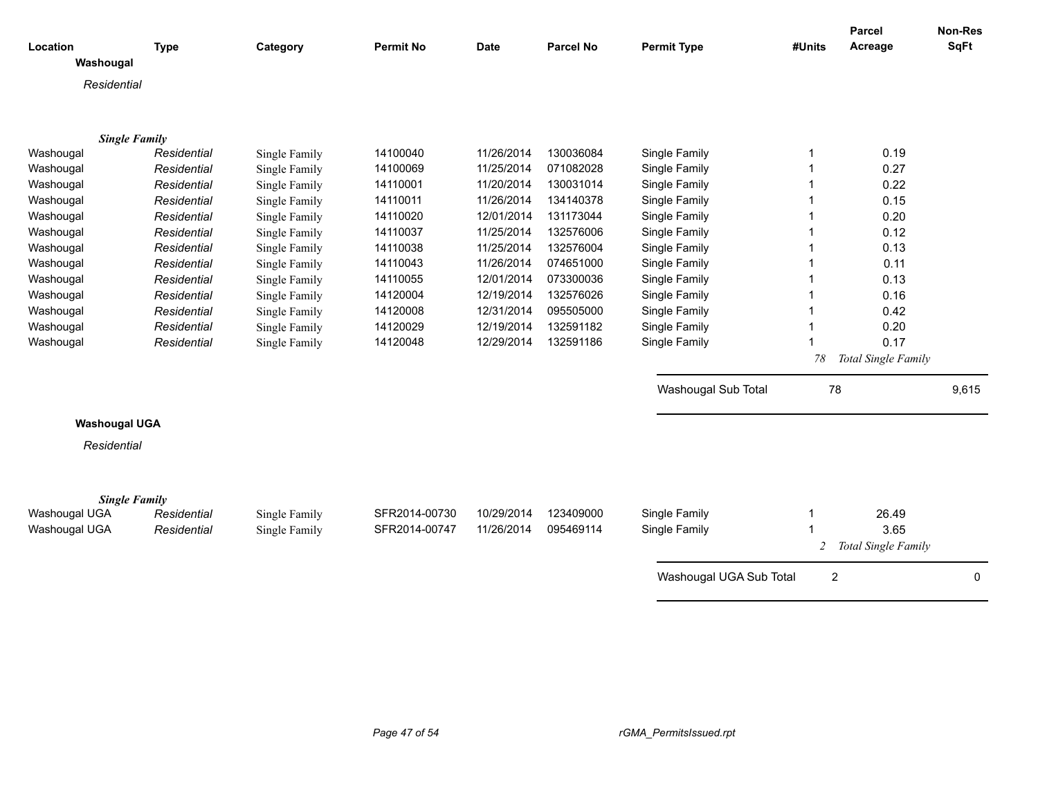| Location | Type | Category | Permit No | Date | Parcel No | Permit Type | #Units | Parcel Acreage | Non-Res SqFt |
|---|---|---|---|---|---|---|---|---|---|

**Washougal**

*Residential*

***Single Family***

| Location | Type | Category | Permit No | Date | Parcel No | Permit Type | #Units | Parcel Acreage | Non-Res SqFt |
|---|---|---|---|---|---|---|---|---|---|
| Washougal | *Residential* | Single Family | 14100040 | 11/26/2014 | 130036084 | Single Family | 1 | 0.19 | |
| Washougal | *Residential* | Single Family | 14100069 | 11/25/2014 | 071082028 | Single Family | 1 | 0.27 | |
| Washougal | *Residential* | Single Family | 14110001 | 11/20/2014 | 130031014 | Single Family | 1 | 0.22 | |
| Washougal | *Residential* | Single Family | 14110011 | 11/26/2014 | 134140378 | Single Family | 1 | 0.15 | |
| Washougal | *Residential* | Single Family | 14110020 | 12/01/2014 | 131173044 | Single Family | 1 | 0.20 | |
| Washougal | *Residential* | Single Family | 14110037 | 11/25/2014 | 132576006 | Single Family | 1 | 0.12 | |
| Washougal | *Residential* | Single Family | 14110038 | 11/25/2014 | 132576004 | Single Family | 1 | 0.13 | |
| Washougal | *Residential* | Single Family | 14110043 | 11/26/2014 | 074651000 | Single Family | 1 | 0.11 | |
| Washougal | *Residential* | Single Family | 14110055 | 12/01/2014 | 073300036 | Single Family | 1 | 0.13 | |
| Washougal | *Residential* | Single Family | 14120004 | 12/19/2014 | 132576026 | Single Family | 1 | 0.16 | |
| Washougal | *Residential* | Single Family | 14120008 | 12/31/2014 | 095505000 | Single Family | 1 | 0.42 | |
| Washougal | *Residential* | Single Family | 14120029 | 12/19/2014 | 132591182 | Single Family | 1 | 0.20 | |
| Washougal | *Residential* | Single Family | 14120048 | 12/29/2014 | 132591186 | Single Family | 1 | 0.17 | |
| | | | | | | | *78* | *Total Single Family* | |
| | | | | | | Washougal Sub Total | 78 | | 9,615 |

**Washougal UGA**

*Residential*

***Single Family***

| Location | Type | Category | Permit No | Date | Parcel No | Permit Type | #Units | Parcel Acreage | Non-Res SqFt |
|---|---|---|---|---|---|---|---|---|---|
| Washougal UGA | *Residential* | Single Family | SFR2014-00730 | 10/29/2014 | 123409000 | Single Family | 1 | 26.49 | |
| Washougal UGA | *Residential* | Single Family | SFR2014-00747 | 11/26/2014 | 095469114 | Single Family | 1 | 3.65 | |
| | | | | | | | *2* | *Total Single Family* | |
| | | | | | | Washougal UGA Sub Total | 2 | | 0 |

rGMA_PermitsIssued.rpt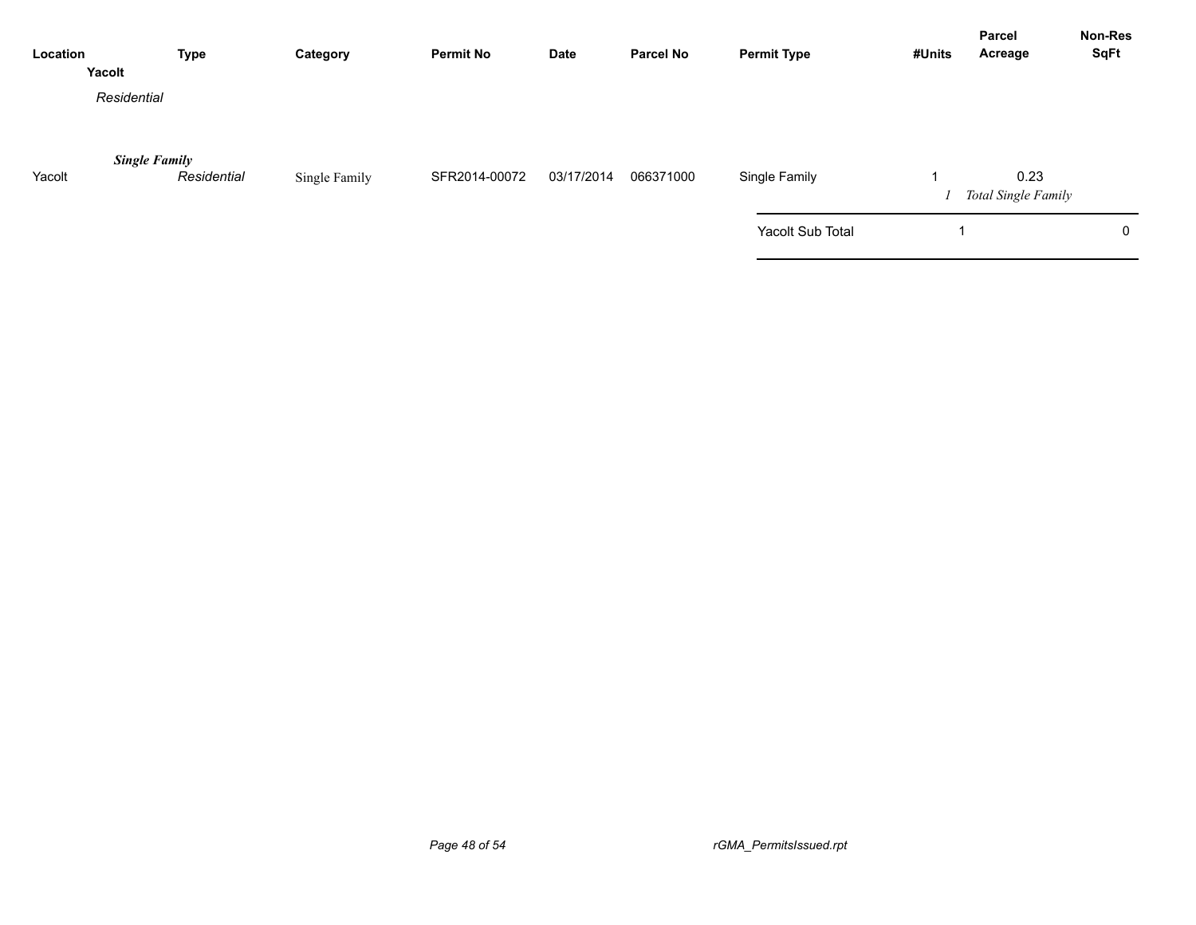| Location | Type | Category | Permit No | Date | Parcel No | Permit Type | #Units | Parcel Acreage | Non-Res SqFt |
|---|---|---|---|---|---|---|---|---|---|
| **Yacolt** | | | | | | | | | |
| *Residential* | | | | | | | | | |
| ***Single Family*** | | | | | | | | | |
| Yacolt | *Residential* | Single Family | SFR2014-00072 | 03/17/2014 | 066371000 | Single Family | 1 | 0.23 | |
| | | | | | | | *1* | *Total Single Family* | |
| | | | | | | Yacolt Sub Total | 1 | | 0 |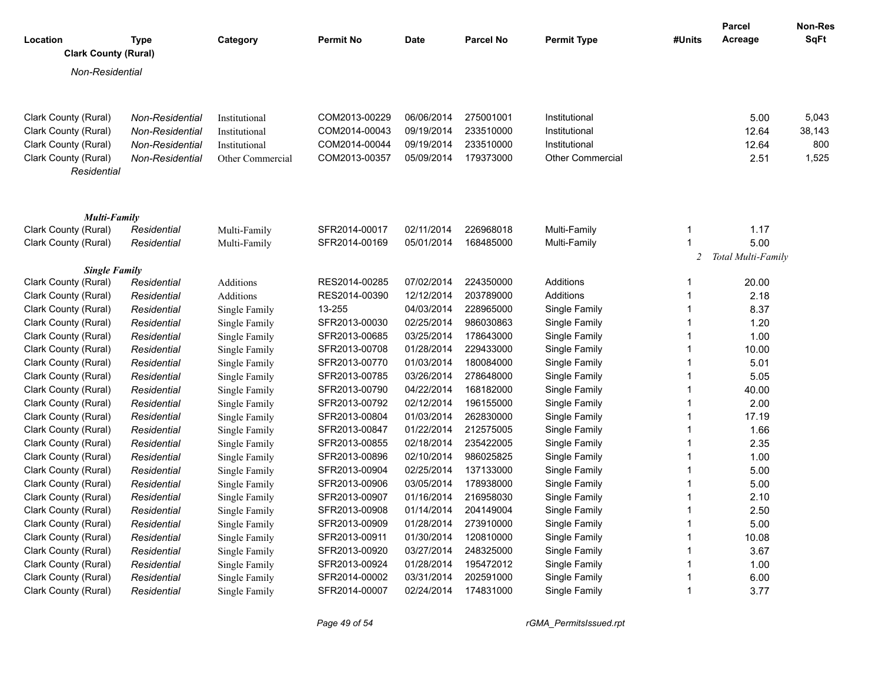| Location | Type | Category | Permit No | Date | Parcel No | Permit Type | #Units | Parcel Acreage | Non-Res SqFt |
|---|---|---|---|---|---|---|---|---|---|
| **Clark County (Rural)** | | | | | | | | | |
| *Non-Residential* | | | | | | | | | |
| Clark County (Rural) | *Non-Residential* | Institutional | COM2013-00229 | 06/06/2014 | 275001001 | Institutional | | 5.00 | 5,043 |
| Clark County (Rural) | *Non-Residential* | Institutional | COM2014-00043 | 09/19/2014 | 233510000 | Institutional | | 12.64 | 38,143 |
| Clark County (Rural) | *Non-Residential* | Institutional | COM2014-00044 | 09/19/2014 | 233510000 | Institutional | | 12.64 | 800 |
| Clark County (Rural) | *Non-Residential* | Other Commercial | COM2013-00357 | 05/09/2014 | 179373000 | Other Commercial | | 2.51 | 1,525 |
| *Residential* | | | | | | | | | |
| ***Multi-Family*** | | | | | | | | | |
| Clark County (Rural) | *Residential* | Multi-Family | SFR2014-00017 | 02/11/2014 | 226968018 | Multi-Family | 1 | 1.17 | |
| Clark County (Rural) | *Residential* | Multi-Family | SFR2014-00169 | 05/01/2014 | 168485000 | Multi-Family | 1 | 5.00 | |
| | | | | | | | *2* | *Total Multi-Family* | |
| ***Single Family*** | | | | | | | | | |
| Clark County (Rural) | *Residential* | Additions | RES2014-00285 | 07/02/2014 | 224350000 | Additions | 1 | 20.00 | |
| Clark County (Rural) | *Residential* | Additions | RES2014-00390 | 12/12/2014 | 203789000 | Additions | 1 | 2.18 | |
| Clark County (Rural) | *Residential* | Single Family | 13-255 | 04/03/2014 | 228965000 | Single Family | 1 | 8.37 | |
| Clark County (Rural) | *Residential* | Single Family | SFR2013-00030 | 02/25/2014 | 986030863 | Single Family | 1 | 1.20 | |
| Clark County (Rural) | *Residential* | Single Family | SFR2013-00685 | 03/25/2014 | 178643000 | Single Family | 1 | 1.00 | |
| Clark County (Rural) | *Residential* | Single Family | SFR2013-00708 | 01/28/2014 | 229433000 | Single Family | 1 | 10.00 | |
| Clark County (Rural) | *Residential* | Single Family | SFR2013-00770 | 01/03/2014 | 180084000 | Single Family | 1 | 5.01 | |
| Clark County (Rural) | *Residential* | Single Family | SFR2013-00785 | 03/26/2014 | 278648000 | Single Family | 1 | 5.05 | |
| Clark County (Rural) | *Residential* | Single Family | SFR2013-00790 | 04/22/2014 | 168182000 | Single Family | 1 | 40.00 | |
| Clark County (Rural) | *Residential* | Single Family | SFR2013-00792 | 02/12/2014 | 196155000 | Single Family | 1 | 2.00 | |
| Clark County (Rural) | *Residential* | Single Family | SFR2013-00804 | 01/03/2014 | 262830000 | Single Family | 1 | 17.19 | |
| Clark County (Rural) | *Residential* | Single Family | SFR2013-00847 | 01/22/2014 | 212575005 | Single Family | 1 | 1.66 | |
| Clark County (Rural) | *Residential* | Single Family | SFR2013-00855 | 02/18/2014 | 235422005 | Single Family | 1 | 2.35 | |
| Clark County (Rural) | *Residential* | Single Family | SFR2013-00896 | 02/10/2014 | 986025825 | Single Family | 1 | 1.00 | |
| Clark County (Rural) | *Residential* | Single Family | SFR2013-00904 | 02/25/2014 | 137133000 | Single Family | 1 | 5.00 | |
| Clark County (Rural) | *Residential* | Single Family | SFR2013-00906 | 03/05/2014 | 178938000 | Single Family | 1 | 5.00 | |
| Clark County (Rural) | *Residential* | Single Family | SFR2013-00907 | 01/16/2014 | 216958030 | Single Family | 1 | 2.10 | |
| Clark County (Rural) | *Residential* | Single Family | SFR2013-00908 | 01/14/2014 | 204149004 | Single Family | 1 | 2.50 | |
| Clark County (Rural) | *Residential* | Single Family | SFR2013-00909 | 01/28/2014 | 273910000 | Single Family | 1 | 5.00 | |
| Clark County (Rural) | *Residential* | Single Family | SFR2013-00911 | 01/30/2014 | 120810000 | Single Family | 1 | 10.08 | |
| Clark County (Rural) | *Residential* | Single Family | SFR2013-00920 | 03/27/2014 | 248325000 | Single Family | 1 | 3.67 | |
| Clark County (Rural) | *Residential* | Single Family | SFR2013-00924 | 01/28/2014 | 195472012 | Single Family | 1 | 1.00 | |
| Clark County (Rural) | *Residential* | Single Family | SFR2014-00002 | 03/31/2014 | 202591000 | Single Family | 1 | 6.00 | |
| Clark County (Rural) | *Residential* | Single Family | SFR2014-00007 | 02/24/2014 | 174831000 | Single Family | 1 | 3.77 | |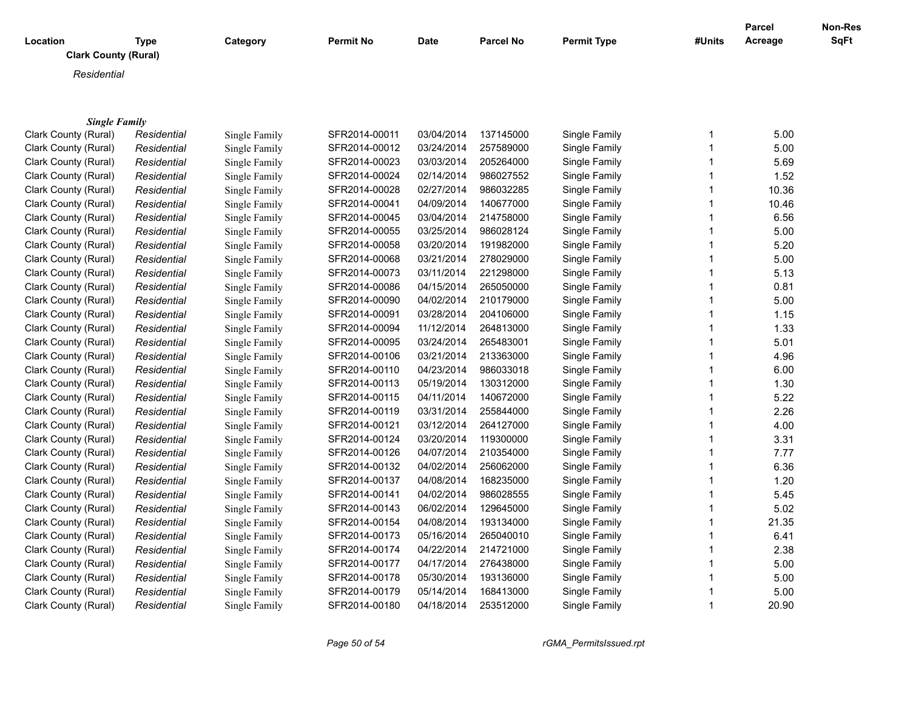| Location | Type | Category | Permit No | Date | Parcel No | Permit Type | #Units | Parcel Acreage | Non-Res SqFt |
|---|---|---|---|---|---|---|---|---|---|

**Clark County (Rural)**

*Residential*

***Single Family***

| Location | Type | Category | Permit No | Date | Parcel No | Permit Type | #Units | Parcel Acreage | Non-Res SqFt |
|---|---|---|---|---|---|---|---|---|---|
| Clark County (Rural) | *Residential* | Single Family | SFR2014-00011 | 03/04/2014 | 137145000 | Single Family | 1 | 5.00 | |
| Clark County (Rural) | *Residential* | Single Family | SFR2014-00012 | 03/24/2014 | 257589000 | Single Family | 1 | 5.00 | |
| Clark County (Rural) | *Residential* | Single Family | SFR2014-00023 | 03/03/2014 | 205264000 | Single Family | 1 | 5.69 | |
| Clark County (Rural) | *Residential* | Single Family | SFR2014-00024 | 02/14/2014 | 986027552 | Single Family | 1 | 1.52 | |
| Clark County (Rural) | *Residential* | Single Family | SFR2014-00028 | 02/27/2014 | 986032285 | Single Family | 1 | 10.36 | |
| Clark County (Rural) | *Residential* | Single Family | SFR2014-00041 | 04/09/2014 | 140677000 | Single Family | 1 | 10.46 | |
| Clark County (Rural) | *Residential* | Single Family | SFR2014-00045 | 03/04/2014 | 214758000 | Single Family | 1 | 6.56 | |
| Clark County (Rural) | *Residential* | Single Family | SFR2014-00055 | 03/25/2014 | 986028124 | Single Family | 1 | 5.00 | |
| Clark County (Rural) | *Residential* | Single Family | SFR2014-00058 | 03/20/2014 | 191982000 | Single Family | 1 | 5.20 | |
| Clark County (Rural) | *Residential* | Single Family | SFR2014-00068 | 03/21/2014 | 278029000 | Single Family | 1 | 5.00 | |
| Clark County (Rural) | *Residential* | Single Family | SFR2014-00073 | 03/11/2014 | 221298000 | Single Family | 1 | 5.13 | |
| Clark County (Rural) | *Residential* | Single Family | SFR2014-00086 | 04/15/2014 | 265050000 | Single Family | 1 | 0.81 | |
| Clark County (Rural) | *Residential* | Single Family | SFR2014-00090 | 04/02/2014 | 210179000 | Single Family | 1 | 5.00 | |
| Clark County (Rural) | *Residential* | Single Family | SFR2014-00091 | 03/28/2014 | 204106000 | Single Family | 1 | 1.15 | |
| Clark County (Rural) | *Residential* | Single Family | SFR2014-00094 | 11/12/2014 | 264813000 | Single Family | 1 | 1.33 | |
| Clark County (Rural) | *Residential* | Single Family | SFR2014-00095 | 03/24/2014 | 265483001 | Single Family | 1 | 5.01 | |
| Clark County (Rural) | *Residential* | Single Family | SFR2014-00106 | 03/21/2014 | 213363000 | Single Family | 1 | 4.96 | |
| Clark County (Rural) | *Residential* | Single Family | SFR2014-00110 | 04/23/2014 | 986033018 | Single Family | 1 | 6.00 | |
| Clark County (Rural) | *Residential* | Single Family | SFR2014-00113 | 05/19/2014 | 130312000 | Single Family | 1 | 1.30 | |
| Clark County (Rural) | *Residential* | Single Family | SFR2014-00115 | 04/11/2014 | 140672000 | Single Family | 1 | 5.22 | |
| Clark County (Rural) | *Residential* | Single Family | SFR2014-00119 | 03/31/2014 | 255844000 | Single Family | 1 | 2.26 | |
| Clark County (Rural) | *Residential* | Single Family | SFR2014-00121 | 03/12/2014 | 264127000 | Single Family | 1 | 4.00 | |
| Clark County (Rural) | *Residential* | Single Family | SFR2014-00124 | 03/20/2014 | 119300000 | Single Family | 1 | 3.31 | |
| Clark County (Rural) | *Residential* | Single Family | SFR2014-00126 | 04/07/2014 | 210354000 | Single Family | 1 | 7.77 | |
| Clark County (Rural) | *Residential* | Single Family | SFR2014-00132 | 04/02/2014 | 256062000 | Single Family | 1 | 6.36 | |
| Clark County (Rural) | *Residential* | Single Family | SFR2014-00137 | 04/08/2014 | 168235000 | Single Family | 1 | 1.20 | |
| Clark County (Rural) | *Residential* | Single Family | SFR2014-00141 | 04/02/2014 | 986028555 | Single Family | 1 | 5.45 | |
| Clark County (Rural) | *Residential* | Single Family | SFR2014-00143 | 06/02/2014 | 129645000 | Single Family | 1 | 5.02 | |
| Clark County (Rural) | *Residential* | Single Family | SFR2014-00154 | 04/08/2014 | 193134000 | Single Family | 1 | 21.35 | |
| Clark County (Rural) | *Residential* | Single Family | SFR2014-00173 | 05/16/2014 | 265040010 | Single Family | 1 | 6.41 | |
| Clark County (Rural) | *Residential* | Single Family | SFR2014-00174 | 04/22/2014 | 214721000 | Single Family | 1 | 2.38 | |
| Clark County (Rural) | *Residential* | Single Family | SFR2014-00177 | 04/17/2014 | 276438000 | Single Family | 1 | 5.00 | |
| Clark County (Rural) | *Residential* | Single Family | SFR2014-00178 | 05/30/2014 | 193136000 | Single Family | 1 | 5.00 | |
| Clark County (Rural) | *Residential* | Single Family | SFR2014-00179 | 05/14/2014 | 168413000 | Single Family | 1 | 5.00 | |
| Clark County (Rural) | *Residential* | Single Family | SFR2014-00180 | 04/18/2014 | 253512000 | Single Family | 1 | 20.90 | |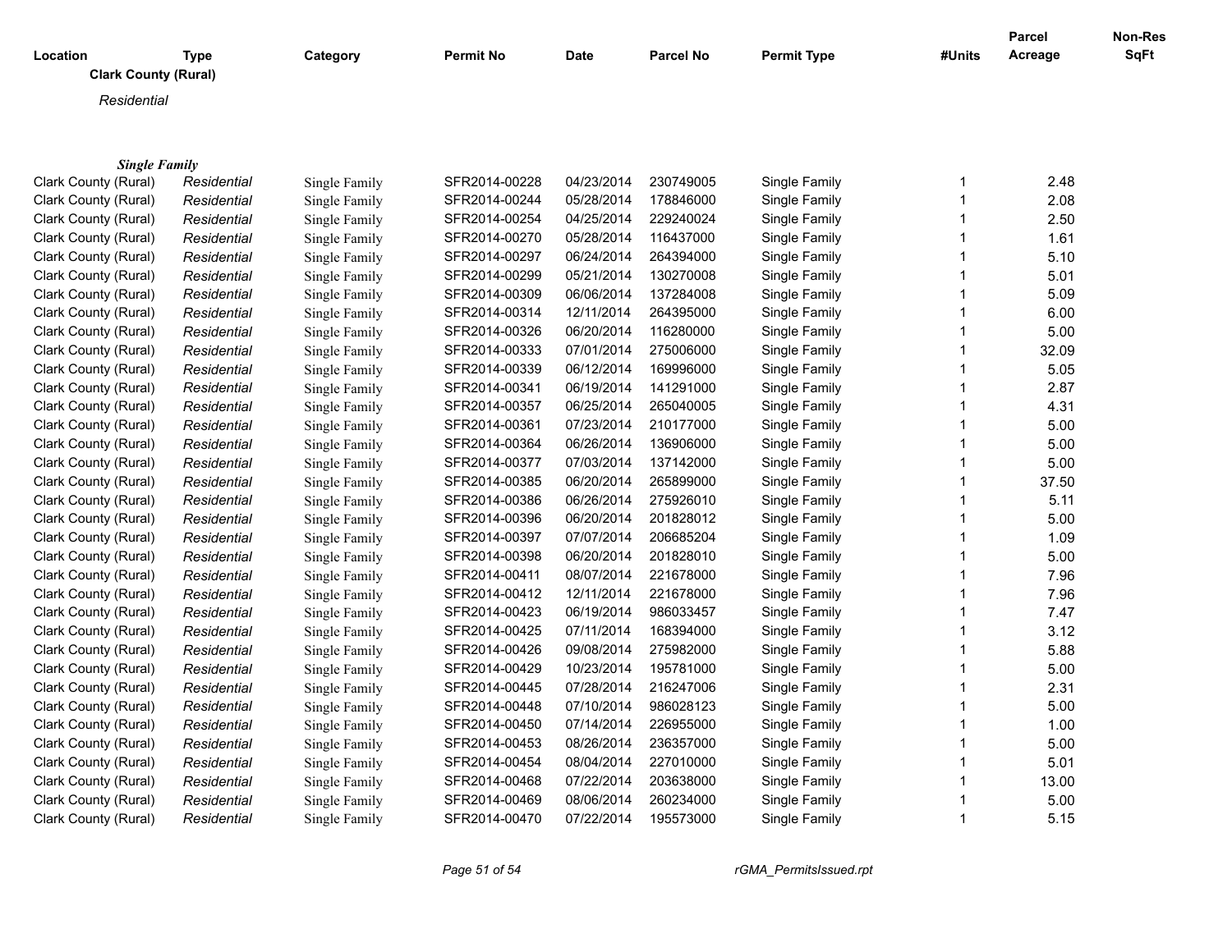| Location | Type | Category | Permit No | Date | Parcel No | Permit Type | #Units | Parcel Acreage | Non-Res SqFt |
|---|---|---|---|---|---|---|---|---|---|

**Clark County (Rural)**

*Residential*

***Single Family***

| Location | Type | Category | Permit No | Date | Parcel No | Permit Type | #Units | Parcel Acreage | Non-Res SqFt |
|---|---|---|---|---|---|---|---|---|---|
| Clark County (Rural) | *Residential* | Single Family | SFR2014-00228 | 04/23/2014 | 230749005 | Single Family | 1 | 2.48 | |
| Clark County (Rural) | *Residential* | Single Family | SFR2014-00244 | 05/28/2014 | 178846000 | Single Family | 1 | 2.08 | |
| Clark County (Rural) | *Residential* | Single Family | SFR2014-00254 | 04/25/2014 | 229240024 | Single Family | 1 | 2.50 | |
| Clark County (Rural) | *Residential* | Single Family | SFR2014-00270 | 05/28/2014 | 116437000 | Single Family | 1 | 1.61 | |
| Clark County (Rural) | *Residential* | Single Family | SFR2014-00297 | 06/24/2014 | 264394000 | Single Family | 1 | 5.10 | |
| Clark County (Rural) | *Residential* | Single Family | SFR2014-00299 | 05/21/2014 | 130270008 | Single Family | 1 | 5.01 | |
| Clark County (Rural) | *Residential* | Single Family | SFR2014-00309 | 06/06/2014 | 137284008 | Single Family | 1 | 5.09 | |
| Clark County (Rural) | *Residential* | Single Family | SFR2014-00314 | 12/11/2014 | 264395000 | Single Family | 1 | 6.00 | |
| Clark County (Rural) | *Residential* | Single Family | SFR2014-00326 | 06/20/2014 | 116280000 | Single Family | 1 | 5.00 | |
| Clark County (Rural) | *Residential* | Single Family | SFR2014-00333 | 07/01/2014 | 275006000 | Single Family | 1 | 32.09 | |
| Clark County (Rural) | *Residential* | Single Family | SFR2014-00339 | 06/12/2014 | 169996000 | Single Family | 1 | 5.05 | |
| Clark County (Rural) | *Residential* | Single Family | SFR2014-00341 | 06/19/2014 | 141291000 | Single Family | 1 | 2.87 | |
| Clark County (Rural) | *Residential* | Single Family | SFR2014-00357 | 06/25/2014 | 265040005 | Single Family | 1 | 4.31 | |
| Clark County (Rural) | *Residential* | Single Family | SFR2014-00361 | 07/23/2014 | 210177000 | Single Family | 1 | 5.00 | |
| Clark County (Rural) | *Residential* | Single Family | SFR2014-00364 | 06/26/2014 | 136906000 | Single Family | 1 | 5.00 | |
| Clark County (Rural) | *Residential* | Single Family | SFR2014-00377 | 07/03/2014 | 137142000 | Single Family | 1 | 5.00 | |
| Clark County (Rural) | *Residential* | Single Family | SFR2014-00385 | 06/20/2014 | 265899000 | Single Family | 1 | 37.50 | |
| Clark County (Rural) | *Residential* | Single Family | SFR2014-00386 | 06/26/2014 | 275926010 | Single Family | 1 | 5.11 | |
| Clark County (Rural) | *Residential* | Single Family | SFR2014-00396 | 06/20/2014 | 201828012 | Single Family | 1 | 5.00 | |
| Clark County (Rural) | *Residential* | Single Family | SFR2014-00397 | 07/07/2014 | 206685204 | Single Family | 1 | 1.09 | |
| Clark County (Rural) | *Residential* | Single Family | SFR2014-00398 | 06/20/2014 | 201828010 | Single Family | 1 | 5.00 | |
| Clark County (Rural) | *Residential* | Single Family | SFR2014-00411 | 08/07/2014 | 221678000 | Single Family | 1 | 7.96 | |
| Clark County (Rural) | *Residential* | Single Family | SFR2014-00412 | 12/11/2014 | 221678000 | Single Family | 1 | 7.96 | |
| Clark County (Rural) | *Residential* | Single Family | SFR2014-00423 | 06/19/2014 | 986033457 | Single Family | 1 | 7.47 | |
| Clark County (Rural) | *Residential* | Single Family | SFR2014-00425 | 07/11/2014 | 168394000 | Single Family | 1 | 3.12 | |
| Clark County (Rural) | *Residential* | Single Family | SFR2014-00426 | 09/08/2014 | 275982000 | Single Family | 1 | 5.88 | |
| Clark County (Rural) | *Residential* | Single Family | SFR2014-00429 | 10/23/2014 | 195781000 | Single Family | 1 | 5.00 | |
| Clark County (Rural) | *Residential* | Single Family | SFR2014-00445 | 07/28/2014 | 216247006 | Single Family | 1 | 2.31 | |
| Clark County (Rural) | *Residential* | Single Family | SFR2014-00448 | 07/10/2014 | 986028123 | Single Family | 1 | 5.00 | |
| Clark County (Rural) | *Residential* | Single Family | SFR2014-00450 | 07/14/2014 | 226955000 | Single Family | 1 | 1.00 | |
| Clark County (Rural) | *Residential* | Single Family | SFR2014-00453 | 08/26/2014 | 236357000 | Single Family | 1 | 5.00 | |
| Clark County (Rural) | *Residential* | Single Family | SFR2014-00454 | 08/04/2014 | 227010000 | Single Family | 1 | 5.01 | |
| Clark County (Rural) | *Residential* | Single Family | SFR2014-00468 | 07/22/2014 | 203638000 | Single Family | 1 | 13.00 | |
| Clark County (Rural) | *Residential* | Single Family | SFR2014-00469 | 08/06/2014 | 260234000 | Single Family | 1 | 5.00 | |
| Clark County (Rural) | *Residential* | Single Family | SFR2014-00470 | 07/22/2014 | 195573000 | Single Family | 1 | 5.15 | |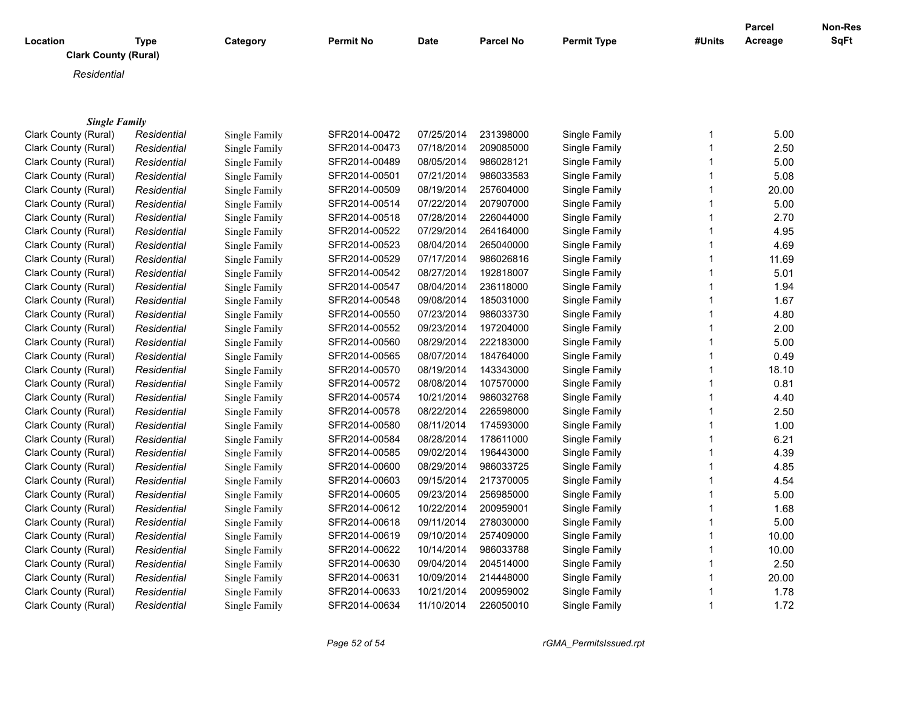| Location | Type | Category | Permit No | Date | Parcel No | Permit Type | #Units | Parcel Acreage | Non-Res SqFt |
|---|---|---|---|---|---|---|---|---|---|

**Clark County (Rural)**

*Residential*

***Single Family***

| Location | Type | Category | Permit No | Date | Parcel No | Permit Type | #Units | Parcel Acreage | Non-Res SqFt |
|---|---|---|---|---|---|---|---|---|---|
| Clark County (Rural) | *Residential* | Single Family | SFR2014-00472 | 07/25/2014 | 231398000 | Single Family | 1 | 5.00 | |
| Clark County (Rural) | *Residential* | Single Family | SFR2014-00473 | 07/18/2014 | 209085000 | Single Family | 1 | 2.50 | |
| Clark County (Rural) | *Residential* | Single Family | SFR2014-00489 | 08/05/2014 | 986028121 | Single Family | 1 | 5.00 | |
| Clark County (Rural) | *Residential* | Single Family | SFR2014-00501 | 07/21/2014 | 986033583 | Single Family | 1 | 5.08 | |
| Clark County (Rural) | *Residential* | Single Family | SFR2014-00509 | 08/19/2014 | 257604000 | Single Family | 1 | 20.00 | |
| Clark County (Rural) | *Residential* | Single Family | SFR2014-00514 | 07/22/2014 | 207907000 | Single Family | 1 | 5.00 | |
| Clark County (Rural) | *Residential* | Single Family | SFR2014-00518 | 07/28/2014 | 226044000 | Single Family | 1 | 2.70 | |
| Clark County (Rural) | *Residential* | Single Family | SFR2014-00522 | 07/29/2014 | 264164000 | Single Family | 1 | 4.95 | |
| Clark County (Rural) | *Residential* | Single Family | SFR2014-00523 | 08/04/2014 | 265040000 | Single Family | 1 | 4.69 | |
| Clark County (Rural) | *Residential* | Single Family | SFR2014-00529 | 07/17/2014 | 986026816 | Single Family | 1 | 11.69 | |
| Clark County (Rural) | *Residential* | Single Family | SFR2014-00542 | 08/27/2014 | 192818007 | Single Family | 1 | 5.01 | |
| Clark County (Rural) | *Residential* | Single Family | SFR2014-00547 | 08/04/2014 | 236118000 | Single Family | 1 | 1.94 | |
| Clark County (Rural) | *Residential* | Single Family | SFR2014-00548 | 09/08/2014 | 185031000 | Single Family | 1 | 1.67 | |
| Clark County (Rural) | *Residential* | Single Family | SFR2014-00550 | 07/23/2014 | 986033730 | Single Family | 1 | 4.80 | |
| Clark County (Rural) | *Residential* | Single Family | SFR2014-00552 | 09/23/2014 | 197204000 | Single Family | 1 | 2.00 | |
| Clark County (Rural) | *Residential* | Single Family | SFR2014-00560 | 08/29/2014 | 222183000 | Single Family | 1 | 5.00 | |
| Clark County (Rural) | *Residential* | Single Family | SFR2014-00565 | 08/07/2014 | 184764000 | Single Family | 1 | 0.49 | |
| Clark County (Rural) | *Residential* | Single Family | SFR2014-00570 | 08/19/2014 | 143343000 | Single Family | 1 | 18.10 | |
| Clark County (Rural) | *Residential* | Single Family | SFR2014-00572 | 08/08/2014 | 107570000 | Single Family | 1 | 0.81 | |
| Clark County (Rural) | *Residential* | Single Family | SFR2014-00574 | 10/21/2014 | 986032768 | Single Family | 1 | 4.40 | |
| Clark County (Rural) | *Residential* | Single Family | SFR2014-00578 | 08/22/2014 | 226598000 | Single Family | 1 | 2.50 | |
| Clark County (Rural) | *Residential* | Single Family | SFR2014-00580 | 08/11/2014 | 174593000 | Single Family | 1 | 1.00 | |
| Clark County (Rural) | *Residential* | Single Family | SFR2014-00584 | 08/28/2014 | 178611000 | Single Family | 1 | 6.21 | |
| Clark County (Rural) | *Residential* | Single Family | SFR2014-00585 | 09/02/2014 | 196443000 | Single Family | 1 | 4.39 | |
| Clark County (Rural) | *Residential* | Single Family | SFR2014-00600 | 08/29/2014 | 986033725 | Single Family | 1 | 4.85 | |
| Clark County (Rural) | *Residential* | Single Family | SFR2014-00603 | 09/15/2014 | 217370005 | Single Family | 1 | 4.54 | |
| Clark County (Rural) | *Residential* | Single Family | SFR2014-00605 | 09/23/2014 | 256985000 | Single Family | 1 | 5.00 | |
| Clark County (Rural) | *Residential* | Single Family | SFR2014-00612 | 10/22/2014 | 200959001 | Single Family | 1 | 1.68 | |
| Clark County (Rural) | *Residential* | Single Family | SFR2014-00618 | 09/11/2014 | 278030000 | Single Family | 1 | 5.00 | |
| Clark County (Rural) | *Residential* | Single Family | SFR2014-00619 | 09/10/2014 | 257409000 | Single Family | 1 | 10.00 | |
| Clark County (Rural) | *Residential* | Single Family | SFR2014-00622 | 10/14/2014 | 986033788 | Single Family | 1 | 10.00 | |
| Clark County (Rural) | *Residential* | Single Family | SFR2014-00630 | 09/04/2014 | 204514000 | Single Family | 1 | 2.50 | |
| Clark County (Rural) | *Residential* | Single Family | SFR2014-00631 | 10/09/2014 | 214448000 | Single Family | 1 | 20.00 | |
| Clark County (Rural) | *Residential* | Single Family | SFR2014-00633 | 10/21/2014 | 200959002 | Single Family | 1 | 1.78 | |
| Clark County (Rural) | *Residential* | Single Family | SFR2014-00634 | 11/10/2014 | 226050010 | Single Family | 1 | 1.72 | |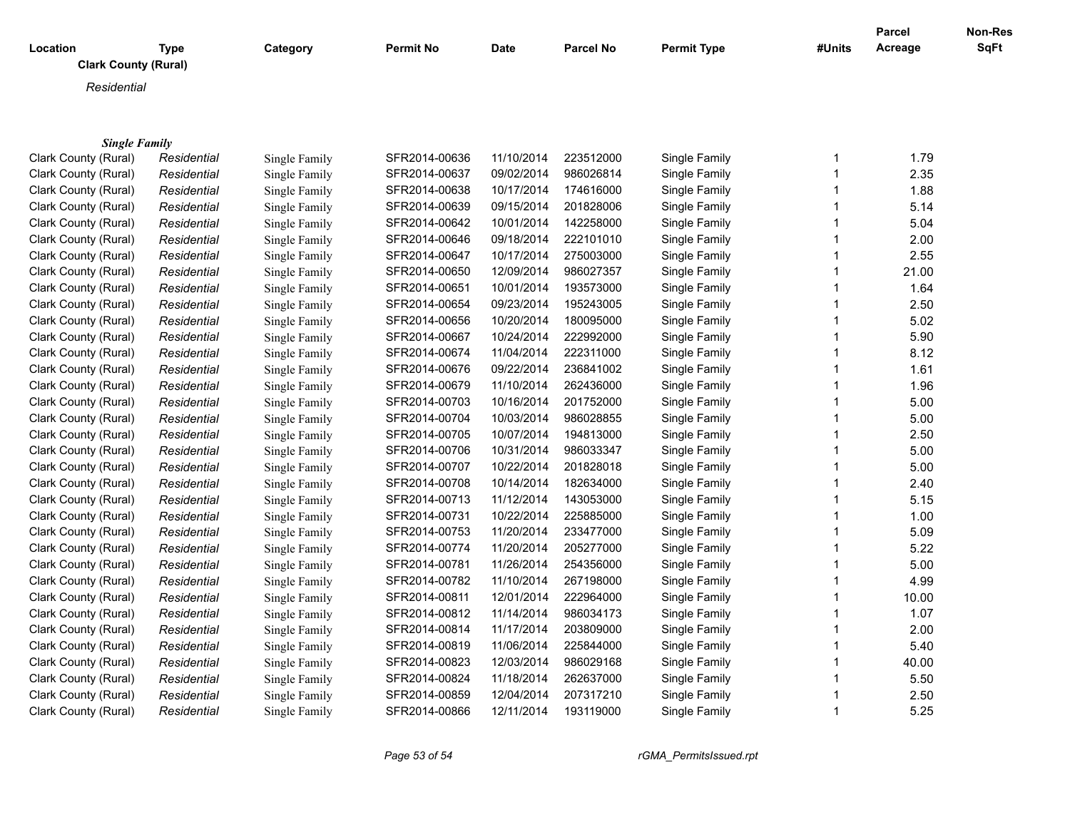**Clark County (Rural)**

*Residential*

***Single Family***

| Location | Type | Category | Permit No | Date | Parcel No | Permit Type | #Units | Parcel Acreage | Non-Res SqFt |
|---|---|---|---|---|---|---|---|---|---|
| Clark County (Rural) | *Residential* | Single Family | SFR2014-00636 | 11/10/2014 | 223512000 | Single Family | 1 | 1.79 | |
| Clark County (Rural) | *Residential* | Single Family | SFR2014-00637 | 09/02/2014 | 986026814 | Single Family | 1 | 2.35 | |
| Clark County (Rural) | *Residential* | Single Family | SFR2014-00638 | 10/17/2014 | 174616000 | Single Family | 1 | 1.88 | |
| Clark County (Rural) | *Residential* | Single Family | SFR2014-00639 | 09/15/2014 | 201828006 | Single Family | 1 | 5.14 | |
| Clark County (Rural) | *Residential* | Single Family | SFR2014-00642 | 10/01/2014 | 142258000 | Single Family | 1 | 5.04 | |
| Clark County (Rural) | *Residential* | Single Family | SFR2014-00646 | 09/18/2014 | 222101010 | Single Family | 1 | 2.00 | |
| Clark County (Rural) | *Residential* | Single Family | SFR2014-00647 | 10/17/2014 | 275003000 | Single Family | 1 | 2.55 | |
| Clark County (Rural) | *Residential* | Single Family | SFR2014-00650 | 12/09/2014 | 986027357 | Single Family | 1 | 21.00 | |
| Clark County (Rural) | *Residential* | Single Family | SFR2014-00651 | 10/01/2014 | 193573000 | Single Family | 1 | 1.64 | |
| Clark County (Rural) | *Residential* | Single Family | SFR2014-00654 | 09/23/2014 | 195243005 | Single Family | 1 | 2.50 | |
| Clark County (Rural) | *Residential* | Single Family | SFR2014-00656 | 10/20/2014 | 180095000 | Single Family | 1 | 5.02 | |
| Clark County (Rural) | *Residential* | Single Family | SFR2014-00667 | 10/24/2014 | 222992000 | Single Family | 1 | 5.90 | |
| Clark County (Rural) | *Residential* | Single Family | SFR2014-00674 | 11/04/2014 | 222311000 | Single Family | 1 | 8.12 | |
| Clark County (Rural) | *Residential* | Single Family | SFR2014-00676 | 09/22/2014 | 236841002 | Single Family | 1 | 1.61 | |
| Clark County (Rural) | *Residential* | Single Family | SFR2014-00679 | 11/10/2014 | 262436000 | Single Family | 1 | 1.96 | |
| Clark County (Rural) | *Residential* | Single Family | SFR2014-00703 | 10/16/2014 | 201752000 | Single Family | 1 | 5.00 | |
| Clark County (Rural) | *Residential* | Single Family | SFR2014-00704 | 10/03/2014 | 986028855 | Single Family | 1 | 5.00 | |
| Clark County (Rural) | *Residential* | Single Family | SFR2014-00705 | 10/07/2014 | 194813000 | Single Family | 1 | 2.50 | |
| Clark County (Rural) | *Residential* | Single Family | SFR2014-00706 | 10/31/2014 | 986033347 | Single Family | 1 | 5.00 | |
| Clark County (Rural) | *Residential* | Single Family | SFR2014-00707 | 10/22/2014 | 201828018 | Single Family | 1 | 5.00 | |
| Clark County (Rural) | *Residential* | Single Family | SFR2014-00708 | 10/14/2014 | 182634000 | Single Family | 1 | 2.40 | |
| Clark County (Rural) | *Residential* | Single Family | SFR2014-00713 | 11/12/2014 | 143053000 | Single Family | 1 | 5.15 | |
| Clark County (Rural) | *Residential* | Single Family | SFR2014-00731 | 10/22/2014 | 225885000 | Single Family | 1 | 1.00 | |
| Clark County (Rural) | *Residential* | Single Family | SFR2014-00753 | 11/20/2014 | 233477000 | Single Family | 1 | 5.09 | |
| Clark County (Rural) | *Residential* | Single Family | SFR2014-00774 | 11/20/2014 | 205277000 | Single Family | 1 | 5.22 | |
| Clark County (Rural) | *Residential* | Single Family | SFR2014-00781 | 11/26/2014 | 254356000 | Single Family | 1 | 5.00 | |
| Clark County (Rural) | *Residential* | Single Family | SFR2014-00782 | 11/10/2014 | 267198000 | Single Family | 1 | 4.99 | |
| Clark County (Rural) | *Residential* | Single Family | SFR2014-00811 | 12/01/2014 | 222964000 | Single Family | 1 | 10.00 | |
| Clark County (Rural) | *Residential* | Single Family | SFR2014-00812 | 11/14/2014 | 986034173 | Single Family | 1 | 1.07 | |
| Clark County (Rural) | *Residential* | Single Family | SFR2014-00814 | 11/17/2014 | 203809000 | Single Family | 1 | 2.00 | |
| Clark County (Rural) | *Residential* | Single Family | SFR2014-00819 | 11/06/2014 | 225844000 | Single Family | 1 | 5.40 | |
| Clark County (Rural) | *Residential* | Single Family | SFR2014-00823 | 12/03/2014 | 986029168 | Single Family | 1 | 40.00 | |
| Clark County (Rural) | *Residential* | Single Family | SFR2014-00824 | 11/18/2014 | 262637000 | Single Family | 1 | 5.50 | |
| Clark County (Rural) | *Residential* | Single Family | SFR2014-00859 | 12/04/2014 | 207317210 | Single Family | 1 | 2.50 | |
| Clark County (Rural) | *Residential* | Single Family | SFR2014-00866 | 12/11/2014 | 193119000 | Single Family | 1 | 5.25 | |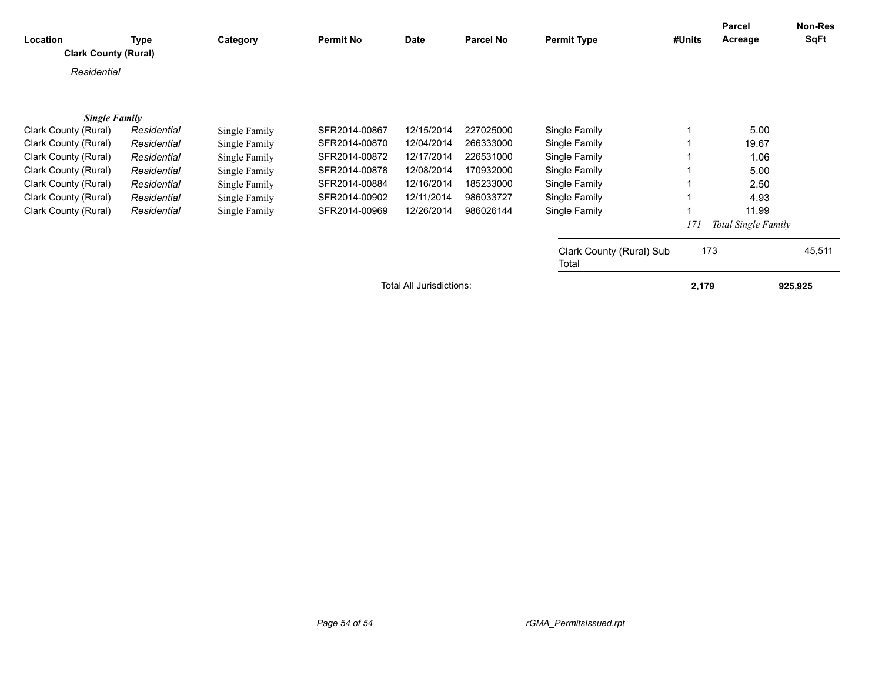| Location | Type | Category | Permit No | Date | Parcel No | Permit Type | #Units | Parcel Acreage | Non-Res SqFt |
|---|---|---|---|---|---|---|---|---|---|
| **Clark County (Rural)** | | | | | | | | | |
| *Residential* | | | | | | | | | |
| ***Single Family*** | | | | | | | | | |
| Clark County (Rural) | *Residential* | Single Family | SFR2014-00867 | 12/15/2014 | 227025000 | Single Family | 1 | 5.00 | |
| Clark County (Rural) | *Residential* | Single Family | SFR2014-00870 | 12/04/2014 | 266333000 | Single Family | 1 | 19.67 | |
| Clark County (Rural) | *Residential* | Single Family | SFR2014-00872 | 12/17/2014 | 226531000 | Single Family | 1 | 1.06 | |
| Clark County (Rural) | *Residential* | Single Family | SFR2014-00878 | 12/08/2014 | 170932000 | Single Family | 1 | 5.00 | |
| Clark County (Rural) | *Residential* | Single Family | SFR2014-00884 | 12/16/2014 | 185233000 | Single Family | 1 | 2.50 | |
| Clark County (Rural) | *Residential* | Single Family | SFR2014-00902 | 12/11/2014 | 986033727 | Single Family | 1 | 4.93 | |
| Clark County (Rural) | *Residential* | Single Family | SFR2014-00969 | 12/26/2014 | 986026144 | Single Family | 1 | 11.99 | |
| | | | | | | | *171* | *Total Single Family* | |
| | | | | | | Clark County (Rural) Sub Total | 173 | | 45,511 |
| | | | | Total All Jurisdictions: | | | **2,179** | | **925,925** |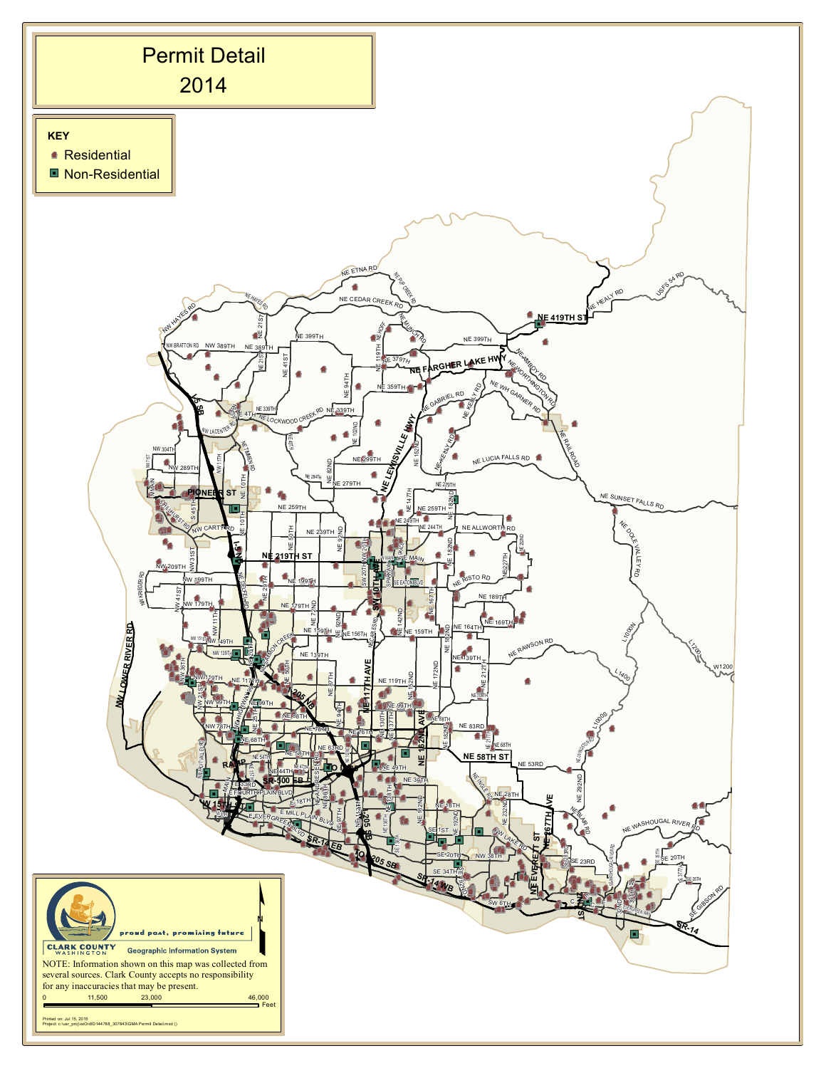# Permit Detail
# 2014

**KEY**

- Residential
- Non-Residential

NE ETNA RD
NE CEDAR CREEK RD
NE 419TH ST
NE HEALY RD
NE FARGHER LAKE HWY
NE LEWISVILLE HWY
NE LUCIA FALLS RD
NE SUNSET FALLS RD
PIONEER ST
NE 219TH ST
NE 199TH
NE RAWSON RD
NW LOWER RIVER RD
NE 117TH AVE
NE 162ND AVE
NE 58TH ST
SR-500 EB
NE WASHOUGAL RIVER RD
NE 267TH AVE
SR-14 EB
I-205 SB
SR-14 WB
SR-14

CLARK COUNTY
WASHINGTON

proud past, promising future

Geographic Information System

NOTE: Information shown on this map was collected from several sources. Clark County accepts no responsibility for any inaccuracies that may be present.

0 11,500 23,000 46,000 Feet

Printed on: Jul 15, 2015
Project: c:\usr_proj\xx\OrdID144788_307843\GMA Permit Detail.mxd ()